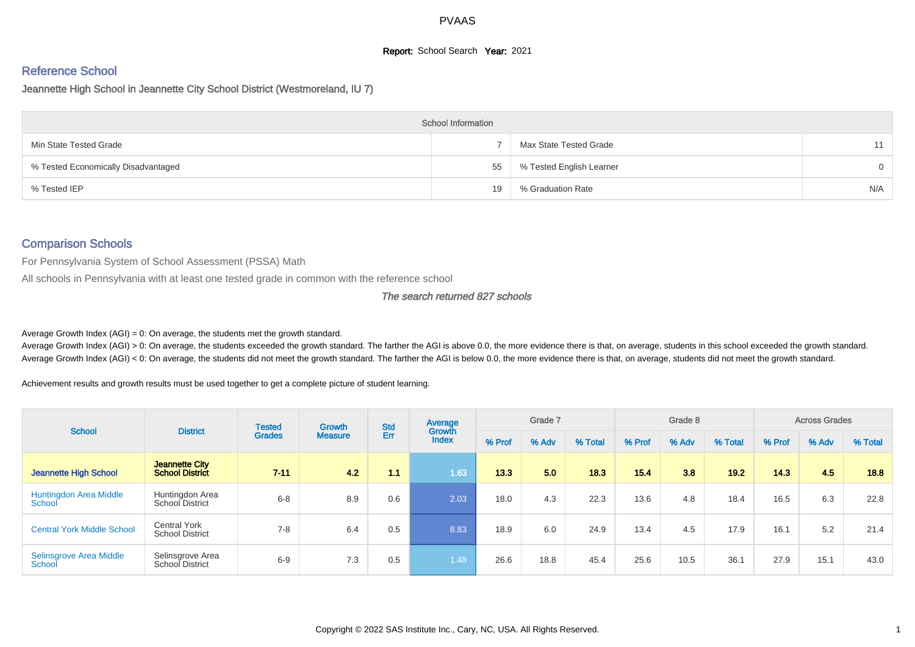# PVAAS

**Report:** School Search **Year:** 2021

## Reference School

### Jeannette High School in Jeannette City School District (Westmoreland, IU 7)

| School Information | | | |
|---|---|---|---|
| Min State Tested Grade | 7 | Max State Tested Grade | 11 |
| % Tested Economically Disadvantaged | 55 | % Tested English Learner | 0 |
| % Tested IEP | 19 | % Graduation Rate | N/A |

## Comparison Schools

For Pennsylvania System of School Assessment (PSSA) Math

All schools in Pennsylvania with at least one tested grade in common with the reference school

*The search returned 827 schools*

Average Growth Index (AGI) = 0: On average, the students met the growth standard.
Average Growth Index (AGI) > 0: On average, the students exceeded the growth standard. The farther the AGI is above 0.0, the more evidence there is that, on average, students in this school exceeded the growth standard.
Average Growth Index (AGI) < 0: On average, the students did not meet the growth standard. The farther the AGI is below 0.0, the more evidence there is that, on average, students did not meet the growth standard.

Achievement results and growth results must be used together to get a complete picture of student learning.

| School | District | Tested Grades | Growth Measure | Std Err | Average Growth Index | Grade 7 | | | Grade 8 | | | Across Grades | | |
|---|---|---|---|---|---|---|---|---|---|---|---|---|---|---|
| | | | | | | % Prof | % Adv | % Total | % Prof | % Adv | % Total | % Prof | % Adv | % Total |
| **Jeannette High School** | **Jeannette City School District** | **7-11** | **4.2** | **1.1** | **1.63** | **13.3** | **5.0** | **18.3** | **15.4** | **3.8** | **19.2** | **14.3** | **4.5** | **18.8** |
| Huntingdon Area Middle School | Huntingdon Area School District | 6-8 | 8.9 | 0.6 | 2.03 | 18.0 | 4.3 | 22.3 | 13.6 | 4.8 | 18.4 | 16.5 | 6.3 | 22.8 |
| Central York Middle School | Central York School District | 7-8 | 6.4 | 0.5 | 8.83 | 18.9 | 6.0 | 24.9 | 13.4 | 4.5 | 17.9 | 16.1 | 5.2 | 21.4 |
| Selinsgrove Area Middle School | Selinsgrove Area School District | 6-9 | 7.3 | 0.5 | 1.48 | 26.6 | 18.8 | 45.4 | 25.6 | 10.5 | 36.1 | 27.9 | 15.1 | 43.0 |

Copyright © 2022 SAS Institute Inc., Cary, NC, USA. All Rights Reserved.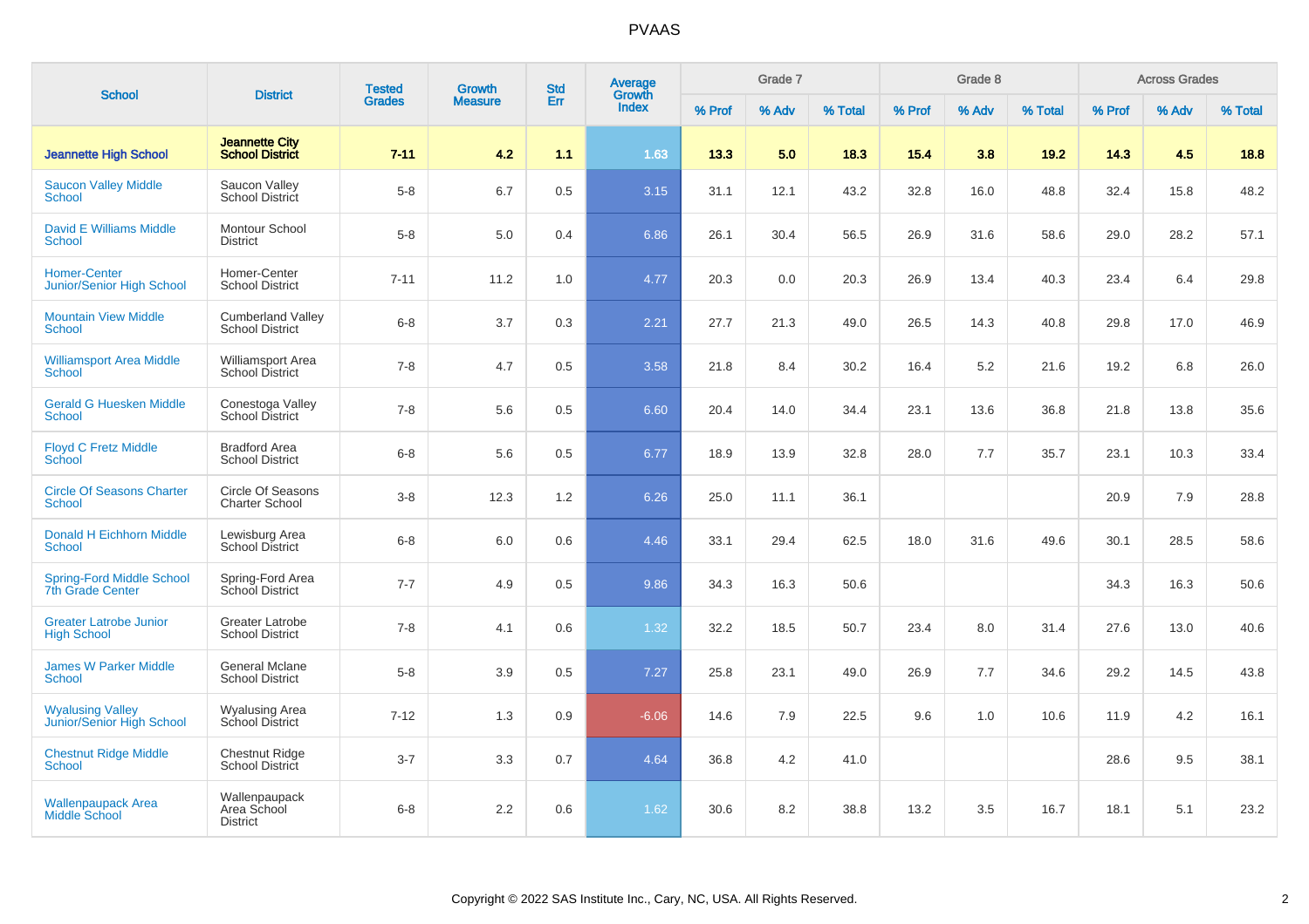# PVAAS

| School | District | Tested Grades | Growth Measure | Std Err | Average Growth Index | Grade 7 | | | Grade 8 | | | Across Grades | | |
|---|---|---|---|---|---|---|---|---|---|---|---|---|---|---|
| | | | | | | % Prof | % Adv | % Total | % Prof | % Adv | % Total | % Prof | % Adv | % Total |
| **Jeannette High School** | **Jeannette City School District** | **7-11** | **4.2** | **1.1** | **1.63** | **13.3** | **5.0** | **18.3** | **15.4** | **3.8** | **19.2** | **14.3** | **4.5** | **18.8** |
| Saucon Valley Middle School | Saucon Valley School District | 5-8 | 6.7 | 0.5 | 3.15 | 31.1 | 12.1 | 43.2 | 32.8 | 16.0 | 48.8 | 32.4 | 15.8 | 48.2 |
| David E Williams Middle School | Montour School District | 5-8 | 5.0 | 0.4 | 6.86 | 26.1 | 30.4 | 56.5 | 26.9 | 31.6 | 58.6 | 29.0 | 28.2 | 57.1 |
| Homer-Center Junior/Senior High School | Homer-Center School District | 7-11 | 11.2 | 1.0 | 4.77 | 20.3 | 0.0 | 20.3 | 26.9 | 13.4 | 40.3 | 23.4 | 6.4 | 29.8 |
| Mountain View Middle School | Cumberland Valley School District | 6-8 | 3.7 | 0.3 | 2.21 | 27.7 | 21.3 | 49.0 | 26.5 | 14.3 | 40.8 | 29.8 | 17.0 | 46.9 |
| Williamsport Area Middle School | Williamsport Area School District | 7-8 | 4.7 | 0.5 | 3.58 | 21.8 | 8.4 | 30.2 | 16.4 | 5.2 | 21.6 | 19.2 | 6.8 | 26.0 |
| Gerald G Huesken Middle School | Conestoga Valley School District | 7-8 | 5.6 | 0.5 | 6.60 | 20.4 | 14.0 | 34.4 | 23.1 | 13.6 | 36.8 | 21.8 | 13.8 | 35.6 |
| Floyd C Fretz Middle School | Bradford Area School District | 6-8 | 5.6 | 0.5 | 6.77 | 18.9 | 13.9 | 32.8 | 28.0 | 7.7 | 35.7 | 23.1 | 10.3 | 33.4 |
| Circle Of Seasons Charter School | Circle Of Seasons Charter School | 3-8 | 12.3 | 1.2 | 6.26 | 25.0 | 11.1 | 36.1 | | | | 20.9 | 7.9 | 28.8 |
| Donald H Eichhorn Middle School | Lewisburg Area School District | 6-8 | 6.0 | 0.6 | 4.46 | 33.1 | 29.4 | 62.5 | 18.0 | 31.6 | 49.6 | 30.1 | 28.5 | 58.6 |
| Spring-Ford Middle School 7th Grade Center | Spring-Ford Area School District | 7-7 | 4.9 | 0.5 | 9.86 | 34.3 | 16.3 | 50.6 | | | | 34.3 | 16.3 | 50.6 |
| Greater Latrobe Junior High School | Greater Latrobe School District | 7-8 | 4.1 | 0.6 | 1.32 | 32.2 | 18.5 | 50.7 | 23.4 | 8.0 | 31.4 | 27.6 | 13.0 | 40.6 |
| James W Parker Middle School | General Mclane School District | 5-8 | 3.9 | 0.5 | 7.27 | 25.8 | 23.1 | 49.0 | 26.9 | 7.7 | 34.6 | 29.2 | 14.5 | 43.8 |
| Wyalusing Valley Junior/Senior High School | Wyalusing Area School District | 7-12 | 1.3 | 0.9 | -6.06 | 14.6 | 7.9 | 22.5 | 9.6 | 1.0 | 10.6 | 11.9 | 4.2 | 16.1 |
| Chestnut Ridge Middle School | Chestnut Ridge School District | 3-7 | 3.3 | 0.7 | 4.64 | 36.8 | 4.2 | 41.0 | | | | 28.6 | 9.5 | 38.1 |
| Wallenpaupack Area Middle School | Wallenpaupack Area School District | 6-8 | 2.2 | 0.6 | 1.62 | 30.6 | 8.2 | 38.8 | 13.2 | 3.5 | 16.7 | 18.1 | 5.1 | 23.2 |

Copyright © 2022 SAS Institute Inc., Cary, NC, USA. All Rights Reserved.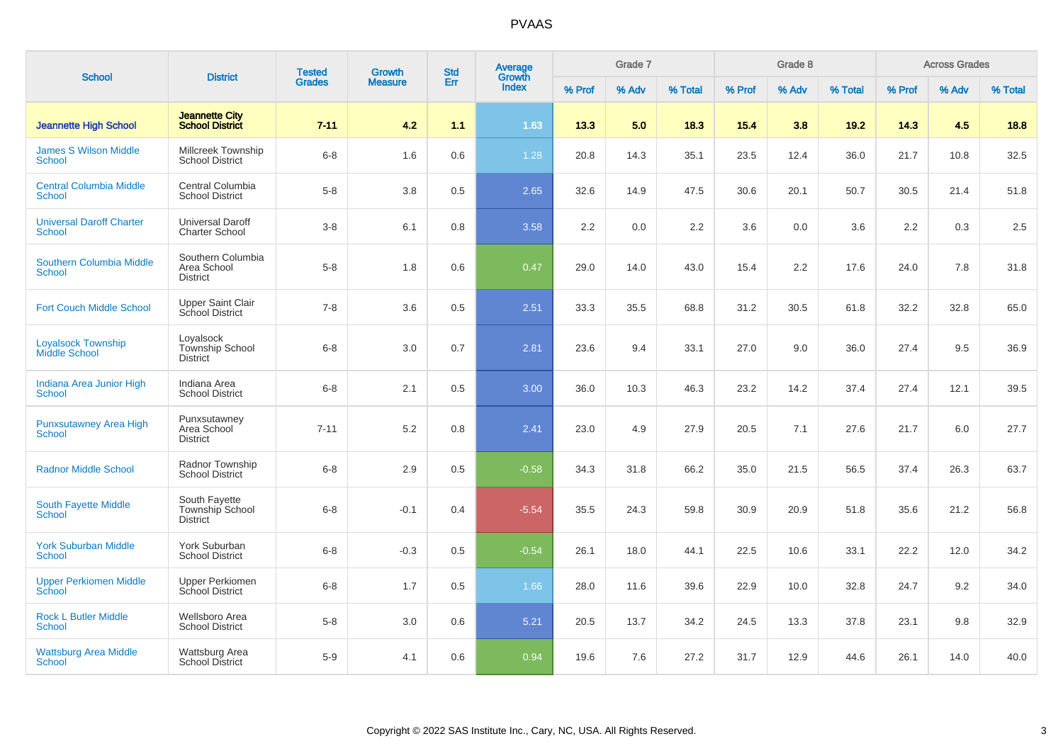# PVAAS

| School | District | Tested Grades | Growth Measure | Std Err | Average Growth Index | Grade 7 | | | Grade 8 | | | Across Grades | | |
|---|---|---|---|---|---|---|---|---|---|---|---|---|---|---|
| | | | | | | % Prof | % Adv | % Total | % Prof | % Adv | % Total | % Prof | % Adv | % Total |
| **Jeannette High School** | **Jeannette City School District** | **7-11** | **4.2** | **1.1** | **1.63** | **13.3** | **5.0** | **18.3** | **15.4** | **3.8** | **19.2** | **14.3** | **4.5** | **18.8** |
| James S Wilson Middle School | Millcreek Township School District | 6-8 | 1.6 | 0.6 | 1.28 | 20.8 | 14.3 | 35.1 | 23.5 | 12.4 | 36.0 | 21.7 | 10.8 | 32.5 |
| Central Columbia Middle School | Central Columbia School District | 5-8 | 3.8 | 0.5 | 2.65 | 32.6 | 14.9 | 47.5 | 30.6 | 20.1 | 50.7 | 30.5 | 21.4 | 51.8 |
| Universal Daroff Charter School | Universal Daroff Charter School | 3-8 | 6.1 | 0.8 | 3.58 | 2.2 | 0.0 | 2.2 | 3.6 | 0.0 | 3.6 | 2.2 | 0.3 | 2.5 |
| Southern Columbia Middle School | Southern Columbia Area School District | 5-8 | 1.8 | 0.6 | 0.47 | 29.0 | 14.0 | 43.0 | 15.4 | 2.2 | 17.6 | 24.0 | 7.8 | 31.8 |
| Fort Couch Middle School | Upper Saint Clair School District | 7-8 | 3.6 | 0.5 | 2.51 | 33.3 | 35.5 | 68.8 | 31.2 | 30.5 | 61.8 | 32.2 | 32.8 | 65.0 |
| Loyalsock Township Middle School | Loyalsock Township School District | 6-8 | 3.0 | 0.7 | 2.81 | 23.6 | 9.4 | 33.1 | 27.0 | 9.0 | 36.0 | 27.4 | 9.5 | 36.9 |
| Indiana Area Junior High School | Indiana Area School District | 6-8 | 2.1 | 0.5 | 3.00 | 36.0 | 10.3 | 46.3 | 23.2 | 14.2 | 37.4 | 27.4 | 12.1 | 39.5 |
| Punxsutawney Area High School | Punxsutawney Area School District | 7-11 | 5.2 | 0.8 | 2.41 | 23.0 | 4.9 | 27.9 | 20.5 | 7.1 | 27.6 | 21.7 | 6.0 | 27.7 |
| Radnor Middle School | Radnor Township School District | 6-8 | 2.9 | 0.5 | -0.58 | 34.3 | 31.8 | 66.2 | 35.0 | 21.5 | 56.5 | 37.4 | 26.3 | 63.7 |
| South Fayette Middle School | South Fayette Township School District | 6-8 | -0.1 | 0.4 | -5.54 | 35.5 | 24.3 | 59.8 | 30.9 | 20.9 | 51.8 | 35.6 | 21.2 | 56.8 |
| York Suburban Middle School | York Suburban School District | 6-8 | -0.3 | 0.5 | -0.54 | 26.1 | 18.0 | 44.1 | 22.5 | 10.6 | 33.1 | 22.2 | 12.0 | 34.2 |
| Upper Perkiomen Middle School | Upper Perkiomen School District | 6-8 | 1.7 | 0.5 | 1.66 | 28.0 | 11.6 | 39.6 | 22.9 | 10.0 | 32.8 | 24.7 | 9.2 | 34.0 |
| Rock L Butler Middle School | Wellsboro Area School District | 5-8 | 3.0 | 0.6 | 5.21 | 20.5 | 13.7 | 34.2 | 24.5 | 13.3 | 37.8 | 23.1 | 9.8 | 32.9 |
| Wattsburg Area Middle School | Wattsburg Area School District | 5-9 | 4.1 | 0.6 | 0.94 | 19.6 | 7.6 | 27.2 | 31.7 | 12.9 | 44.6 | 26.1 | 14.0 | 40.0 |

Copyright © 2022 SAS Institute Inc., Cary, NC, USA. All Rights Reserved.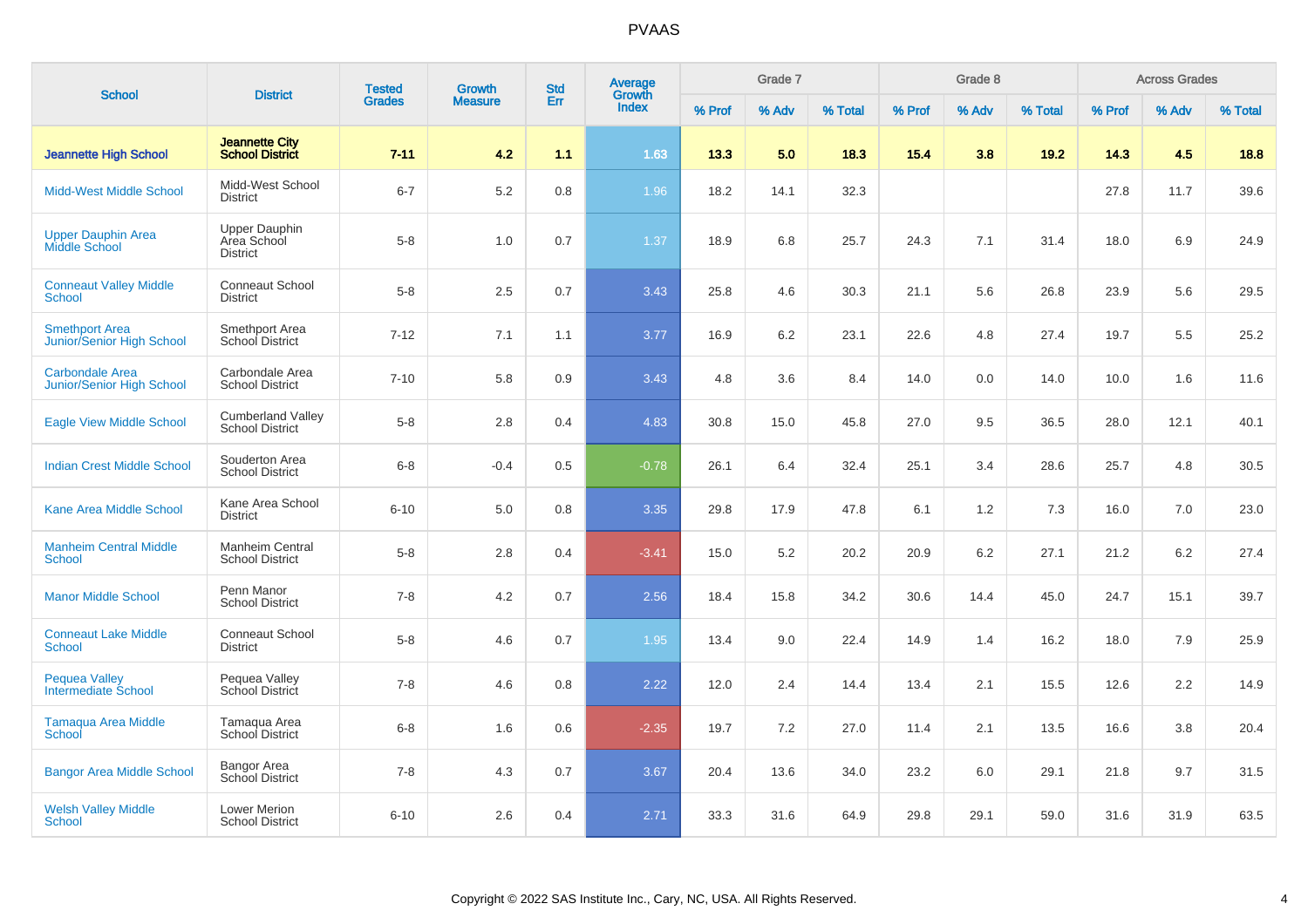# PVAAS

| School | District | Tested Grades | Growth Measure | Std Err | Average Growth Index | Grade 7 | | | Grade 8 | | | Across Grades | | |
|---|---|---|---|---|---|---|---|---|---|---|---|---|---|---|
| | | | | | | % Prof | % Adv | % Total | % Prof | % Adv | % Total | % Prof | % Adv | % Total |
| **Jeannette High School** | **Jeannette City School District** | **7-11** | **4.2** | **1.1** | **1.63** | **13.3** | **5.0** | **18.3** | **15.4** | **3.8** | **19.2** | **14.3** | **4.5** | **18.8** |
| Midd-West Middle School | Midd-West School District | 6-7 | 5.2 | 0.8 | 1.96 | 18.2 | 14.1 | 32.3 | | | | 27.8 | 11.7 | 39.6 |
| Upper Dauphin Area Middle School | Upper Dauphin Area School District | 5-8 | 1.0 | 0.7 | 1.37 | 18.9 | 6.8 | 25.7 | 24.3 | 7.1 | 31.4 | 18.0 | 6.9 | 24.9 |
| Conneaut Valley Middle School | Conneaut School District | 5-8 | 2.5 | 0.7 | 3.43 | 25.8 | 4.6 | 30.3 | 21.1 | 5.6 | 26.8 | 23.9 | 5.6 | 29.5 |
| Smethport Area Junior/Senior High School | Smethport Area School District | 7-12 | 7.1 | 1.1 | 3.77 | 16.9 | 6.2 | 23.1 | 22.6 | 4.8 | 27.4 | 19.7 | 5.5 | 25.2 |
| Carbondale Area Junior/Senior High School | Carbondale Area School District | 7-10 | 5.8 | 0.9 | 3.43 | 4.8 | 3.6 | 8.4 | 14.0 | 0.0 | 14.0 | 10.0 | 1.6 | 11.6 |
| Eagle View Middle School | Cumberland Valley School District | 5-8 | 2.8 | 0.4 | 4.83 | 30.8 | 15.0 | 45.8 | 27.0 | 9.5 | 36.5 | 28.0 | 12.1 | 40.1 |
| Indian Crest Middle School | Souderton Area School District | 6-8 | -0.4 | 0.5 | -0.78 | 26.1 | 6.4 | 32.4 | 25.1 | 3.4 | 28.6 | 25.7 | 4.8 | 30.5 |
| Kane Area Middle School | Kane Area School District | 6-10 | 5.0 | 0.8 | 3.35 | 29.8 | 17.9 | 47.8 | 6.1 | 1.2 | 7.3 | 16.0 | 7.0 | 23.0 |
| Manheim Central Middle School | Manheim Central School District | 5-8 | 2.8 | 0.4 | -3.41 | 15.0 | 5.2 | 20.2 | 20.9 | 6.2 | 27.1 | 21.2 | 6.2 | 27.4 |
| Manor Middle School | Penn Manor School District | 7-8 | 4.2 | 0.7 | 2.56 | 18.4 | 15.8 | 34.2 | 30.6 | 14.4 | 45.0 | 24.7 | 15.1 | 39.7 |
| Conneaut Lake Middle School | Conneaut School District | 5-8 | 4.6 | 0.7 | 1.95 | 13.4 | 9.0 | 22.4 | 14.9 | 1.4 | 16.2 | 18.0 | 7.9 | 25.9 |
| Pequea Valley Intermediate School | Pequea Valley School District | 7-8 | 4.6 | 0.8 | 2.22 | 12.0 | 2.4 | 14.4 | 13.4 | 2.1 | 15.5 | 12.6 | 2.2 | 14.9 |
| Tamaqua Area Middle School | Tamaqua Area School District | 6-8 | 1.6 | 0.6 | -2.35 | 19.7 | 7.2 | 27.0 | 11.4 | 2.1 | 13.5 | 16.6 | 3.8 | 20.4 |
| Bangor Area Middle School | Bangor Area School District | 7-8 | 4.3 | 0.7 | 3.67 | 20.4 | 13.6 | 34.0 | 23.2 | 6.0 | 29.1 | 21.8 | 9.7 | 31.5 |
| Welsh Valley Middle School | Lower Merion School District | 6-10 | 2.6 | 0.4 | 2.71 | 33.3 | 31.6 | 64.9 | 29.8 | 29.1 | 59.0 | 31.6 | 31.9 | 63.5 |

Copyright © 2022 SAS Institute Inc., Cary, NC, USA. All Rights Reserved.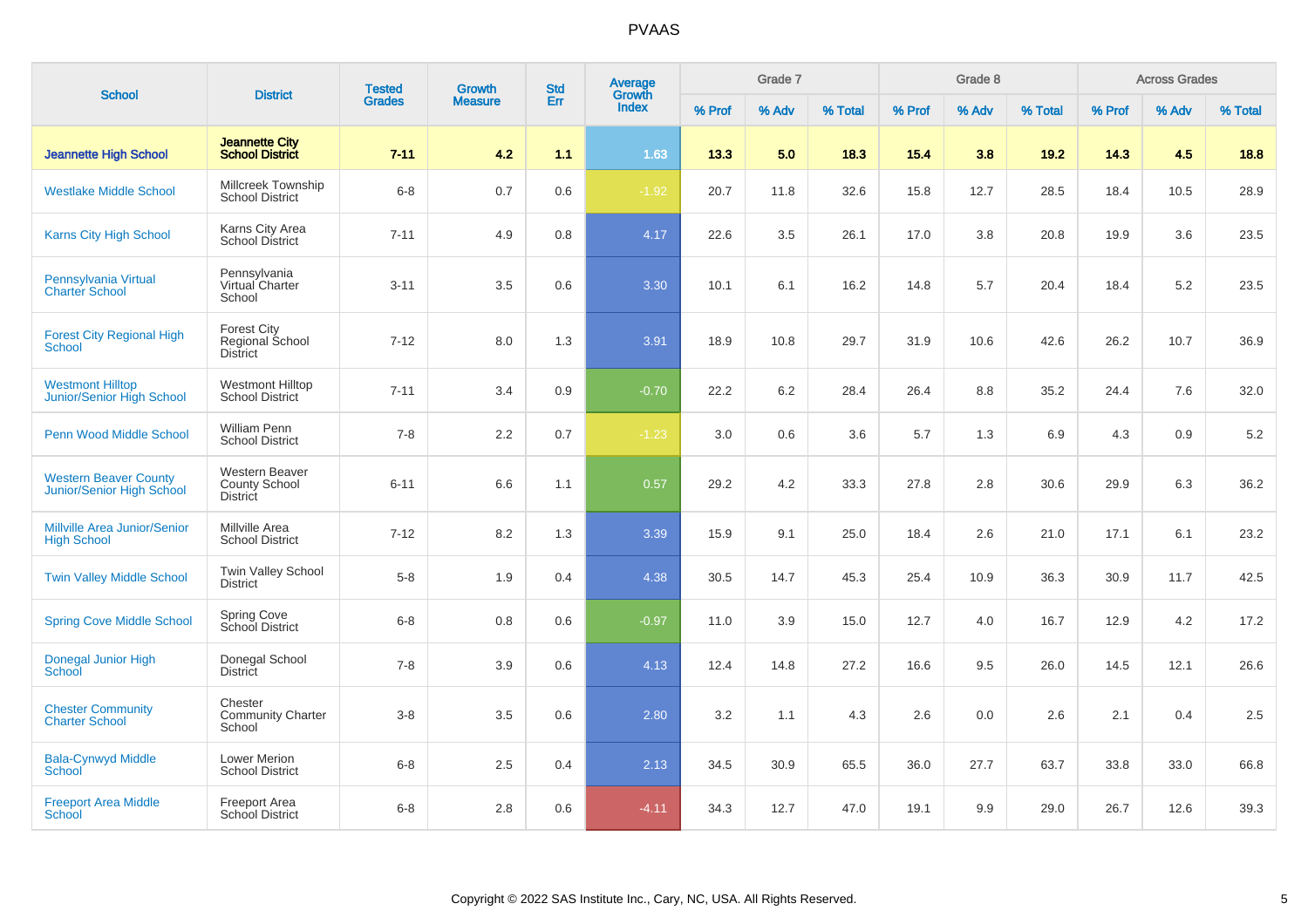# PVAAS

| School | District | Tested Grades | Growth Measure | Std Err | Average Growth Index | Grade 7 | | | Grade 8 | | | Across Grades | | |
|---|---|---|---|---|---|---|---|---|---|---|---|---|---|---|
| | | | | | | % Prof | % Adv | % Total | % Prof | % Adv | % Total | % Prof | % Adv | % Total |
| **Jeannette High School** | **Jeannette City School District** | **7-11** | **4.2** | **1.1** | **1.63** | **13.3** | **5.0** | **18.3** | **15.4** | **3.8** | **19.2** | **14.3** | **4.5** | **18.8** |
| Westlake Middle School | Millcreek Township School District | 6-8 | 0.7 | 0.6 | -1.92 | 20.7 | 11.8 | 32.6 | 15.8 | 12.7 | 28.5 | 18.4 | 10.5 | 28.9 |
| Karns City High School | Karns City Area School District | 7-11 | 4.9 | 0.8 | 4.17 | 22.6 | 3.5 | 26.1 | 17.0 | 3.8 | 20.8 | 19.9 | 3.6 | 23.5 |
| Pennsylvania Virtual Charter School | Pennsylvania Virtual Charter School | 3-11 | 3.5 | 0.6 | 3.30 | 10.1 | 6.1 | 16.2 | 14.8 | 5.7 | 20.4 | 18.4 | 5.2 | 23.5 |
| Forest City Regional High School | Forest City Regional School District | 7-12 | 8.0 | 1.3 | 3.91 | 18.9 | 10.8 | 29.7 | 31.9 | 10.6 | 42.6 | 26.2 | 10.7 | 36.9 |
| Westmont Hilltop Junior/Senior High School | Westmont Hilltop School District | 7-11 | 3.4 | 0.9 | -0.70 | 22.2 | 6.2 | 28.4 | 26.4 | 8.8 | 35.2 | 24.4 | 7.6 | 32.0 |
| Penn Wood Middle School | William Penn School District | 7-8 | 2.2 | 0.7 | -1.23 | 3.0 | 0.6 | 3.6 | 5.7 | 1.3 | 6.9 | 4.3 | 0.9 | 5.2 |
| Western Beaver County Junior/Senior High School | Western Beaver County School District | 6-11 | 6.6 | 1.1 | 0.57 | 29.2 | 4.2 | 33.3 | 27.8 | 2.8 | 30.6 | 29.9 | 6.3 | 36.2 |
| Millville Area Junior/Senior High School | Millville Area School District | 7-12 | 8.2 | 1.3 | 3.39 | 15.9 | 9.1 | 25.0 | 18.4 | 2.6 | 21.0 | 17.1 | 6.1 | 23.2 |
| Twin Valley Middle School | Twin Valley School District | 5-8 | 1.9 | 0.4 | 4.38 | 30.5 | 14.7 | 45.3 | 25.4 | 10.9 | 36.3 | 30.9 | 11.7 | 42.5 |
| Spring Cove Middle School | Spring Cove School District | 6-8 | 0.8 | 0.6 | -0.97 | 11.0 | 3.9 | 15.0 | 12.7 | 4.0 | 16.7 | 12.9 | 4.2 | 17.2 |
| Donegal Junior High School | Donegal School District | 7-8 | 3.9 | 0.6 | 4.13 | 12.4 | 14.8 | 27.2 | 16.6 | 9.5 | 26.0 | 14.5 | 12.1 | 26.6 |
| Chester Community Charter School | Chester Community Charter School | 3-8 | 3.5 | 0.6 | 2.80 | 3.2 | 1.1 | 4.3 | 2.6 | 0.0 | 2.6 | 2.1 | 0.4 | 2.5 |
| Bala-Cynwyd Middle School | Lower Merion School District | 6-8 | 2.5 | 0.4 | 2.13 | 34.5 | 30.9 | 65.5 | 36.0 | 27.7 | 63.7 | 33.8 | 33.0 | 66.8 |
| Freeport Area Middle School | Freeport Area School District | 6-8 | 2.8 | 0.6 | -4.11 | 34.3 | 12.7 | 47.0 | 19.1 | 9.9 | 29.0 | 26.7 | 12.6 | 39.3 |

Copyright © 2022 SAS Institute Inc., Cary, NC, USA. All Rights Reserved.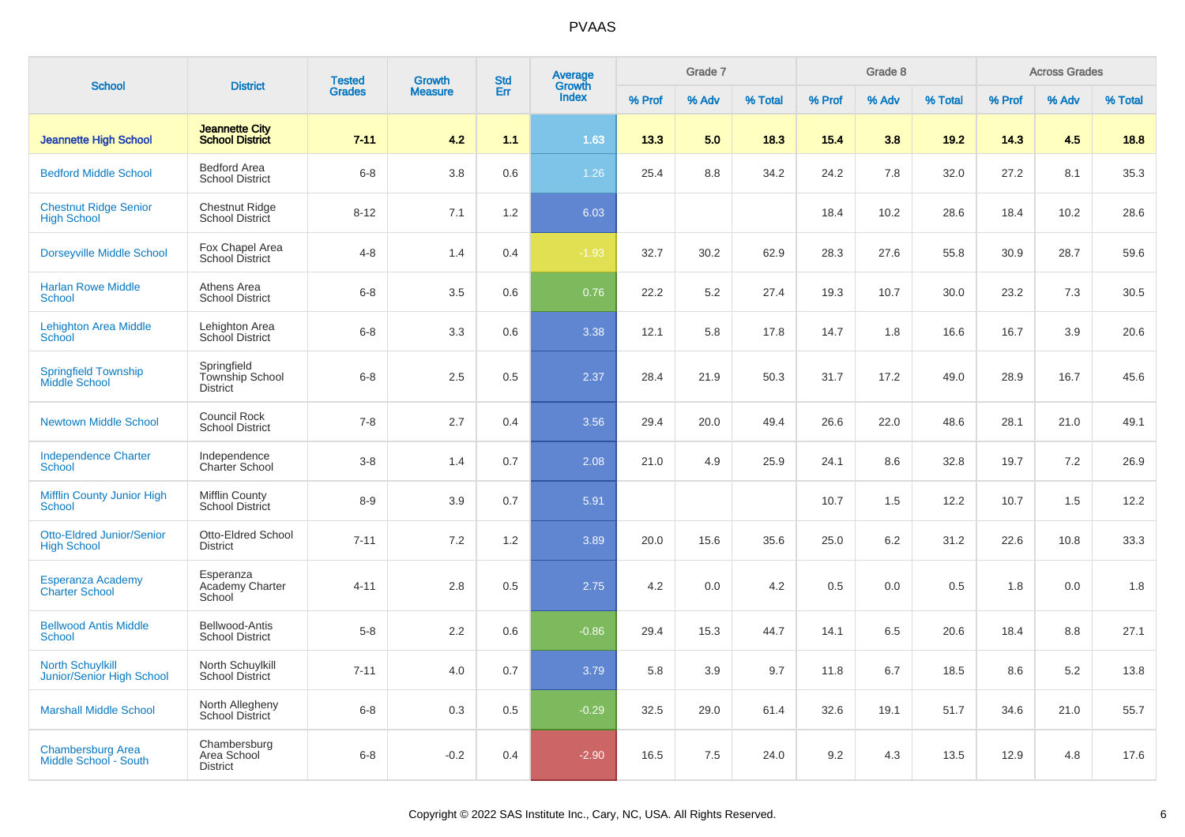# PVAAS

| School | District | Tested Grades | Growth Measure | Std Err | Average Growth Index | Grade 7 | | | Grade 8 | | | Across Grades | | |
|---|---|---|---|---|---|---|---|---|---|---|---|---|---|---|
| | | | | | | % Prof | % Adv | % Total | % Prof | % Adv | % Total | % Prof | % Adv | % Total |
| **Jeannette High School** | **Jeannette City School District** | **7-11** | **4.2** | **1.1** | **1.63** | **13.3** | **5.0** | **18.3** | **15.4** | **3.8** | **19.2** | **14.3** | **4.5** | **18.8** |
| Bedford Middle School | Bedford Area School District | 6-8 | 3.8 | 0.6 | 1.26 | 25.4 | 8.8 | 34.2 | 24.2 | 7.8 | 32.0 | 27.2 | 8.1 | 35.3 |
| Chestnut Ridge Senior High School | Chestnut Ridge School District | 8-12 | 7.1 | 1.2 | 6.03 | | | | 18.4 | 10.2 | 28.6 | 18.4 | 10.2 | 28.6 |
| Dorseyville Middle School | Fox Chapel Area School District | 4-8 | 1.4 | 0.4 | -1.93 | 32.7 | 30.2 | 62.9 | 28.3 | 27.6 | 55.8 | 30.9 | 28.7 | 59.6 |
| Harlan Rowe Middle School | Athens Area School District | 6-8 | 3.5 | 0.6 | 0.76 | 22.2 | 5.2 | 27.4 | 19.3 | 10.7 | 30.0 | 23.2 | 7.3 | 30.5 |
| Lehighton Area Middle School | Lehighton Area School District | 6-8 | 3.3 | 0.6 | 3.38 | 12.1 | 5.8 | 17.8 | 14.7 | 1.8 | 16.6 | 16.7 | 3.9 | 20.6 |
| Springfield Township Middle School | Springfield Township School District | 6-8 | 2.5 | 0.5 | 2.37 | 28.4 | 21.9 | 50.3 | 31.7 | 17.2 | 49.0 | 28.9 | 16.7 | 45.6 |
| Newtown Middle School | Council Rock School District | 7-8 | 2.7 | 0.4 | 3.56 | 29.4 | 20.0 | 49.4 | 26.6 | 22.0 | 48.6 | 28.1 | 21.0 | 49.1 |
| Independence Charter School | Independence Charter School | 3-8 | 1.4 | 0.7 | 2.08 | 21.0 | 4.9 | 25.9 | 24.1 | 8.6 | 32.8 | 19.7 | 7.2 | 26.9 |
| Mifflin County Junior High School | Mifflin County School District | 8-9 | 3.9 | 0.7 | 5.91 | | | | 10.7 | 1.5 | 12.2 | 10.7 | 1.5 | 12.2 |
| Otto-Eldred Junior/Senior High School | Otto-Eldred School District | 7-11 | 7.2 | 1.2 | 3.89 | 20.0 | 15.6 | 35.6 | 25.0 | 6.2 | 31.2 | 22.6 | 10.8 | 33.3 |
| Esperanza Academy Charter School | Esperanza Academy Charter School | 4-11 | 2.8 | 0.5 | 2.75 | 4.2 | 0.0 | 4.2 | 0.5 | 0.0 | 0.5 | 1.8 | 0.0 | 1.8 |
| Bellwood Antis Middle School | Bellwood-Antis School District | 5-8 | 2.2 | 0.6 | -0.86 | 29.4 | 15.3 | 44.7 | 14.1 | 6.5 | 20.6 | 18.4 | 8.8 | 27.1 |
| North Schuylkill Junior/Senior High School | North Schuylkill School District | 7-11 | 4.0 | 0.7 | 3.79 | 5.8 | 3.9 | 9.7 | 11.8 | 6.7 | 18.5 | 8.6 | 5.2 | 13.8 |
| Marshall Middle School | North Allegheny School District | 6-8 | 0.3 | 0.5 | -0.29 | 32.5 | 29.0 | 61.4 | 32.6 | 19.1 | 51.7 | 34.6 | 21.0 | 55.7 |
| Chambersburg Area Middle School - South | Chambersburg Area School District | 6-8 | -0.2 | 0.4 | -2.90 | 16.5 | 7.5 | 24.0 | 9.2 | 4.3 | 13.5 | 12.9 | 4.8 | 17.6 |

Copyright © 2022 SAS Institute Inc., Cary, NC, USA. All Rights Reserved.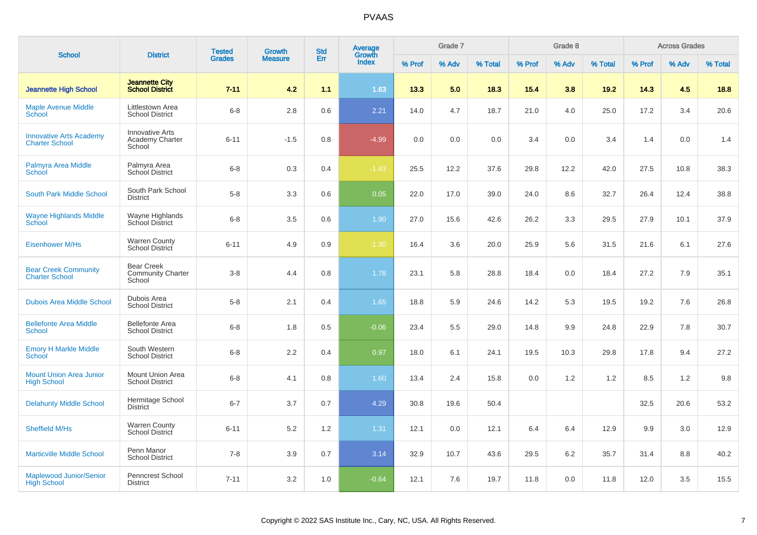# PVAAS

| School | District | Tested Grades | Growth Measure | Std Err | Average Growth Index | Grade 7 | | | Grade 8 | | | Across Grades | | |
|---|---|---|---|---|---|---|---|---|---|---|---|---|---|---|
| | | | | | | % Prof | % Adv | % Total | % Prof | % Adv | % Total | % Prof | % Adv | % Total |
| **Jeannette High School** | **Jeannette City School District** | **7-11** | **4.2** | **1.1** | **1.63** | **13.3** | **5.0** | **18.3** | **15.4** | **3.8** | **19.2** | **14.3** | **4.5** | **18.8** |
| Maple Avenue Middle School | Littlestown Area School District | 6-8 | 2.8 | 0.6 | 2.21 | 14.0 | 4.7 | 18.7 | 21.0 | 4.0 | 25.0 | 17.2 | 3.4 | 20.6 |
| Innovative Arts Academy Charter School | Innovative Arts Academy Charter School | 6-11 | -1.5 | 0.8 | -4.99 | 0.0 | 0.0 | 0.0 | 3.4 | 0.0 | 3.4 | 1.4 | 0.0 | 1.4 |
| Palmyra Area Middle School | Palmyra Area School District | 6-8 | 0.3 | 0.4 | -1.43 | 25.5 | 12.2 | 37.6 | 29.8 | 12.2 | 42.0 | 27.5 | 10.8 | 38.3 |
| South Park Middle School | South Park School District | 5-8 | 3.3 | 0.6 | 0.05 | 22.0 | 17.0 | 39.0 | 24.0 | 8.6 | 32.7 | 26.4 | 12.4 | 38.8 |
| Wayne Highlands Middle School | Wayne Highlands School District | 6-8 | 3.5 | 0.6 | 1.90 | 27.0 | 15.6 | 42.6 | 26.2 | 3.3 | 29.5 | 27.9 | 10.1 | 37.9 |
| Eisenhower M/Hs | Warren County School District | 6-11 | 4.9 | 0.9 | -1.30 | 16.4 | 3.6 | 20.0 | 25.9 | 5.6 | 31.5 | 21.6 | 6.1 | 27.6 |
| Bear Creek Community Charter School | Bear Creek Community Charter School | 3-8 | 4.4 | 0.8 | 1.78 | 23.1 | 5.8 | 28.8 | 18.4 | 0.0 | 18.4 | 27.2 | 7.9 | 35.1 |
| Dubois Area Middle School | Dubois Area School District | 5-8 | 2.1 | 0.4 | 1.65 | 18.8 | 5.9 | 24.6 | 14.2 | 5.3 | 19.5 | 19.2 | 7.6 | 26.8 |
| Bellefonte Area Middle School | Bellefonte Area School District | 6-8 | 1.8 | 0.5 | -0.06 | 23.4 | 5.5 | 29.0 | 14.8 | 9.9 | 24.8 | 22.9 | 7.8 | 30.7 |
| Emory H Markle Middle School | South Western School District | 6-8 | 2.2 | 0.4 | 0.97 | 18.0 | 6.1 | 24.1 | 19.5 | 10.3 | 29.8 | 17.8 | 9.4 | 27.2 |
| Mount Union Area Junior High School | Mount Union Area School District | 6-8 | 4.1 | 0.8 | 1.60 | 13.4 | 2.4 | 15.8 | 0.0 | 1.2 | 1.2 | 8.5 | 1.2 | 9.8 |
| Delahunty Middle School | Hermitage School District | 6-7 | 3.7 | 0.7 | 4.29 | 30.8 | 19.6 | 50.4 | | | | 32.5 | 20.6 | 53.2 |
| Sheffield M/Hs | Warren County School District | 6-11 | 5.2 | 1.2 | 1.31 | 12.1 | 0.0 | 12.1 | 6.4 | 6.4 | 12.9 | 9.9 | 3.0 | 12.9 |
| Marticville Middle School | Penn Manor School District | 7-8 | 3.9 | 0.7 | 3.14 | 32.9 | 10.7 | 43.6 | 29.5 | 6.2 | 35.7 | 31.4 | 8.8 | 40.2 |
| Maplewood Junior/Senior High School | Penncrest School District | 7-11 | 3.2 | 1.0 | -0.64 | 12.1 | 7.6 | 19.7 | 11.8 | 0.0 | 11.8 | 12.0 | 3.5 | 15.5 |

Copyright © 2022 SAS Institute Inc., Cary, NC, USA. All Rights Reserved.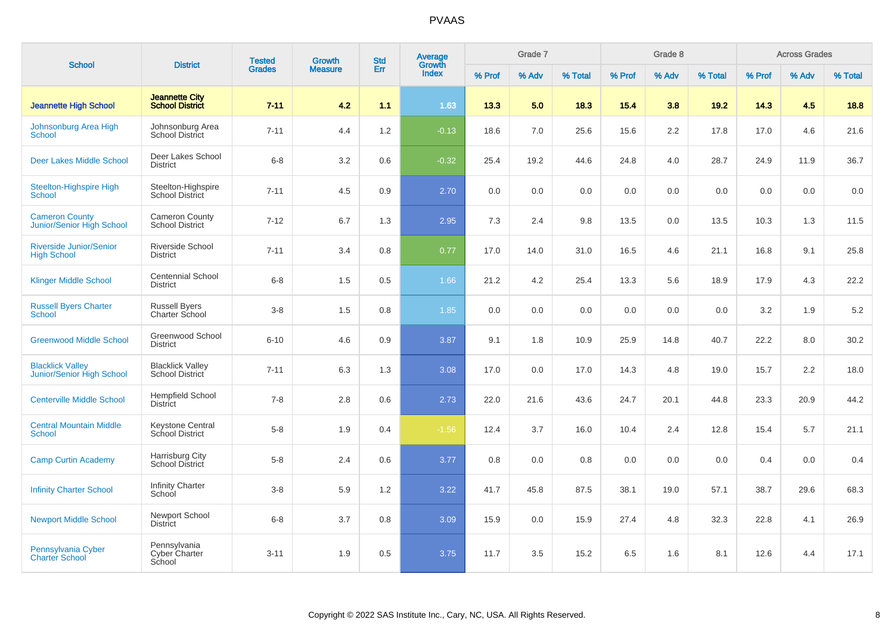# PVAAS

| School | District | Tested Grades | Growth Measure | Std Err | Average Growth Index | Grade 7 | | | Grade 8 | | | Across Grades | | |
|---|---|---|---|---|---|---|---|---|---|---|---|---|---|---|
| | | | | | | % Prof | % Adv | % Total | % Prof | % Adv | % Total | % Prof | % Adv | % Total |
| **Jeannette High School** | **Jeannette City School District** | **7-11** | **4.2** | **1.1** | **1.63** | **13.3** | **5.0** | **18.3** | **15.4** | **3.8** | **19.2** | **14.3** | **4.5** | **18.8** |
| Johnsonburg Area High School | Johnsonburg Area School District | 7-11 | 4.4 | 1.2 | -0.13 | 18.6 | 7.0 | 25.6 | 15.6 | 2.2 | 17.8 | 17.0 | 4.6 | 21.6 |
| Deer Lakes Middle School | Deer Lakes School District | 6-8 | 3.2 | 0.6 | -0.32 | 25.4 | 19.2 | 44.6 | 24.8 | 4.0 | 28.7 | 24.9 | 11.9 | 36.7 |
| Steelton-Highspire High School | Steelton-Highspire School District | 7-11 | 4.5 | 0.9 | 2.70 | 0.0 | 0.0 | 0.0 | 0.0 | 0.0 | 0.0 | 0.0 | 0.0 | 0.0 |
| Cameron County Junior/Senior High School | Cameron County School District | 7-12 | 6.7 | 1.3 | 2.95 | 7.3 | 2.4 | 9.8 | 13.5 | 0.0 | 13.5 | 10.3 | 1.3 | 11.5 |
| Riverside Junior/Senior High School | Riverside School District | 7-11 | 3.4 | 0.8 | 0.77 | 17.0 | 14.0 | 31.0 | 16.5 | 4.6 | 21.1 | 16.8 | 9.1 | 25.8 |
| Klinger Middle School | Centennial School District | 6-8 | 1.5 | 0.5 | 1.66 | 21.2 | 4.2 | 25.4 | 13.3 | 5.6 | 18.9 | 17.9 | 4.3 | 22.2 |
| Russell Byers Charter School | Russell Byers Charter School | 3-8 | 1.5 | 0.8 | 1.85 | 0.0 | 0.0 | 0.0 | 0.0 | 0.0 | 0.0 | 3.2 | 1.9 | 5.2 |
| Greenwood Middle School | Greenwood School District | 6-10 | 4.6 | 0.9 | 3.87 | 9.1 | 1.8 | 10.9 | 25.9 | 14.8 | 40.7 | 22.2 | 8.0 | 30.2 |
| Blacklick Valley Junior/Senior High School | Blacklick Valley School District | 7-11 | 6.3 | 1.3 | 3.08 | 17.0 | 0.0 | 17.0 | 14.3 | 4.8 | 19.0 | 15.7 | 2.2 | 18.0 |
| Centerville Middle School | Hempfield School District | 7-8 | 2.8 | 0.6 | 2.73 | 22.0 | 21.6 | 43.6 | 24.7 | 20.1 | 44.8 | 23.3 | 20.9 | 44.2 |
| Central Mountain Middle School | Keystone Central School District | 5-8 | 1.9 | 0.4 | -1.56 | 12.4 | 3.7 | 16.0 | 10.4 | 2.4 | 12.8 | 15.4 | 5.7 | 21.1 |
| Camp Curtin Academy | Harrisburg City School District | 5-8 | 2.4 | 0.6 | 3.77 | 0.8 | 0.0 | 0.8 | 0.0 | 0.0 | 0.0 | 0.4 | 0.0 | 0.4 |
| Infinity Charter School | Infinity Charter School | 3-8 | 5.9 | 1.2 | 3.22 | 41.7 | 45.8 | 87.5 | 38.1 | 19.0 | 57.1 | 38.7 | 29.6 | 68.3 |
| Newport Middle School | Newport School District | 6-8 | 3.7 | 0.8 | 3.09 | 15.9 | 0.0 | 15.9 | 27.4 | 4.8 | 32.3 | 22.8 | 4.1 | 26.9 |
| Pennsylvania Cyber Charter School | Pennsylvania Cyber Charter School | 3-11 | 1.9 | 0.5 | 3.75 | 11.7 | 3.5 | 15.2 | 6.5 | 1.6 | 8.1 | 12.6 | 4.4 | 17.1 |

Copyright © 2022 SAS Institute Inc., Cary, NC, USA. All Rights Reserved.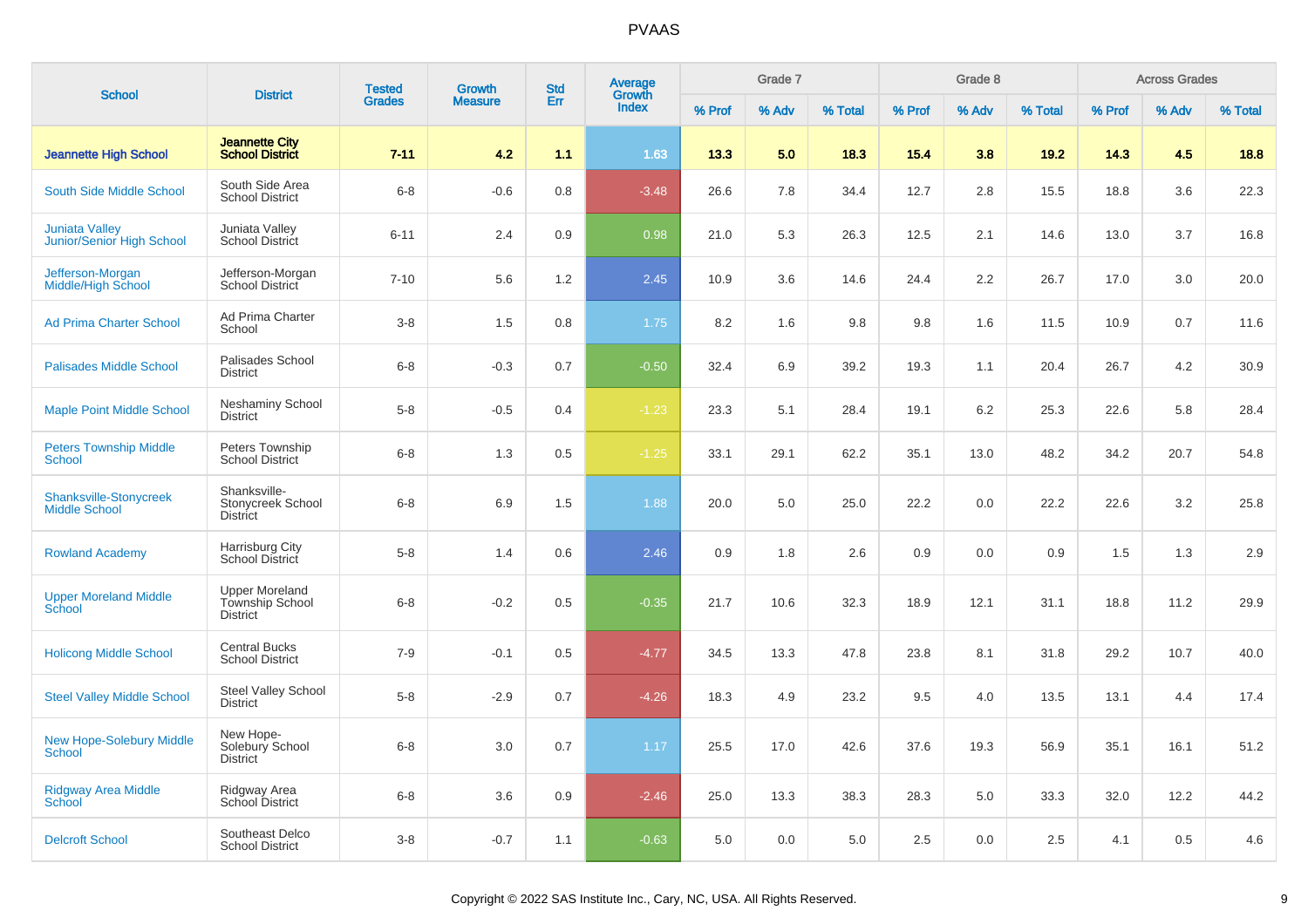# PVAAS

| School | District | Tested Grades | Growth Measure | Std Err | Average Growth Index | Grade 7 | | | Grade 8 | | | Across Grades | | |
|---|---|---|---|---|---|---|---|---|---|---|---|---|---|---|
| | | | | | | % Prof | % Adv | % Total | % Prof | % Adv | % Total | % Prof | % Adv | % Total |
| **Jeannette High School** | **Jeannette City School District** | **7-11** | **4.2** | **1.1** | **1.63** | **13.3** | **5.0** | **18.3** | **15.4** | **3.8** | **19.2** | **14.3** | **4.5** | **18.8** |
| South Side Middle School | South Side Area School District | 6-8 | -0.6 | 0.8 | -3.48 | 26.6 | 7.8 | 34.4 | 12.7 | 2.8 | 15.5 | 18.8 | 3.6 | 22.3 |
| Juniata Valley Junior/Senior High School | Juniata Valley School District | 6-11 | 2.4 | 0.9 | 0.98 | 21.0 | 5.3 | 26.3 | 12.5 | 2.1 | 14.6 | 13.0 | 3.7 | 16.8 |
| Jefferson-Morgan Middle/High School | Jefferson-Morgan School District | 7-10 | 5.6 | 1.2 | 2.45 | 10.9 | 3.6 | 14.6 | 24.4 | 2.2 | 26.7 | 17.0 | 3.0 | 20.0 |
| Ad Prima Charter School | Ad Prima Charter School | 3-8 | 1.5 | 0.8 | 1.75 | 8.2 | 1.6 | 9.8 | 9.8 | 1.6 | 11.5 | 10.9 | 0.7 | 11.6 |
| Palisades Middle School | Palisades School District | 6-8 | -0.3 | 0.7 | -0.50 | 32.4 | 6.9 | 39.2 | 19.3 | 1.1 | 20.4 | 26.7 | 4.2 | 30.9 |
| Maple Point Middle School | Neshaminy School District | 5-8 | -0.5 | 0.4 | -1.23 | 23.3 | 5.1 | 28.4 | 19.1 | 6.2 | 25.3 | 22.6 | 5.8 | 28.4 |
| Peters Township Middle School | Peters Township School District | 6-8 | 1.3 | 0.5 | -1.25 | 33.1 | 29.1 | 62.2 | 35.1 | 13.0 | 48.2 | 34.2 | 20.7 | 54.8 |
| Shanksville-Stonycreek Middle School | Shanksville-Stonycreek School District | 6-8 | 6.9 | 1.5 | 1.88 | 20.0 | 5.0 | 25.0 | 22.2 | 0.0 | 22.2 | 22.6 | 3.2 | 25.8 |
| Rowland Academy | Harrisburg City School District | 5-8 | 1.4 | 0.6 | 2.46 | 0.9 | 1.8 | 2.6 | 0.9 | 0.0 | 0.9 | 1.5 | 1.3 | 2.9 |
| Upper Moreland Middle School | Upper Moreland Township School District | 6-8 | -0.2 | 0.5 | -0.35 | 21.7 | 10.6 | 32.3 | 18.9 | 12.1 | 31.1 | 18.8 | 11.2 | 29.9 |
| Holicong Middle School | Central Bucks School District | 7-9 | -0.1 | 0.5 | -4.77 | 34.5 | 13.3 | 47.8 | 23.8 | 8.1 | 31.8 | 29.2 | 10.7 | 40.0 |
| Steel Valley Middle School | Steel Valley School District | 5-8 | -2.9 | 0.7 | -4.26 | 18.3 | 4.9 | 23.2 | 9.5 | 4.0 | 13.5 | 13.1 | 4.4 | 17.4 |
| New Hope-Solebury Middle School | New Hope-Solebury School District | 6-8 | 3.0 | 0.7 | 1.17 | 25.5 | 17.0 | 42.6 | 37.6 | 19.3 | 56.9 | 35.1 | 16.1 | 51.2 |
| Ridgway Area Middle School | Ridgway Area School District | 6-8 | 3.6 | 0.9 | -2.46 | 25.0 | 13.3 | 38.3 | 28.3 | 5.0 | 33.3 | 32.0 | 12.2 | 44.2 |
| Delcroft School | Southeast Delco School District | 3-8 | -0.7 | 1.1 | -0.63 | 5.0 | 0.0 | 5.0 | 2.5 | 0.0 | 2.5 | 4.1 | 0.5 | 4.6 |

Copyright © 2022 SAS Institute Inc., Cary, NC, USA. All Rights Reserved.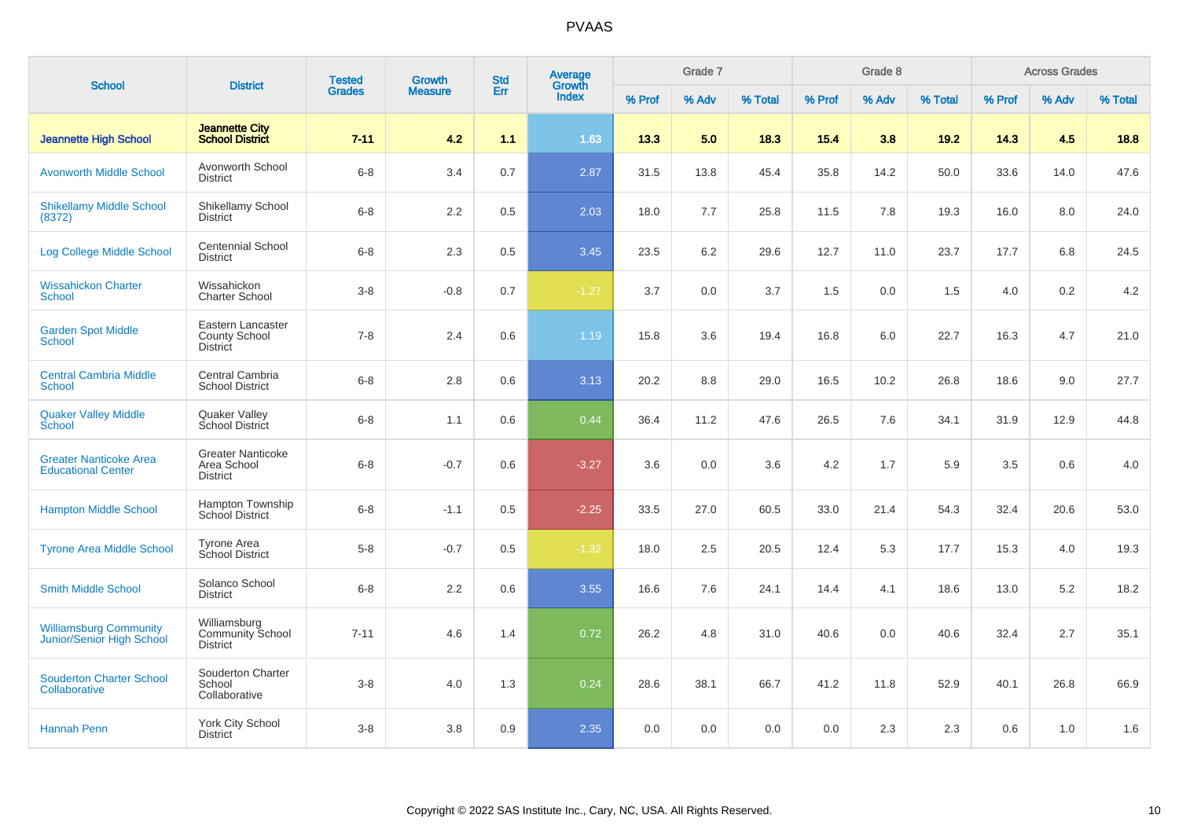# PVAAS

| School | District | Tested Grades | Growth Measure | Std Err | Average Growth Index | Grade 7 | | | Grade 8 | | | Across Grades | | |
|---|---|---|---|---|---|---|---|---|---|---|---|---|---|---|
| | | | | | | % Prof | % Adv | % Total | % Prof | % Adv | % Total | % Prof | % Adv | % Total |
| **Jeannette High School** | **Jeannette City School District** | **7-11** | **4.2** | **1.1** | **1.63** | **13.3** | **5.0** | **18.3** | **15.4** | **3.8** | **19.2** | **14.3** | **4.5** | **18.8** |
| Avonworth Middle School | Avonworth School District | 6-8 | 3.4 | 0.7 | 2.87 | 31.5 | 13.8 | 45.4 | 35.8 | 14.2 | 50.0 | 33.6 | 14.0 | 47.6 |
| Shikellamy Middle School (8372) | Shikellamy School District | 6-8 | 2.2 | 0.5 | 2.03 | 18.0 | 7.7 | 25.8 | 11.5 | 7.8 | 19.3 | 16.0 | 8.0 | 24.0 |
| Log College Middle School | Centennial School District | 6-8 | 2.3 | 0.5 | 3.45 | 23.5 | 6.2 | 29.6 | 12.7 | 11.0 | 23.7 | 17.7 | 6.8 | 24.5 |
| Wissahickon Charter School | Wissahickon Charter School | 3-8 | -0.8 | 0.7 | -1.27 | 3.7 | 0.0 | 3.7 | 1.5 | 0.0 | 1.5 | 4.0 | 0.2 | 4.2 |
| Garden Spot Middle School | Eastern Lancaster County School District | 7-8 | 2.4 | 0.6 | 1.19 | 15.8 | 3.6 | 19.4 | 16.8 | 6.0 | 22.7 | 16.3 | 4.7 | 21.0 |
| Central Cambria Middle School | Central Cambria School District | 6-8 | 2.8 | 0.6 | 3.13 | 20.2 | 8.8 | 29.0 | 16.5 | 10.2 | 26.8 | 18.6 | 9.0 | 27.7 |
| Quaker Valley Middle School | Quaker Valley School District | 6-8 | 1.1 | 0.6 | 0.44 | 36.4 | 11.2 | 47.6 | 26.5 | 7.6 | 34.1 | 31.9 | 12.9 | 44.8 |
| Greater Nanticoke Area Educational Center | Greater Nanticoke Area School District | 6-8 | -0.7 | 0.6 | -3.27 | 3.6 | 0.0 | 3.6 | 4.2 | 1.7 | 5.9 | 3.5 | 0.6 | 4.0 |
| Hampton Middle School | Hampton Township School District | 6-8 | -1.1 | 0.5 | -2.25 | 33.5 | 27.0 | 60.5 | 33.0 | 21.4 | 54.3 | 32.4 | 20.6 | 53.0 |
| Tyrone Area Middle School | Tyrone Area School District | 5-8 | -0.7 | 0.5 | -1.32 | 18.0 | 2.5 | 20.5 | 12.4 | 5.3 | 17.7 | 15.3 | 4.0 | 19.3 |
| Smith Middle School | Solanco School District | 6-8 | 2.2 | 0.6 | 3.55 | 16.6 | 7.6 | 24.1 | 14.4 | 4.1 | 18.6 | 13.0 | 5.2 | 18.2 |
| Williamsburg Community Junior/Senior High School | Williamsburg Community School District | 7-11 | 4.6 | 1.4 | 0.72 | 26.2 | 4.8 | 31.0 | 40.6 | 0.0 | 40.6 | 32.4 | 2.7 | 35.1 |
| Souderton Charter School Collaborative | Souderton Charter School Collaborative | 3-8 | 4.0 | 1.3 | 0.24 | 28.6 | 38.1 | 66.7 | 41.2 | 11.8 | 52.9 | 40.1 | 26.8 | 66.9 |
| Hannah Penn | York City School District | 3-8 | 3.8 | 0.9 | 2.35 | 0.0 | 0.0 | 0.0 | 0.0 | 2.3 | 2.3 | 0.6 | 1.0 | 1.6 |

Copyright © 2022 SAS Institute Inc., Cary, NC, USA. All Rights Reserved.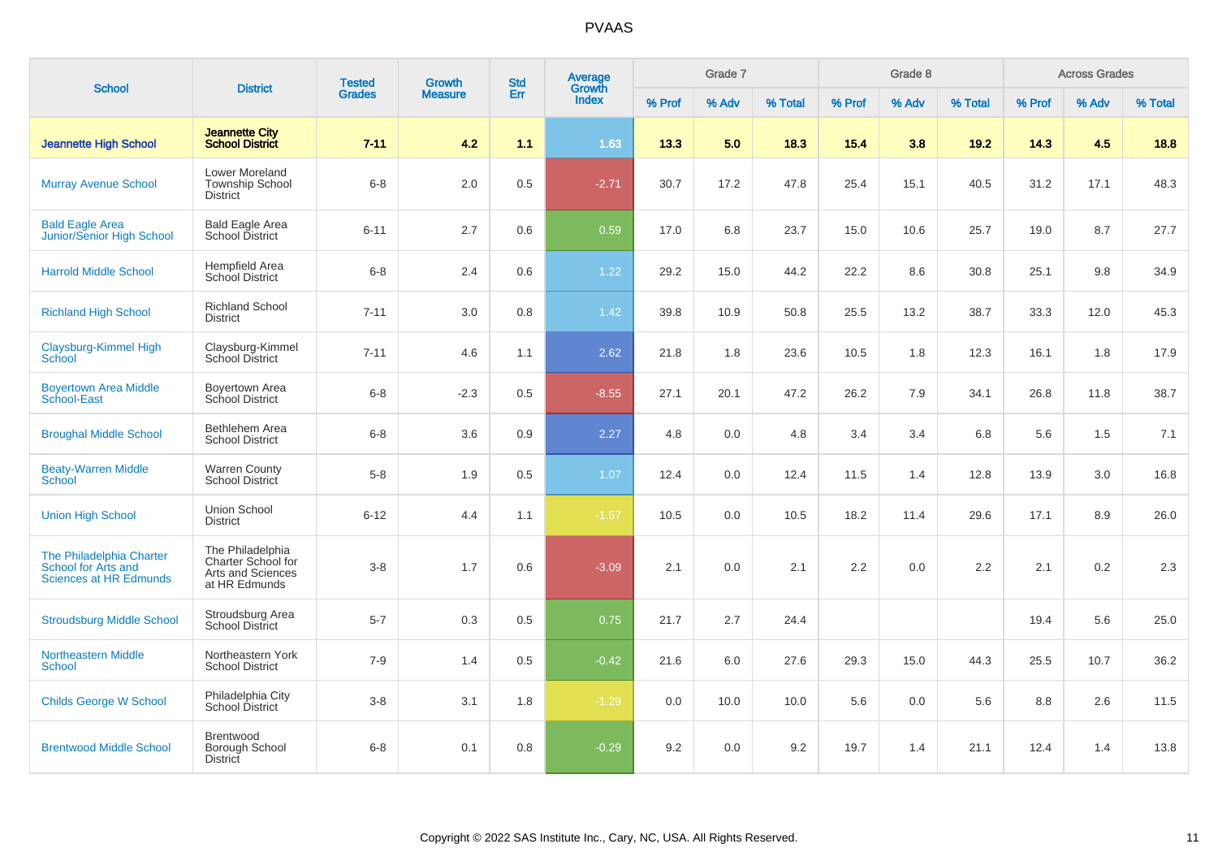# PVAAS

| School | District | Tested Grades | Growth Measure | Std Err | Average Growth Index | Grade 7 | | | Grade 8 | | | Across Grades | | |
|---|---|---|---|---|---|---|---|---|---|---|---|---|---|---|
| | | | | | | % Prof | % Adv | % Total | % Prof | % Adv | % Total | % Prof | % Adv | % Total |
| **Jeannette High School** | **Jeannette City School District** | **7-11** | **4.2** | **1.1** | **1.63** | **13.3** | **5.0** | **18.3** | **15.4** | **3.8** | **19.2** | **14.3** | **4.5** | **18.8** |
| Murray Avenue School | Lower Moreland Township School District | 6-8 | 2.0 | 0.5 | -2.71 | 30.7 | 17.2 | 47.8 | 25.4 | 15.1 | 40.5 | 31.2 | 17.1 | 48.3 |
| Bald Eagle Area Junior/Senior High School | Bald Eagle Area School District | 6-11 | 2.7 | 0.6 | 0.59 | 17.0 | 6.8 | 23.7 | 15.0 | 10.6 | 25.7 | 19.0 | 8.7 | 27.7 |
| Harrold Middle School | Hempfield Area School District | 6-8 | 2.4 | 0.6 | 1.22 | 29.2 | 15.0 | 44.2 | 22.2 | 8.6 | 30.8 | 25.1 | 9.8 | 34.9 |
| Richland High School | Richland School District | 7-11 | 3.0 | 0.8 | 1.42 | 39.8 | 10.9 | 50.8 | 25.5 | 13.2 | 38.7 | 33.3 | 12.0 | 45.3 |
| Claysburg-Kimmel High School | Claysburg-Kimmel School District | 7-11 | 4.6 | 1.1 | 2.62 | 21.8 | 1.8 | 23.6 | 10.5 | 1.8 | 12.3 | 16.1 | 1.8 | 17.9 |
| Boyertown Area Middle School-East | Boyertown Area School District | 6-8 | -2.3 | 0.5 | -8.55 | 27.1 | 20.1 | 47.2 | 26.2 | 7.9 | 34.1 | 26.8 | 11.8 | 38.7 |
| Broughal Middle School | Bethlehem Area School District | 6-8 | 3.6 | 0.9 | 2.27 | 4.8 | 0.0 | 4.8 | 3.4 | 3.4 | 6.8 | 5.6 | 1.5 | 7.1 |
| Beaty-Warren Middle School | Warren County School District | 5-8 | 1.9 | 0.5 | 1.07 | 12.4 | 0.0 | 12.4 | 11.5 | 1.4 | 12.8 | 13.9 | 3.0 | 16.8 |
| Union High School | Union School District | 6-12 | 4.4 | 1.1 | -1.57 | 10.5 | 0.0 | 10.5 | 18.2 | 11.4 | 29.6 | 17.1 | 8.9 | 26.0 |
| The Philadelphia Charter School for Arts and Sciences at HR Edmunds | The Philadelphia Charter School for Arts and Sciences at HR Edmunds | 3-8 | 1.7 | 0.6 | -3.09 | 2.1 | 0.0 | 2.1 | 2.2 | 0.0 | 2.2 | 2.1 | 0.2 | 2.3 |
| Stroudsburg Middle School | Stroudsburg Area School District | 5-7 | 0.3 | 0.5 | 0.75 | 21.7 | 2.7 | 24.4 | | | | 19.4 | 5.6 | 25.0 |
| Northeastern Middle School | Northeastern York School District | 7-9 | 1.4 | 0.5 | -0.42 | 21.6 | 6.0 | 27.6 | 29.3 | 15.0 | 44.3 | 25.5 | 10.7 | 36.2 |
| Childs George W School | Philadelphia City School District | 3-8 | 3.1 | 1.8 | -1.29 | 0.0 | 10.0 | 10.0 | 5.6 | 0.0 | 5.6 | 8.8 | 2.6 | 11.5 |
| Brentwood Middle School | Brentwood Borough School District | 6-8 | 0.1 | 0.8 | -0.29 | 9.2 | 0.0 | 9.2 | 19.7 | 1.4 | 21.1 | 12.4 | 1.4 | 13.8 |

Copyright © 2022 SAS Institute Inc., Cary, NC, USA. All Rights Reserved.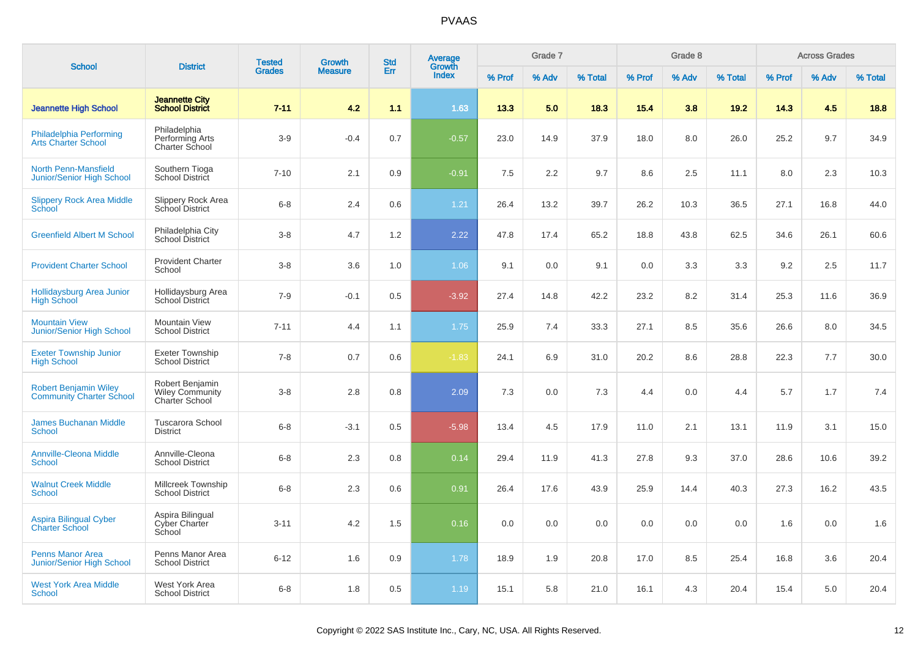# PVAAS

| School | District | Tested Grades | Growth Measure | Std Err | Average Growth Index | Grade 7 | | | Grade 8 | | | Across Grades | | |
|---|---|---|---|---|---|---|---|---|---|---|---|---|---|---|
| | | | | | | % Prof | % Adv | % Total | % Prof | % Adv | % Total | % Prof | % Adv | % Total |
| **Jeannette High School** | **Jeannette City School District** | **7-11** | **4.2** | **1.1** | **1.63** | **13.3** | **5.0** | **18.3** | **15.4** | **3.8** | **19.2** | **14.3** | **4.5** | **18.8** |
| Philadelphia Performing Arts Charter School | Philadelphia Performing Arts Charter School | 3-9 | -0.4 | 0.7 | -0.57 | 23.0 | 14.9 | 37.9 | 18.0 | 8.0 | 26.0 | 25.2 | 9.7 | 34.9 |
| North Penn-Mansfield Junior/Senior High School | Southern Tioga School District | 7-10 | 2.1 | 0.9 | -0.91 | 7.5 | 2.2 | 9.7 | 8.6 | 2.5 | 11.1 | 8.0 | 2.3 | 10.3 |
| Slippery Rock Area Middle School | Slippery Rock Area School District | 6-8 | 2.4 | 0.6 | 1.21 | 26.4 | 13.2 | 39.7 | 26.2 | 10.3 | 36.5 | 27.1 | 16.8 | 44.0 |
| Greenfield Albert M School | Philadelphia City School District | 3-8 | 4.7 | 1.2 | 2.22 | 47.8 | 17.4 | 65.2 | 18.8 | 43.8 | 62.5 | 34.6 | 26.1 | 60.6 |
| Provident Charter School | Provident Charter School | 3-8 | 3.6 | 1.0 | 1.06 | 9.1 | 0.0 | 9.1 | 0.0 | 3.3 | 3.3 | 9.2 | 2.5 | 11.7 |
| Hollidaysburg Area Junior High School | Hollidaysburg Area School District | 7-9 | -0.1 | 0.5 | -3.92 | 27.4 | 14.8 | 42.2 | 23.2 | 8.2 | 31.4 | 25.3 | 11.6 | 36.9 |
| Mountain View Junior/Senior High School | Mountain View School District | 7-11 | 4.4 | 1.1 | 1.75 | 25.9 | 7.4 | 33.3 | 27.1 | 8.5 | 35.6 | 26.6 | 8.0 | 34.5 |
| Exeter Township Junior High School | Exeter Township School District | 7-8 | 0.7 | 0.6 | -1.83 | 24.1 | 6.9 | 31.0 | 20.2 | 8.6 | 28.8 | 22.3 | 7.7 | 30.0 |
| Robert Benjamin Wiley Community Charter School | Robert Benjamin Wiley Community Charter School | 3-8 | 2.8 | 0.8 | 2.09 | 7.3 | 0.0 | 7.3 | 4.4 | 0.0 | 4.4 | 5.7 | 1.7 | 7.4 |
| James Buchanan Middle School | Tuscarora School District | 6-8 | -3.1 | 0.5 | -5.98 | 13.4 | 4.5 | 17.9 | 11.0 | 2.1 | 13.1 | 11.9 | 3.1 | 15.0 |
| Annville-Cleona Middle School | Annville-Cleona School District | 6-8 | 2.3 | 0.8 | 0.14 | 29.4 | 11.9 | 41.3 | 27.8 | 9.3 | 37.0 | 28.6 | 10.6 | 39.2 |
| Walnut Creek Middle School | Millcreek Township School District | 6-8 | 2.3 | 0.6 | 0.91 | 26.4 | 17.6 | 43.9 | 25.9 | 14.4 | 40.3 | 27.3 | 16.2 | 43.5 |
| Aspira Bilingual Cyber Charter School | Aspira Bilingual Cyber Charter School | 3-11 | 4.2 | 1.5 | 0.16 | 0.0 | 0.0 | 0.0 | 0.0 | 0.0 | 0.0 | 1.6 | 0.0 | 1.6 |
| Penns Manor Area Junior/Senior High School | Penns Manor Area School District | 6-12 | 1.6 | 0.9 | 1.78 | 18.9 | 1.9 | 20.8 | 17.0 | 8.5 | 25.4 | 16.8 | 3.6 | 20.4 |
| West York Area Middle School | West York Area School District | 6-8 | 1.8 | 0.5 | 1.19 | 15.1 | 5.8 | 21.0 | 16.1 | 4.3 | 20.4 | 15.4 | 5.0 | 20.4 |

Copyright © 2022 SAS Institute Inc., Cary, NC, USA. All Rights Reserved.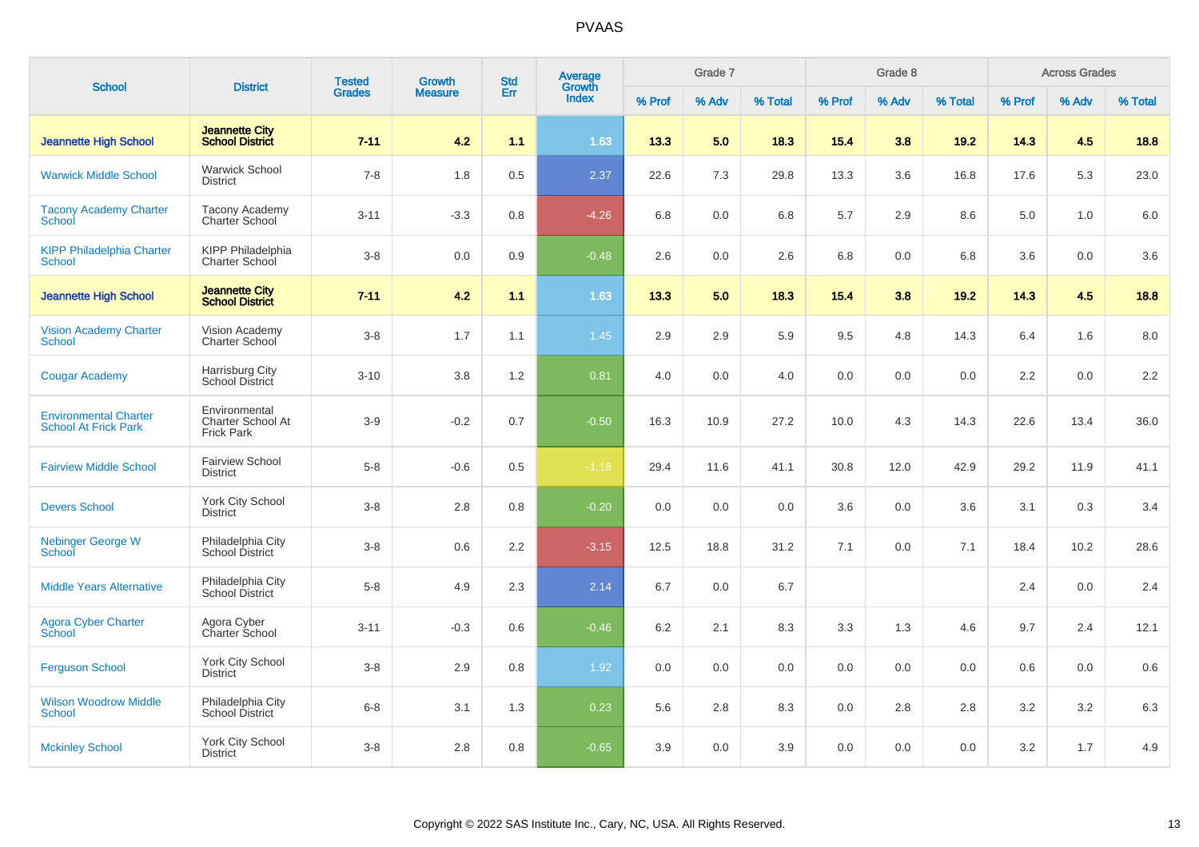# PVAAS

| School | District | Tested Grades | Growth Measure | Std Err | Average Growth Index | Grade 7 | | | Grade 8 | | | Across Grades | | |
|---|---|---|---|---|---|---|---|---|---|---|---|---|---|---|
| | | | | | | % Prof | % Adv | % Total | % Prof | % Adv | % Total | % Prof | % Adv | % Total |
| **Jeannette High School** | **Jeannette City School District** | **7-11** | **4.2** | **1.1** | **1.63** | **13.3** | **5.0** | **18.3** | **15.4** | **3.8** | **19.2** | **14.3** | **4.5** | **18.8** |
| Warwick Middle School | Warwick School District | 7-8 | 1.8 | 0.5 | 2.37 | 22.6 | 7.3 | 29.8 | 13.3 | 3.6 | 16.8 | 17.6 | 5.3 | 23.0 |
| Tacony Academy Charter School | Tacony Academy Charter School | 3-11 | -3.3 | 0.8 | -4.26 | 6.8 | 0.0 | 6.8 | 5.7 | 2.9 | 8.6 | 5.0 | 1.0 | 6.0 |
| KIPP Philadelphia Charter School | KIPP Philadelphia Charter School | 3-8 | 0.0 | 0.9 | -0.48 | 2.6 | 0.0 | 2.6 | 6.8 | 0.0 | 6.8 | 3.6 | 0.0 | 3.6 |
| **Jeannette High School** | **Jeannette City School District** | **7-11** | **4.2** | **1.1** | **1.63** | **13.3** | **5.0** | **18.3** | **15.4** | **3.8** | **19.2** | **14.3** | **4.5** | **18.8** |
| Vision Academy Charter School | Vision Academy Charter School | 3-8 | 1.7 | 1.1 | 1.45 | 2.9 | 2.9 | 5.9 | 9.5 | 4.8 | 14.3 | 6.4 | 1.6 | 8.0 |
| Cougar Academy | Harrisburg City School District | 3-10 | 3.8 | 1.2 | 0.81 | 4.0 | 0.0 | 4.0 | 0.0 | 0.0 | 0.0 | 2.2 | 0.0 | 2.2 |
| Environmental Charter School At Frick Park | Environmental Charter School At Frick Park | 3-9 | -0.2 | 0.7 | -0.50 | 16.3 | 10.9 | 27.2 | 10.0 | 4.3 | 14.3 | 22.6 | 13.4 | 36.0 |
| Fairview Middle School | Fairview School District | 5-8 | -0.6 | 0.5 | -1.18 | 29.4 | 11.6 | 41.1 | 30.8 | 12.0 | 42.9 | 29.2 | 11.9 | 41.1 |
| Devers School | York City School District | 3-8 | 2.8 | 0.8 | -0.20 | 0.0 | 0.0 | 0.0 | 3.6 | 0.0 | 3.6 | 3.1 | 0.3 | 3.4 |
| Nebinger George W School | Philadelphia City School District | 3-8 | 0.6 | 2.2 | -3.15 | 12.5 | 18.8 | 31.2 | 7.1 | 0.0 | 7.1 | 18.4 | 10.2 | 28.6 |
| Middle Years Alternative | Philadelphia City School District | 5-8 | 4.9 | 2.3 | 2.14 | 6.7 | 0.0 | 6.7 | | | | 2.4 | 0.0 | 2.4 |
| Agora Cyber Charter School | Agora Cyber Charter School | 3-11 | -0.3 | 0.6 | -0.46 | 6.2 | 2.1 | 8.3 | 3.3 | 1.3 | 4.6 | 9.7 | 2.4 | 12.1 |
| Ferguson School | York City School District | 3-8 | 2.9 | 0.8 | 1.92 | 0.0 | 0.0 | 0.0 | 0.0 | 0.0 | 0.0 | 0.6 | 0.0 | 0.6 |
| Wilson Woodrow Middle School | Philadelphia City School District | 6-8 | 3.1 | 1.3 | 0.23 | 5.6 | 2.8 | 8.3 | 0.0 | 2.8 | 2.8 | 3.2 | 3.2 | 6.3 |
| Mckinley School | York City School District | 3-8 | 2.8 | 0.8 | -0.65 | 3.9 | 0.0 | 3.9 | 0.0 | 0.0 | 0.0 | 3.2 | 1.7 | 4.9 |

Copyright © 2022 SAS Institute Inc., Cary, NC, USA. All Rights Reserved.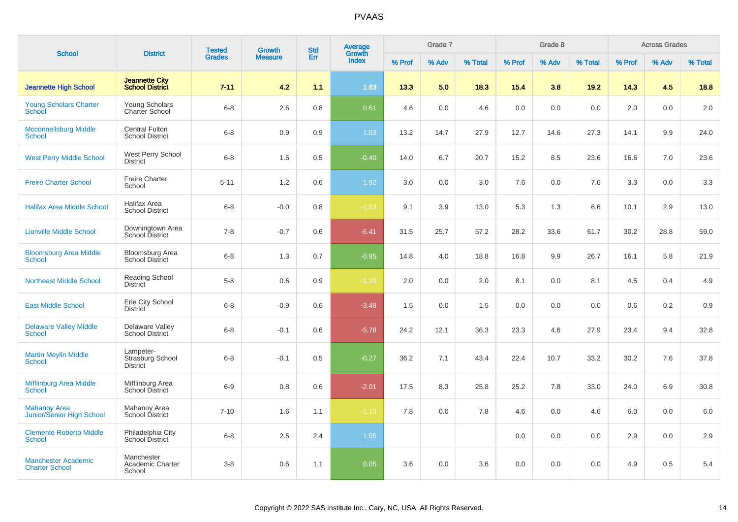# PVAAS

| School | District | Tested Grades | Growth Measure | Std Err | Average Growth Index | Grade 7 | | | Grade 8 | | | Across Grades | | |
|---|---|---|---|---|---|---|---|---|---|---|---|---|---|---|
| | | | | | | % Prof | % Adv | % Total | % Prof | % Adv | % Total | % Prof | % Adv | % Total |
| **Jeannette High School** | **Jeannette City School District** | **7-11** | **4.2** | **1.1** | **1.63** | **13.3** | **5.0** | **18.3** | **15.4** | **3.8** | **19.2** | **14.3** | **4.5** | **18.8** |
| Young Scholars Charter School | Young Scholars Charter School | 6-8 | 2.6 | 0.8 | 0.61 | 4.6 | 0.0 | 4.6 | 0.0 | 0.0 | 0.0 | 2.0 | 0.0 | 2.0 |
| Mcconnellsburg Middle School | Central Fulton School District | 6-8 | 0.9 | 0.9 | 1.03 | 13.2 | 14.7 | 27.9 | 12.7 | 14.6 | 27.3 | 14.1 | 9.9 | 24.0 |
| West Perry Middle School | West Perry School District | 6-8 | 1.5 | 0.5 | -0.40 | 14.0 | 6.7 | 20.7 | 15.2 | 8.5 | 23.6 | 16.6 | 7.0 | 23.6 |
| Freire Charter School | Freire Charter School | 5-11 | 1.2 | 0.6 | 1.92 | 3.0 | 0.0 | 3.0 | 7.6 | 0.0 | 7.6 | 3.3 | 0.0 | 3.3 |
| Halifax Area Middle School | Halifax Area School District | 6-8 | -0.0 | 0.8 | -1.53 | 9.1 | 3.9 | 13.0 | 5.3 | 1.3 | 6.6 | 10.1 | 2.9 | 13.0 |
| Lionville Middle School | Downingtown Area School District | 7-8 | -0.7 | 0.6 | -6.41 | 31.5 | 25.7 | 57.2 | 28.2 | 33.6 | 61.7 | 30.2 | 28.8 | 59.0 |
| Bloomsburg Area Middle School | Bloomsburg Area School District | 6-8 | 1.3 | 0.7 | -0.95 | 14.8 | 4.0 | 18.8 | 16.8 | 9.9 | 26.7 | 16.1 | 5.8 | 21.9 |
| Northeast Middle School | Reading School District | 5-8 | 0.6 | 0.9 | -1.20 | 2.0 | 0.0 | 2.0 | 8.1 | 0.0 | 8.1 | 4.5 | 0.4 | 4.9 |
| East Middle School | Erie City School District | 6-8 | -0.9 | 0.6 | -3.48 | 1.5 | 0.0 | 1.5 | 0.0 | 0.0 | 0.0 | 0.6 | 0.2 | 0.9 |
| Delaware Valley Middle School | Delaware Valley School District | 6-8 | -0.1 | 0.6 | -5.78 | 24.2 | 12.1 | 36.3 | 23.3 | 4.6 | 27.9 | 23.4 | 9.4 | 32.8 |
| Martin Meylin Middle School | Lampeter-Strasburg School District | 6-8 | -0.1 | 0.5 | -0.27 | 36.2 | 7.1 | 43.4 | 22.4 | 10.7 | 33.2 | 30.2 | 7.6 | 37.8 |
| Mifflinburg Area Middle School | Mifflinburg Area School District | 6-9 | 0.8 | 0.6 | -2.01 | 17.5 | 8.3 | 25.8 | 25.2 | 7.8 | 33.0 | 24.0 | 6.9 | 30.8 |
| Mahanoy Area Junior/Senior High School | Mahanoy Area School District | 7-10 | 1.6 | 1.1 | -1.10 | 7.8 | 0.0 | 7.8 | 4.6 | 0.0 | 4.6 | 6.0 | 0.0 | 6.0 |
| Clemente Roberto Middle School | Philadelphia City School District | 6-8 | 2.5 | 2.4 | 1.05 | | | | 0.0 | 0.0 | 0.0 | 2.9 | 0.0 | 2.9 |
| Manchester Academic Charter School | Manchester Academic Charter School | 3-8 | 0.6 | 1.1 | 0.05 | 3.6 | 0.0 | 3.6 | 0.0 | 0.0 | 0.0 | 4.9 | 0.5 | 5.4 |

Copyright © 2022 SAS Institute Inc., Cary, NC, USA. All Rights Reserved.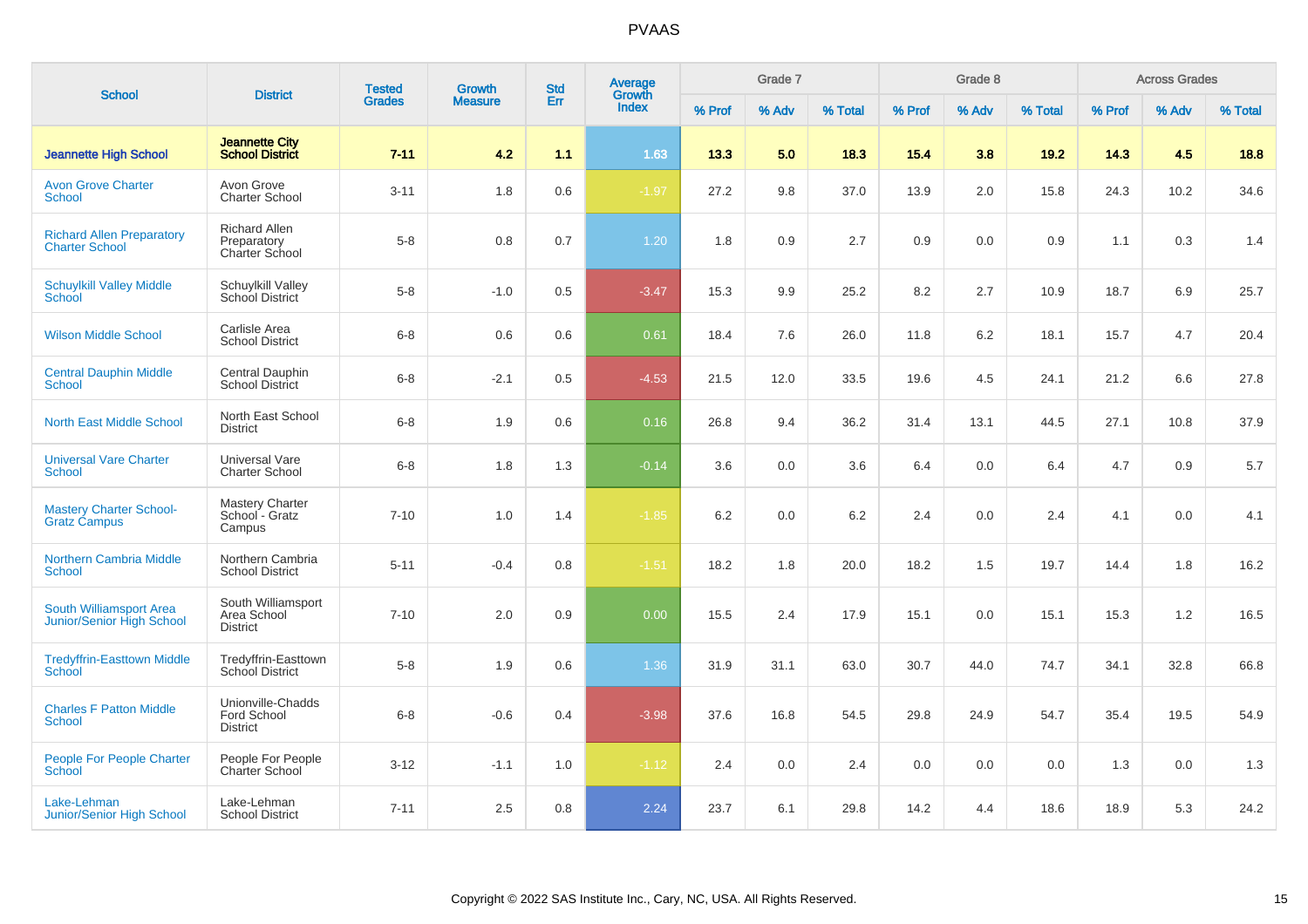# PVAAS

| School | District | Tested Grades | Growth Measure | Std Err | Average Growth Index | Grade 7 | | | Grade 8 | | | Across Grades | | |
|---|---|---|---|---|---|---|---|---|---|---|---|---|---|---|
| | | | | | | % Prof | % Adv | % Total | % Prof | % Adv | % Total | % Prof | % Adv | % Total |
| **Jeannette High School** | **Jeannette City School District** | **7-11** | **4.2** | **1.1** | **1.63** | **13.3** | **5.0** | **18.3** | **15.4** | **3.8** | **19.2** | **14.3** | **4.5** | **18.8** |
| Avon Grove Charter School | Avon Grove Charter School | 3-11 | 1.8 | 0.6 | -1.97 | 27.2 | 9.8 | 37.0 | 13.9 | 2.0 | 15.8 | 24.3 | 10.2 | 34.6 |
| Richard Allen Preparatory Charter School | Richard Allen Preparatory Charter School | 5-8 | 0.8 | 0.7 | 1.20 | 1.8 | 0.9 | 2.7 | 0.9 | 0.0 | 0.9 | 1.1 | 0.3 | 1.4 |
| Schuylkill Valley Middle School | Schuylkill Valley School District | 5-8 | -1.0 | 0.5 | -3.47 | 15.3 | 9.9 | 25.2 | 8.2 | 2.7 | 10.9 | 18.7 | 6.9 | 25.7 |
| Wilson Middle School | Carlisle Area School District | 6-8 | 0.6 | 0.6 | 0.61 | 18.4 | 7.6 | 26.0 | 11.8 | 6.2 | 18.1 | 15.7 | 4.7 | 20.4 |
| Central Dauphin Middle School | Central Dauphin School District | 6-8 | -2.1 | 0.5 | -4.53 | 21.5 | 12.0 | 33.5 | 19.6 | 4.5 | 24.1 | 21.2 | 6.6 | 27.8 |
| North East Middle School | North East School District | 6-8 | 1.9 | 0.6 | 0.16 | 26.8 | 9.4 | 36.2 | 31.4 | 13.1 | 44.5 | 27.1 | 10.8 | 37.9 |
| Universal Vare Charter School | Universal Vare Charter School | 6-8 | 1.8 | 1.3 | -0.14 | 3.6 | 0.0 | 3.6 | 6.4 | 0.0 | 6.4 | 4.7 | 0.9 | 5.7 |
| Mastery Charter School-Gratz Campus | Mastery Charter School - Gratz Campus | 7-10 | 1.0 | 1.4 | -1.85 | 6.2 | 0.0 | 6.2 | 2.4 | 0.0 | 2.4 | 4.1 | 0.0 | 4.1 |
| Northern Cambria Middle School | Northern Cambria School District | 5-11 | -0.4 | 0.8 | -1.51 | 18.2 | 1.8 | 20.0 | 18.2 | 1.5 | 19.7 | 14.4 | 1.8 | 16.2 |
| South Williamsport Area Junior/Senior High School | South Williamsport Area School District | 7-10 | 2.0 | 0.9 | 0.00 | 15.5 | 2.4 | 17.9 | 15.1 | 0.0 | 15.1 | 15.3 | 1.2 | 16.5 |
| Tredyffrin-Easttown Middle School | Tredyffrin-Easttown School District | 5-8 | 1.9 | 0.6 | 1.36 | 31.9 | 31.1 | 63.0 | 30.7 | 44.0 | 74.7 | 34.1 | 32.8 | 66.8 |
| Charles F Patton Middle School | Unionville-Chadds Ford School District | 6-8 | -0.6 | 0.4 | -3.98 | 37.6 | 16.8 | 54.5 | 29.8 | 24.9 | 54.7 | 35.4 | 19.5 | 54.9 |
| People For People Charter School | People For People Charter School | 3-12 | -1.1 | 1.0 | -1.12 | 2.4 | 0.0 | 2.4 | 0.0 | 0.0 | 0.0 | 1.3 | 0.0 | 1.3 |
| Lake-Lehman Junior/Senior High School | Lake-Lehman School District | 7-11 | 2.5 | 0.8 | 2.24 | 23.7 | 6.1 | 29.8 | 14.2 | 4.4 | 18.6 | 18.9 | 5.3 | 24.2 |

Copyright © 2022 SAS Institute Inc., Cary, NC, USA. All Rights Reserved.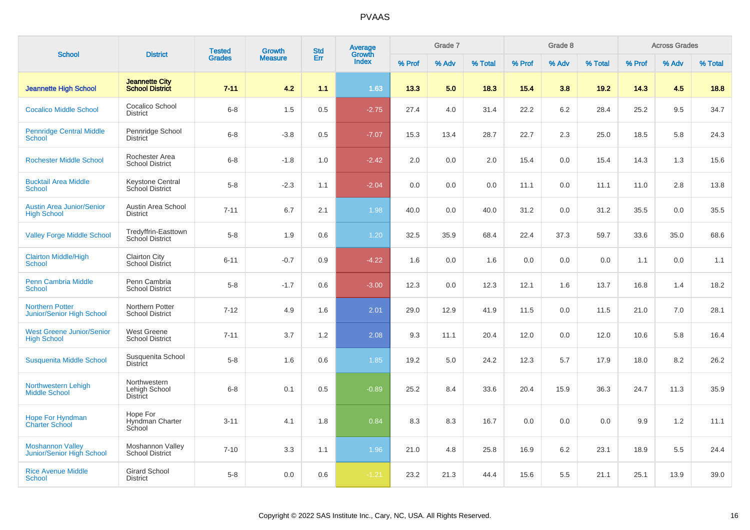# PVAAS

| School | District | Tested Grades | Growth Measure | Std Err | Average Growth Index | Grade 7 | | | Grade 8 | | | Across Grades | | |
|---|---|---|---|---|---|---|---|---|---|---|---|---|---|---|
| | | | | | | % Prof | % Adv | % Total | % Prof | % Adv | % Total | % Prof | % Adv | % Total |
| **Jeannette High School** | **Jeannette City School District** | **7-11** | **4.2** | **1.1** | **1.63** | **13.3** | **5.0** | **18.3** | **15.4** | **3.8** | **19.2** | **14.3** | **4.5** | **18.8** |
| Cocalico Middle School | Cocalico School District | 6-8 | 1.5 | 0.5 | -2.75 | 27.4 | 4.0 | 31.4 | 22.2 | 6.2 | 28.4 | 25.2 | 9.5 | 34.7 |
| Pennridge Central Middle School | Pennridge School District | 6-8 | -3.8 | 0.5 | -7.07 | 15.3 | 13.4 | 28.7 | 22.7 | 2.3 | 25.0 | 18.5 | 5.8 | 24.3 |
| Rochester Middle School | Rochester Area School District | 6-8 | -1.8 | 1.0 | -2.42 | 2.0 | 0.0 | 2.0 | 15.4 | 0.0 | 15.4 | 14.3 | 1.3 | 15.6 |
| Bucktail Area Middle School | Keystone Central School District | 5-8 | -2.3 | 1.1 | -2.04 | 0.0 | 0.0 | 0.0 | 11.1 | 0.0 | 11.1 | 11.0 | 2.8 | 13.8 |
| Austin Area Junior/Senior High School | Austin Area School District | 7-11 | 6.7 | 2.1 | 1.98 | 40.0 | 0.0 | 40.0 | 31.2 | 0.0 | 31.2 | 35.5 | 0.0 | 35.5 |
| Valley Forge Middle School | Tredyffrin-Easttown School District | 5-8 | 1.9 | 0.6 | 1.20 | 32.5 | 35.9 | 68.4 | 22.4 | 37.3 | 59.7 | 33.6 | 35.0 | 68.6 |
| Clairton Middle/High School | Clairton City School District | 6-11 | -0.7 | 0.9 | -4.22 | 1.6 | 0.0 | 1.6 | 0.0 | 0.0 | 0.0 | 1.1 | 0.0 | 1.1 |
| Penn Cambria Middle School | Penn Cambria School District | 5-8 | -1.7 | 0.6 | -3.00 | 12.3 | 0.0 | 12.3 | 12.1 | 1.6 | 13.7 | 16.8 | 1.4 | 18.2 |
| Northern Potter Junior/Senior High School | Northern Potter School District | 7-12 | 4.9 | 1.6 | 2.01 | 29.0 | 12.9 | 41.9 | 11.5 | 0.0 | 11.5 | 21.0 | 7.0 | 28.1 |
| West Greene Junior/Senior High School | West Greene School District | 7-11 | 3.7 | 1.2 | 2.08 | 9.3 | 11.1 | 20.4 | 12.0 | 0.0 | 12.0 | 10.6 | 5.8 | 16.4 |
| Susquenita Middle School | Susquenita School District | 5-8 | 1.6 | 0.6 | 1.85 | 19.2 | 5.0 | 24.2 | 12.3 | 5.7 | 17.9 | 18.0 | 8.2 | 26.2 |
| Northwestern Lehigh Middle School | Northwestern Lehigh School District | 6-8 | 0.1 | 0.5 | -0.89 | 25.2 | 8.4 | 33.6 | 20.4 | 15.9 | 36.3 | 24.7 | 11.3 | 35.9 |
| Hope For Hyndman Charter School | Hope For Hyndman Charter School | 3-11 | 4.1 | 1.8 | 0.84 | 8.3 | 8.3 | 16.7 | 0.0 | 0.0 | 0.0 | 9.9 | 1.2 | 11.1 |
| Moshannon Valley Junior/Senior High School | Moshannon Valley School District | 7-10 | 3.3 | 1.1 | 1.96 | 21.0 | 4.8 | 25.8 | 16.9 | 6.2 | 23.1 | 18.9 | 5.5 | 24.4 |
| Rice Avenue Middle School | Girard School District | 5-8 | 0.0 | 0.6 | -1.21 | 23.2 | 21.3 | 44.4 | 15.6 | 5.5 | 21.1 | 25.1 | 13.9 | 39.0 |

Copyright © 2022 SAS Institute Inc., Cary, NC, USA. All Rights Reserved.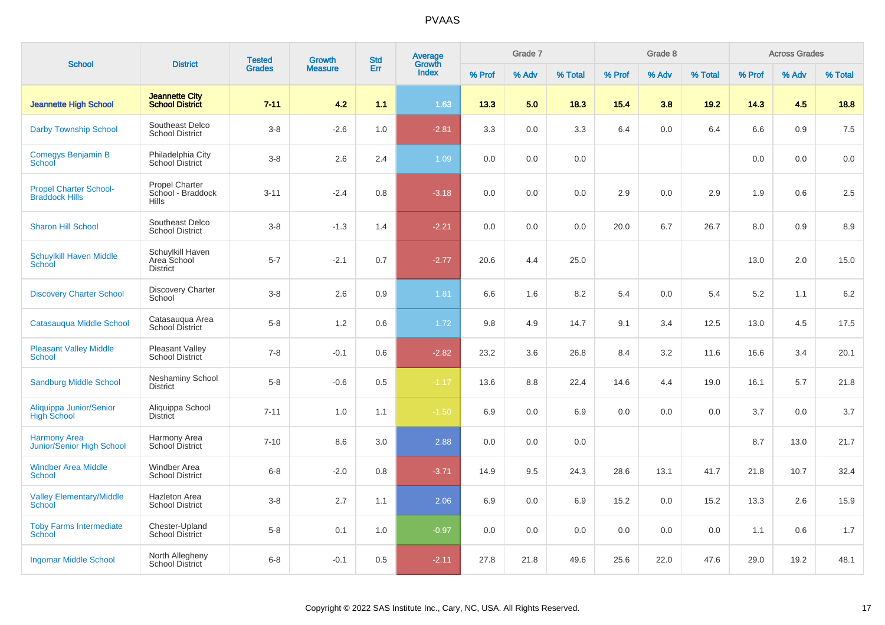PVAAS

| School | District | Tested Grades | Growth Measure | Std Err | Average Growth Index | Grade 7 | | | Grade 8 | | | Across Grades | | |
|---|---|---|---|---|---|---|---|---|---|---|---|---|---|---|
| | | | | | | % Prof | % Adv | % Total | % Prof | % Adv | % Total | % Prof | % Adv | % Total |
| **Jeannette High School** | **Jeannette City School District** | **7-11** | **4.2** | **1.1** | **1.63** | **13.3** | **5.0** | **18.3** | **15.4** | **3.8** | **19.2** | **14.3** | **4.5** | **18.8** |
| Darby Township School | Southeast Delco School District | 3-8 | -2.6 | 1.0 | -2.81 | 3.3 | 0.0 | 3.3 | 6.4 | 0.0 | 6.4 | 6.6 | 0.9 | 7.5 |
| Comegys Benjamin B School | Philadelphia City School District | 3-8 | 2.6 | 2.4 | 1.09 | 0.0 | 0.0 | 0.0 | | | | 0.0 | 0.0 | 0.0 |
| Propel Charter School-Braddock Hills | Propel Charter School - Braddock Hills | 3-11 | -2.4 | 0.8 | -3.18 | 0.0 | 0.0 | 0.0 | 2.9 | 0.0 | 2.9 | 1.9 | 0.6 | 2.5 |
| Sharon Hill School | Southeast Delco School District | 3-8 | -1.3 | 1.4 | -2.21 | 0.0 | 0.0 | 0.0 | 20.0 | 6.7 | 26.7 | 8.0 | 0.9 | 8.9 |
| Schuylkill Haven Middle School | Schuylkill Haven Area School District | 5-7 | -2.1 | 0.7 | -2.77 | 20.6 | 4.4 | 25.0 | | | | 13.0 | 2.0 | 15.0 |
| Discovery Charter School | Discovery Charter School | 3-8 | 2.6 | 0.9 | 1.81 | 6.6 | 1.6 | 8.2 | 5.4 | 0.0 | 5.4 | 5.2 | 1.1 | 6.2 |
| Catasauqua Middle School | Catasauqua Area School District | 5-8 | 1.2 | 0.6 | 1.72 | 9.8 | 4.9 | 14.7 | 9.1 | 3.4 | 12.5 | 13.0 | 4.5 | 17.5 |
| Pleasant Valley Middle School | Pleasant Valley School District | 7-8 | -0.1 | 0.6 | -2.82 | 23.2 | 3.6 | 26.8 | 8.4 | 3.2 | 11.6 | 16.6 | 3.4 | 20.1 |
| Sandburg Middle School | Neshaminy School District | 5-8 | -0.6 | 0.5 | -1.17 | 13.6 | 8.8 | 22.4 | 14.6 | 4.4 | 19.0 | 16.1 | 5.7 | 21.8 |
| Aliquippa Junior/Senior High School | Aliquippa School District | 7-11 | 1.0 | 1.1 | -1.50 | 6.9 | 0.0 | 6.9 | 0.0 | 0.0 | 0.0 | 3.7 | 0.0 | 3.7 |
| Harmony Area Junior/Senior High School | Harmony Area School District | 7-10 | 8.6 | 3.0 | 2.88 | 0.0 | 0.0 | 0.0 | | | | 8.7 | 13.0 | 21.7 |
| Windber Area Middle School | Windber Area School District | 6-8 | -2.0 | 0.8 | -3.71 | 14.9 | 9.5 | 24.3 | 28.6 | 13.1 | 41.7 | 21.8 | 10.7 | 32.4 |
| Valley Elementary/Middle School | Hazleton Area School District | 3-8 | 2.7 | 1.1 | 2.06 | 6.9 | 0.0 | 6.9 | 15.2 | 0.0 | 15.2 | 13.3 | 2.6 | 15.9 |
| Toby Farms Intermediate School | Chester-Upland School District | 5-8 | 0.1 | 1.0 | -0.97 | 0.0 | 0.0 | 0.0 | 0.0 | 0.0 | 0.0 | 1.1 | 0.6 | 1.7 |
| Ingomar Middle School | North Allegheny School District | 6-8 | -0.1 | 0.5 | -2.11 | 27.8 | 21.8 | 49.6 | 25.6 | 22.0 | 47.6 | 29.0 | 19.2 | 48.1 |

Copyright © 2022 SAS Institute Inc., Cary, NC, USA. All Rights Reserved.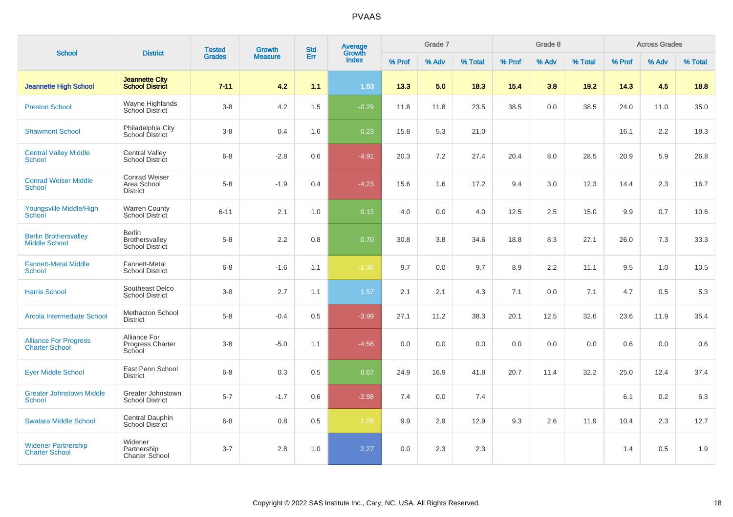# PVAAS

| School | District | Tested Grades | Growth Measure | Std Err | Average Growth Index | Grade 7 | | | Grade 8 | | | Across Grades | | |
|---|---|---|---|---|---|---|---|---|---|---|---|---|---|---|
| | | | | | | % Prof | % Adv | % Total | % Prof | % Adv | % Total | % Prof | % Adv | % Total |
| **Jeannette High School** | **Jeannette City School District** | **7-11** | **4.2** | **1.1** | **1.63** | **13.3** | **5.0** | **18.3** | **15.4** | **3.8** | **19.2** | **14.3** | **4.5** | **18.8** |
| Preston School | Wayne Highlands School District | 3-8 | 4.2 | 1.5 | -0.29 | 11.8 | 11.8 | 23.5 | 38.5 | 0.0 | 38.5 | 24.0 | 11.0 | 35.0 |
| Shawmont School | Philadelphia City School District | 3-8 | 0.4 | 1.6 | 0.23 | 15.8 | 5.3 | 21.0 | | | | 16.1 | 2.2 | 18.3 |
| Central Valley Middle School | Central Valley School District | 6-8 | -2.8 | 0.6 | -4.91 | 20.3 | 7.2 | 27.4 | 20.4 | 8.0 | 28.5 | 20.9 | 5.9 | 26.8 |
| Conrad Weiser Middle School | Conrad Weiser Area School District | 5-8 | -1.9 | 0.4 | -4.23 | 15.6 | 1.6 | 17.2 | 9.4 | 3.0 | 12.3 | 14.4 | 2.3 | 16.7 |
| Youngsville Middle/High School | Warren County School District | 6-11 | 2.1 | 1.0 | 0.13 | 4.0 | 0.0 | 4.0 | 12.5 | 2.5 | 15.0 | 9.9 | 0.7 | 10.6 |
| Berlin Brothersvalley Middle School | Berlin Brothersvalley School District | 5-8 | 2.2 | 0.8 | 0.70 | 30.8 | 3.8 | 34.6 | 18.8 | 8.3 | 27.1 | 26.0 | 7.3 | 33.3 |
| Fannett-Metal Middle School | Fannett-Metal School District | 6-8 | -1.6 | 1.1 | -1.36 | 9.7 | 0.0 | 9.7 | 8.9 | 2.2 | 11.1 | 9.5 | 1.0 | 10.5 |
| Harris School | Southeast Delco School District | 3-8 | 2.7 | 1.1 | 1.57 | 2.1 | 2.1 | 4.3 | 7.1 | 0.0 | 7.1 | 4.7 | 0.5 | 5.3 |
| Arcola Intermediate School | Methacton School District | 5-8 | -0.4 | 0.5 | -3.99 | 27.1 | 11.2 | 38.3 | 20.1 | 12.5 | 32.6 | 23.6 | 11.9 | 35.4 |
| Alliance For Progress Charter School | Alliance For Progress Charter School | 3-8 | -5.0 | 1.1 | -4.56 | 0.0 | 0.0 | 0.0 | 0.0 | 0.0 | 0.0 | 0.6 | 0.0 | 0.6 |
| Eyer Middle School | East Penn School District | 6-8 | 0.3 | 0.5 | 0.67 | 24.9 | 16.9 | 41.8 | 20.7 | 11.4 | 32.2 | 25.0 | 12.4 | 37.4 |
| Greater Johnstown Middle School | Greater Johnstown School District | 5-7 | -1.7 | 0.6 | -2.98 | 7.4 | 0.0 | 7.4 | | | | 6.1 | 0.2 | 6.3 |
| Swatara Middle School | Central Dauphin School District | 6-8 | 0.8 | 0.5 | -1.26 | 9.9 | 2.9 | 12.9 | 9.3 | 2.6 | 11.9 | 10.4 | 2.3 | 12.7 |
| Widener Partnership Charter School | Widener Partnership Charter School | 3-7 | 2.8 | 1.0 | 2.27 | 0.0 | 2.3 | 2.3 | | | | 1.4 | 0.5 | 1.9 |

Copyright © 2022 SAS Institute Inc., Cary, NC, USA. All Rights Reserved.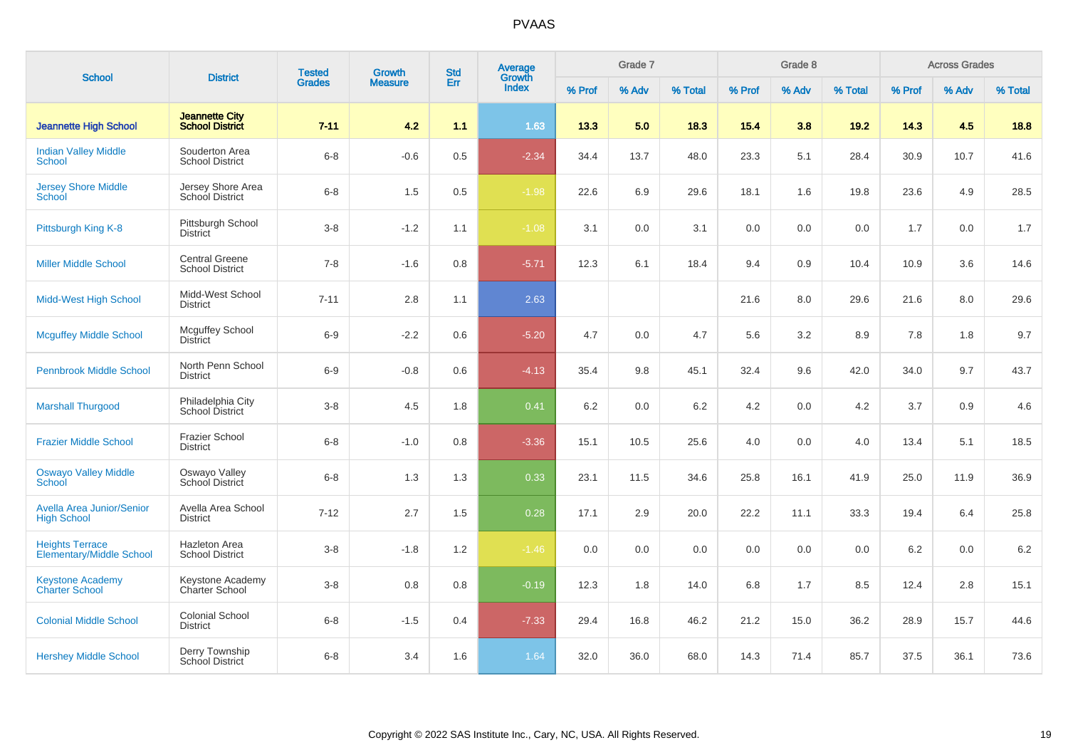# PVAAS

| School | District | Tested Grades | Growth Measure | Std Err | Average Growth Index | Grade 7 | | | Grade 8 | | | Across Grades | | |
|---|---|---|---|---|---|---|---|---|---|---|---|---|---|---|
| | | | | | | % Prof | % Adv | % Total | % Prof | % Adv | % Total | % Prof | % Adv | % Total |
| **Jeannette High School** | **Jeannette City School District** | **7-11** | **4.2** | **1.1** | **1.63** | **13.3** | **5.0** | **18.3** | **15.4** | **3.8** | **19.2** | **14.3** | **4.5** | **18.8** |
| Indian Valley Middle School | Souderton Area School District | 6-8 | -0.6 | 0.5 | -2.34 | 34.4 | 13.7 | 48.0 | 23.3 | 5.1 | 28.4 | 30.9 | 10.7 | 41.6 |
| Jersey Shore Middle School | Jersey Shore Area School District | 6-8 | 1.5 | 0.5 | -1.98 | 22.6 | 6.9 | 29.6 | 18.1 | 1.6 | 19.8 | 23.6 | 4.9 | 28.5 |
| Pittsburgh King K-8 | Pittsburgh School District | 3-8 | -1.2 | 1.1 | -1.08 | 3.1 | 0.0 | 3.1 | 0.0 | 0.0 | 0.0 | 1.7 | 0.0 | 1.7 |
| Miller Middle School | Central Greene School District | 7-8 | -1.6 | 0.8 | -5.71 | 12.3 | 6.1 | 18.4 | 9.4 | 0.9 | 10.4 | 10.9 | 3.6 | 14.6 |
| Midd-West High School | Midd-West School District | 7-11 | 2.8 | 1.1 | 2.63 | | | | 21.6 | 8.0 | 29.6 | 21.6 | 8.0 | 29.6 |
| Mcguffey Middle School | Mcguffey School District | 6-9 | -2.2 | 0.6 | -5.20 | 4.7 | 0.0 | 4.7 | 5.6 | 3.2 | 8.9 | 7.8 | 1.8 | 9.7 |
| Pennbrook Middle School | North Penn School District | 6-9 | -0.8 | 0.6 | -4.13 | 35.4 | 9.8 | 45.1 | 32.4 | 9.6 | 42.0 | 34.0 | 9.7 | 43.7 |
| Marshall Thurgood | Philadelphia City School District | 3-8 | 4.5 | 1.8 | 0.41 | 6.2 | 0.0 | 6.2 | 4.2 | 0.0 | 4.2 | 3.7 | 0.9 | 4.6 |
| Frazier Middle School | Frazier School District | 6-8 | -1.0 | 0.8 | -3.36 | 15.1 | 10.5 | 25.6 | 4.0 | 0.0 | 4.0 | 13.4 | 5.1 | 18.5 |
| Oswayo Valley Middle School | Oswayo Valley School District | 6-8 | 1.3 | 1.3 | 0.33 | 23.1 | 11.5 | 34.6 | 25.8 | 16.1 | 41.9 | 25.0 | 11.9 | 36.9 |
| Avella Area Junior/Senior High School | Avella Area School District | 7-12 | 2.7 | 1.5 | 0.28 | 17.1 | 2.9 | 20.0 | 22.2 | 11.1 | 33.3 | 19.4 | 6.4 | 25.8 |
| Heights Terrace Elementary/Middle School | Hazleton Area School District | 3-8 | -1.8 | 1.2 | -1.46 | 0.0 | 0.0 | 0.0 | 0.0 | 0.0 | 0.0 | 6.2 | 0.0 | 6.2 |
| Keystone Academy Charter School | Keystone Academy Charter School | 3-8 | 0.8 | 0.8 | -0.19 | 12.3 | 1.8 | 14.0 | 6.8 | 1.7 | 8.5 | 12.4 | 2.8 | 15.1 |
| Colonial Middle School | Colonial School District | 6-8 | -1.5 | 0.4 | -7.33 | 29.4 | 16.8 | 46.2 | 21.2 | 15.0 | 36.2 | 28.9 | 15.7 | 44.6 |
| Hershey Middle School | Derry Township School District | 6-8 | 3.4 | 1.6 | 1.64 | 32.0 | 36.0 | 68.0 | 14.3 | 71.4 | 85.7 | 37.5 | 36.1 | 73.6 |

Copyright © 2022 SAS Institute Inc., Cary, NC, USA. All Rights Reserved.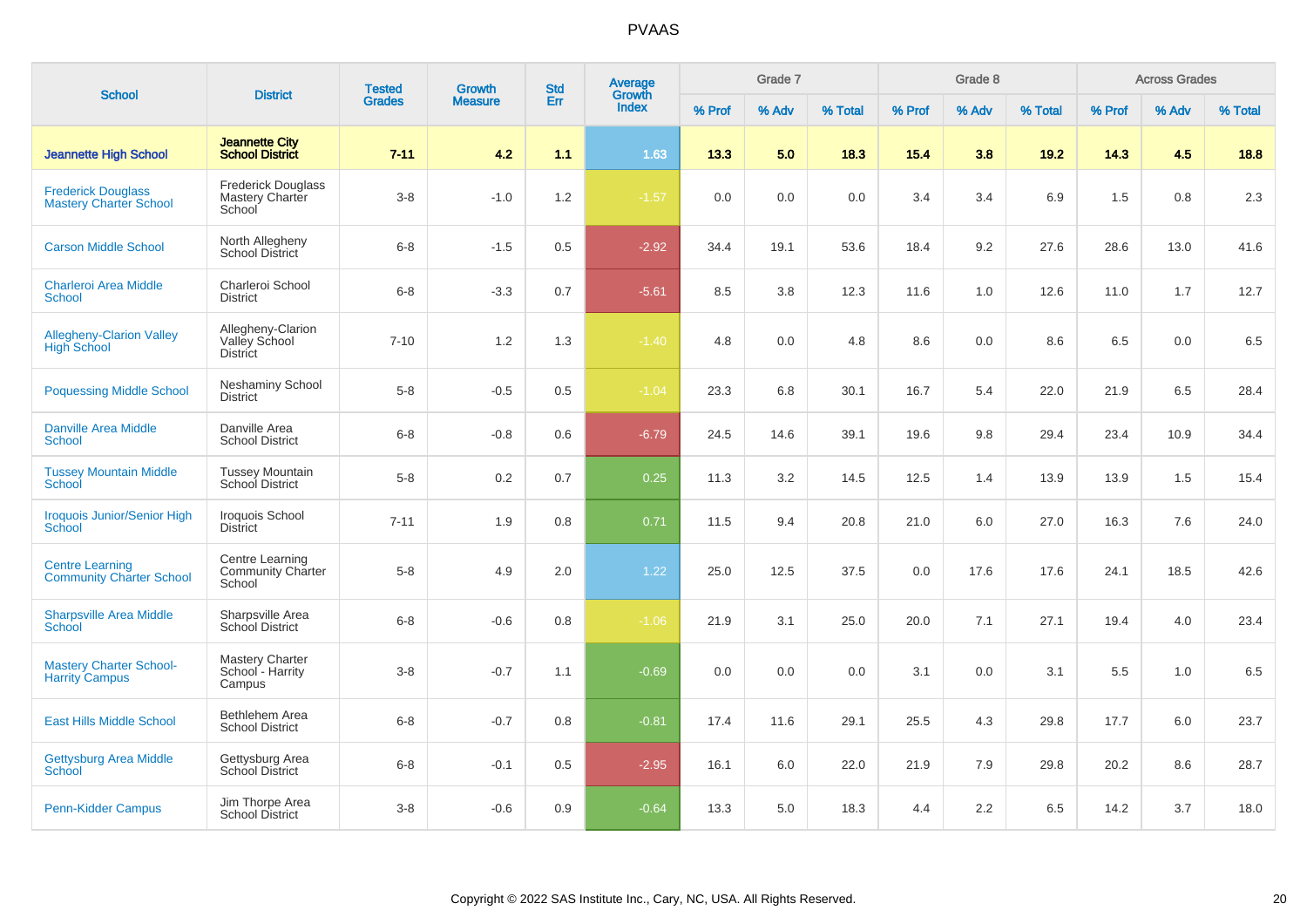# PVAAS

| School | District | Tested Grades | Growth Measure | Std Err | Average Growth Index | Grade 7 | | | Grade 8 | | | Across Grades | | |
|---|---|---|---|---|---|---|---|---|---|---|---|---|---|---|
| | | | | | | % Prof | % Adv | % Total | % Prof | % Adv | % Total | % Prof | % Adv | % Total |
| **Jeannette High School** | **Jeannette City School District** | **7-11** | **4.2** | **1.1** | **1.63** | **13.3** | **5.0** | **18.3** | **15.4** | **3.8** | **19.2** | **14.3** | **4.5** | **18.8** |
| Frederick Douglass Mastery Charter School | Frederick Douglass Mastery Charter School | 3-8 | -1.0 | 1.2 | -1.57 | 0.0 | 0.0 | 0.0 | 3.4 | 3.4 | 6.9 | 1.5 | 0.8 | 2.3 |
| Carson Middle School | North Allegheny School District | 6-8 | -1.5 | 0.5 | -2.92 | 34.4 | 19.1 | 53.6 | 18.4 | 9.2 | 27.6 | 28.6 | 13.0 | 41.6 |
| Charleroi Area Middle School | Charleroi School District | 6-8 | -3.3 | 0.7 | -5.61 | 8.5 | 3.8 | 12.3 | 11.6 | 1.0 | 12.6 | 11.0 | 1.7 | 12.7 |
| Allegheny-Clarion Valley High School | Allegheny-Clarion Valley School District | 7-10 | 1.2 | 1.3 | -1.40 | 4.8 | 0.0 | 4.8 | 8.6 | 0.0 | 8.6 | 6.5 | 0.0 | 6.5 |
| Poquessing Middle School | Neshaminy School District | 5-8 | -0.5 | 0.5 | -1.04 | 23.3 | 6.8 | 30.1 | 16.7 | 5.4 | 22.0 | 21.9 | 6.5 | 28.4 |
| Danville Area Middle School | Danville Area School District | 6-8 | -0.8 | 0.6 | -6.79 | 24.5 | 14.6 | 39.1 | 19.6 | 9.8 | 29.4 | 23.4 | 10.9 | 34.4 |
| Tussey Mountain Middle School | Tussey Mountain School District | 5-8 | 0.2 | 0.7 | 0.25 | 11.3 | 3.2 | 14.5 | 12.5 | 1.4 | 13.9 | 13.9 | 1.5 | 15.4 |
| Iroquois Junior/Senior High School | Iroquois School District | 7-11 | 1.9 | 0.8 | 0.71 | 11.5 | 9.4 | 20.8 | 21.0 | 6.0 | 27.0 | 16.3 | 7.6 | 24.0 |
| Centre Learning Community Charter School | Centre Learning Community Charter School | 5-8 | 4.9 | 2.0 | 1.22 | 25.0 | 12.5 | 37.5 | 0.0 | 17.6 | 17.6 | 24.1 | 18.5 | 42.6 |
| Sharpsville Area Middle School | Sharpsville Area School District | 6-8 | -0.6 | 0.8 | -1.06 | 21.9 | 3.1 | 25.0 | 20.0 | 7.1 | 27.1 | 19.4 | 4.0 | 23.4 |
| Mastery Charter School-Harrity Campus | Mastery Charter School - Harrity Campus | 3-8 | -0.7 | 1.1 | -0.69 | 0.0 | 0.0 | 0.0 | 3.1 | 0.0 | 3.1 | 5.5 | 1.0 | 6.5 |
| East Hills Middle School | Bethlehem Area School District | 6-8 | -0.7 | 0.8 | -0.81 | 17.4 | 11.6 | 29.1 | 25.5 | 4.3 | 29.8 | 17.7 | 6.0 | 23.7 |
| Gettysburg Area Middle School | Gettysburg Area School District | 6-8 | -0.1 | 0.5 | -2.95 | 16.1 | 6.0 | 22.0 | 21.9 | 7.9 | 29.8 | 20.2 | 8.6 | 28.7 |
| Penn-Kidder Campus | Jim Thorpe Area School District | 3-8 | -0.6 | 0.9 | -0.64 | 13.3 | 5.0 | 18.3 | 4.4 | 2.2 | 6.5 | 14.2 | 3.7 | 18.0 |

Copyright © 2022 SAS Institute Inc., Cary, NC, USA. All Rights Reserved.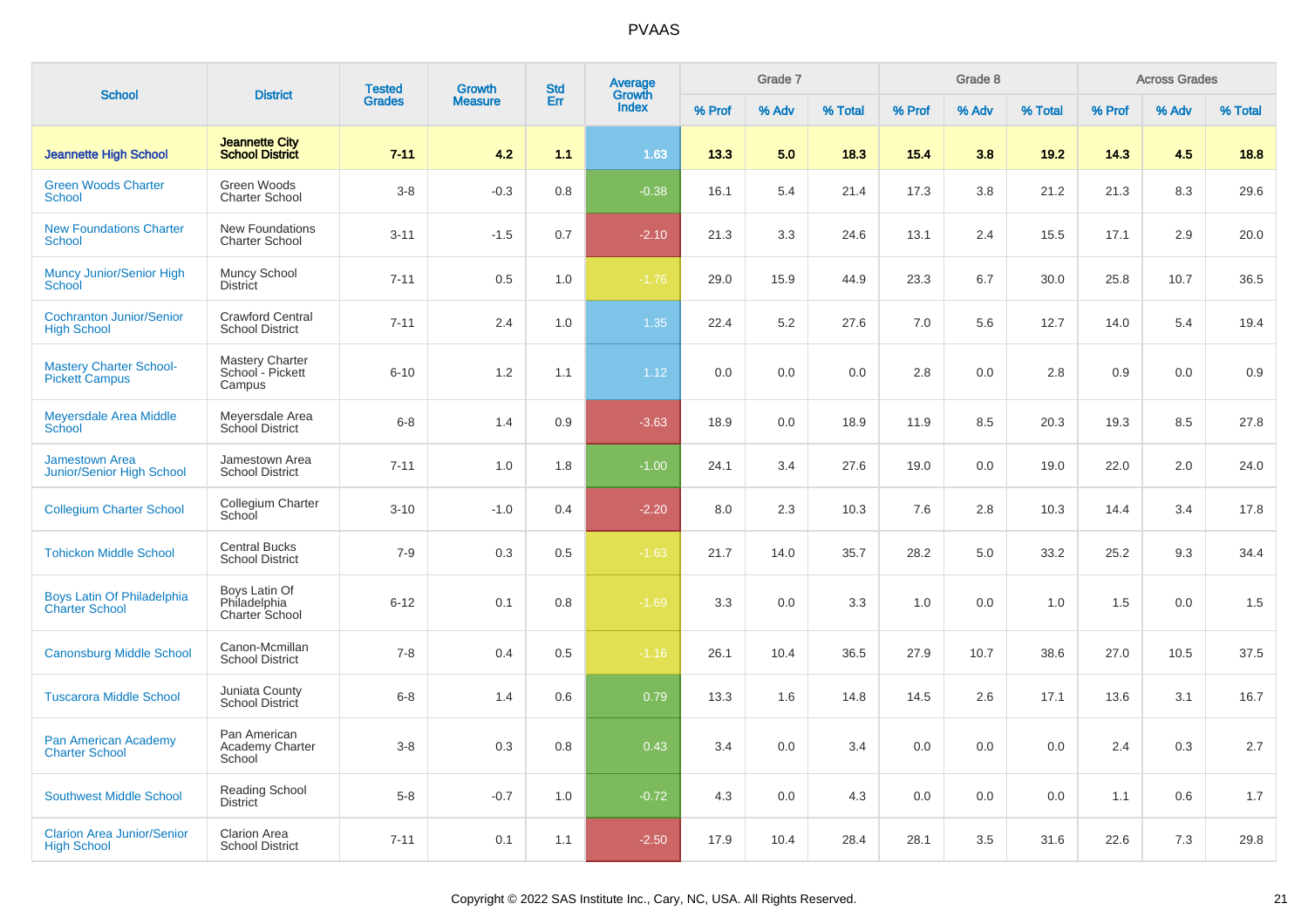# PVAAS

| School | District | Tested Grades | Growth Measure | Std Err | Average Growth Index | Grade 7 | | | Grade 8 | | | Across Grades | | |
|---|---|---|---|---|---|---|---|---|---|---|---|---|---|---|
| | | | | | | % Prof | % Adv | % Total | % Prof | % Adv | % Total | % Prof | % Adv | % Total |
| **Jeannette High School** | **Jeannette City School District** | **7-11** | **4.2** | **1.1** | **1.63** | **13.3** | **5.0** | **18.3** | **15.4** | **3.8** | **19.2** | **14.3** | **4.5** | **18.8** |
| Green Woods Charter School | Green Woods Charter School | 3-8 | -0.3 | 0.8 | -0.38 | 16.1 | 5.4 | 21.4 | 17.3 | 3.8 | 21.2 | 21.3 | 8.3 | 29.6 |
| New Foundations Charter School | New Foundations Charter School | 3-11 | -1.5 | 0.7 | -2.10 | 21.3 | 3.3 | 24.6 | 13.1 | 2.4 | 15.5 | 17.1 | 2.9 | 20.0 |
| Muncy Junior/Senior High School | Muncy School District | 7-11 | 0.5 | 1.0 | -1.76 | 29.0 | 15.9 | 44.9 | 23.3 | 6.7 | 30.0 | 25.8 | 10.7 | 36.5 |
| Cochranton Junior/Senior High School | Crawford Central School District | 7-11 | 2.4 | 1.0 | 1.35 | 22.4 | 5.2 | 27.6 | 7.0 | 5.6 | 12.7 | 14.0 | 5.4 | 19.4 |
| Mastery Charter School-Pickett Campus | Mastery Charter School - Pickett Campus | 6-10 | 1.2 | 1.1 | 1.12 | 0.0 | 0.0 | 0.0 | 2.8 | 0.0 | 2.8 | 0.9 | 0.0 | 0.9 |
| Meyersdale Area Middle School | Meyersdale Area School District | 6-8 | 1.4 | 0.9 | -3.63 | 18.9 | 0.0 | 18.9 | 11.9 | 8.5 | 20.3 | 19.3 | 8.5 | 27.8 |
| Jamestown Area Junior/Senior High School | Jamestown Area School District | 7-11 | 1.0 | 1.8 | -1.00 | 24.1 | 3.4 | 27.6 | 19.0 | 0.0 | 19.0 | 22.0 | 2.0 | 24.0 |
| Collegium Charter School | Collegium Charter School | 3-10 | -1.0 | 0.4 | -2.20 | 8.0 | 2.3 | 10.3 | 7.6 | 2.8 | 10.3 | 14.4 | 3.4 | 17.8 |
| Tohickon Middle School | Central Bucks School District | 7-9 | 0.3 | 0.5 | -1.63 | 21.7 | 14.0 | 35.7 | 28.2 | 5.0 | 33.2 | 25.2 | 9.3 | 34.4 |
| Boys Latin Of Philadelphia Charter School | Boys Latin Of Philadelphia Charter School | 6-12 | 0.1 | 0.8 | -1.69 | 3.3 | 0.0 | 3.3 | 1.0 | 0.0 | 1.0 | 1.5 | 0.0 | 1.5 |
| Canonsburg Middle School | Canon-Mcmillan School District | 7-8 | 0.4 | 0.5 | -1.16 | 26.1 | 10.4 | 36.5 | 27.9 | 10.7 | 38.6 | 27.0 | 10.5 | 37.5 |
| Tuscarora Middle School | Juniata County School District | 6-8 | 1.4 | 0.6 | 0.79 | 13.3 | 1.6 | 14.8 | 14.5 | 2.6 | 17.1 | 13.6 | 3.1 | 16.7 |
| Pan American Academy Charter School | Pan American Academy Charter School | 3-8 | 0.3 | 0.8 | 0.43 | 3.4 | 0.0 | 3.4 | 0.0 | 0.0 | 0.0 | 2.4 | 0.3 | 2.7 |
| Southwest Middle School | Reading School District | 5-8 | -0.7 | 1.0 | -0.72 | 4.3 | 0.0 | 4.3 | 0.0 | 0.0 | 0.0 | 1.1 | 0.6 | 1.7 |
| Clarion Area Junior/Senior High School | Clarion Area School District | 7-11 | 0.1 | 1.1 | -2.50 | 17.9 | 10.4 | 28.4 | 28.1 | 3.5 | 31.6 | 22.6 | 7.3 | 29.8 |

Copyright © 2022 SAS Institute Inc., Cary, NC, USA. All Rights Reserved.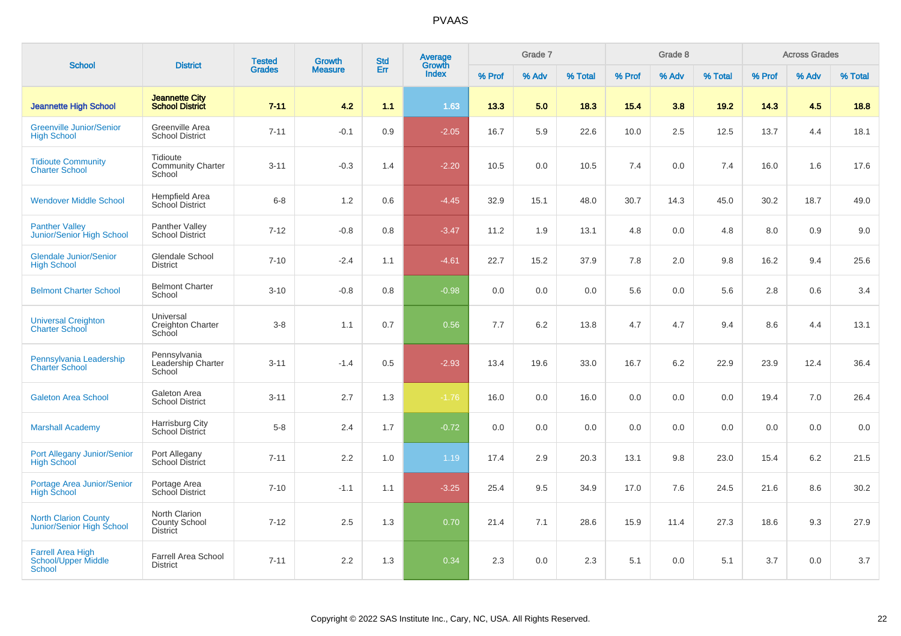| School | District | Tested Grades | Growth Measure | Std Err | Average Growth Index | Grade 7 | | | Grade 8 | | | Across Grades | | |
|---|---|---|---|---|---|---|---|---|---|---|---|---|---|---|
| | | | | | | % Prof | % Adv | % Total | % Prof | % Adv | % Total | % Prof | % Adv | % Total |
| **Jeannette High School** | **Jeannette City School District** | **7-11** | **4.2** | **1.1** | **1.63** | **13.3** | **5.0** | **18.3** | **15.4** | **3.8** | **19.2** | **14.3** | **4.5** | **18.8** |
| Greenville Junior/Senior High School | Greenville Area School District | 7-11 | -0.1 | 0.9 | -2.05 | 16.7 | 5.9 | 22.6 | 10.0 | 2.5 | 12.5 | 13.7 | 4.4 | 18.1 |
| Tidioute Community Charter School | Tidioute Community Charter School | 3-11 | -0.3 | 1.4 | -2.20 | 10.5 | 0.0 | 10.5 | 7.4 | 0.0 | 7.4 | 16.0 | 1.6 | 17.6 |
| Wendover Middle School | Hempfield Area School District | 6-8 | 1.2 | 0.6 | -4.45 | 32.9 | 15.1 | 48.0 | 30.7 | 14.3 | 45.0 | 30.2 | 18.7 | 49.0 |
| Panther Valley Junior/Senior High School | Panther Valley School District | 7-12 | -0.8 | 0.8 | -3.47 | 11.2 | 1.9 | 13.1 | 4.8 | 0.0 | 4.8 | 8.0 | 0.9 | 9.0 |
| Glendale Junior/Senior High School | Glendale School District | 7-10 | -2.4 | 1.1 | -4.61 | 22.7 | 15.2 | 37.9 | 7.8 | 2.0 | 9.8 | 16.2 | 9.4 | 25.6 |
| Belmont Charter School | Belmont Charter School | 3-10 | -0.8 | 0.8 | -0.98 | 0.0 | 0.0 | 0.0 | 5.6 | 0.0 | 5.6 | 2.8 | 0.6 | 3.4 |
| Universal Creighton Charter School | Universal Creighton Charter School | 3-8 | 1.1 | 0.7 | 0.56 | 7.7 | 6.2 | 13.8 | 4.7 | 4.7 | 9.4 | 8.6 | 4.4 | 13.1 |
| Pennsylvania Leadership Charter School | Pennsylvania Leadership Charter School | 3-11 | -1.4 | 0.5 | -2.93 | 13.4 | 19.6 | 33.0 | 16.7 | 6.2 | 22.9 | 23.9 | 12.4 | 36.4 |
| Galeton Area School | Galeton Area School District | 3-11 | 2.7 | 1.3 | -1.76 | 16.0 | 0.0 | 16.0 | 0.0 | 0.0 | 0.0 | 19.4 | 7.0 | 26.4 |
| Marshall Academy | Harrisburg City School District | 5-8 | 2.4 | 1.7 | -0.72 | 0.0 | 0.0 | 0.0 | 0.0 | 0.0 | 0.0 | 0.0 | 0.0 | 0.0 |
| Port Allegany Junior/Senior High School | Port Allegany School District | 7-11 | 2.2 | 1.0 | 1.19 | 17.4 | 2.9 | 20.3 | 13.1 | 9.8 | 23.0 | 15.4 | 6.2 | 21.5 |
| Portage Area Junior/Senior High School | Portage Area School District | 7-10 | -1.1 | 1.1 | -3.25 | 25.4 | 9.5 | 34.9 | 17.0 | 7.6 | 24.5 | 21.6 | 8.6 | 30.2 |
| North Clarion County Junior/Senior High School | North Clarion County School District | 7-12 | 2.5 | 1.3 | 0.70 | 21.4 | 7.1 | 28.6 | 15.9 | 11.4 | 27.3 | 18.6 | 9.3 | 27.9 |
| Farrell Area High School/Upper Middle School | Farrell Area School District | 7-11 | 2.2 | 1.3 | 0.34 | 2.3 | 0.0 | 2.3 | 5.1 | 0.0 | 5.1 | 3.7 | 0.0 | 3.7 |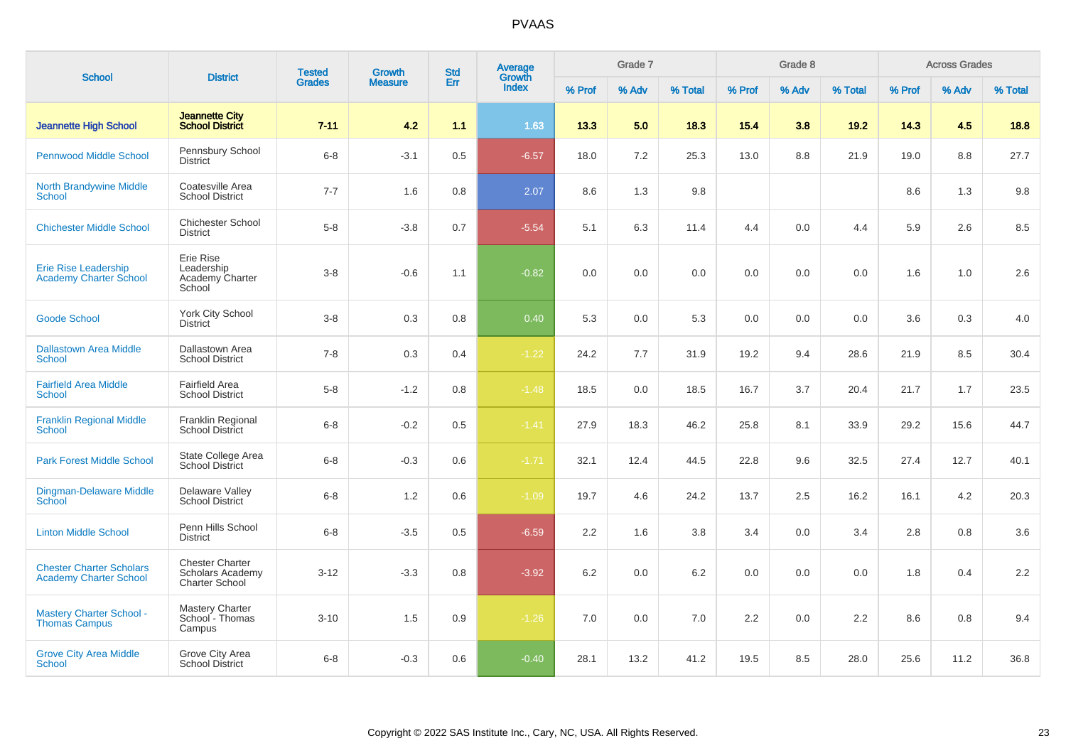# PVAAS

| School | District | Tested Grades | Growth Measure | Std Err | Average Growth Index | Grade 7 | | | Grade 8 | | | Across Grades | | |
|---|---|---|---|---|---|---|---|---|---|---|---|---|---|---|
| | | | | | | % Prof | % Adv | % Total | % Prof | % Adv | % Total | % Prof | % Adv | % Total |
| **Jeannette High School** | **Jeannette City School District** | **7-11** | **4.2** | **1.1** | **1.63** | **13.3** | **5.0** | **18.3** | **15.4** | **3.8** | **19.2** | **14.3** | **4.5** | **18.8** |
| Pennwood Middle School | Pennsbury School District | 6-8 | -3.1 | 0.5 | -6.57 | 18.0 | 7.2 | 25.3 | 13.0 | 8.8 | 21.9 | 19.0 | 8.8 | 27.7 |
| North Brandywine Middle School | Coatesville Area School District | 7-7 | 1.6 | 0.8 | 2.07 | 8.6 | 1.3 | 9.8 | | | | 8.6 | 1.3 | 9.8 |
| Chichester Middle School | Chichester School District | 5-8 | -3.8 | 0.7 | -5.54 | 5.1 | 6.3 | 11.4 | 4.4 | 0.0 | 4.4 | 5.9 | 2.6 | 8.5 |
| Erie Rise Leadership Academy Charter School | Erie Rise Leadership Academy Charter School | 3-8 | -0.6 | 1.1 | -0.82 | 0.0 | 0.0 | 0.0 | 0.0 | 0.0 | 0.0 | 1.6 | 1.0 | 2.6 |
| Goode School | York City School District | 3-8 | 0.3 | 0.8 | 0.40 | 5.3 | 0.0 | 5.3 | 0.0 | 0.0 | 0.0 | 3.6 | 0.3 | 4.0 |
| Dallastown Area Middle School | Dallastown Area School District | 7-8 | 0.3 | 0.4 | -1.22 | 24.2 | 7.7 | 31.9 | 19.2 | 9.4 | 28.6 | 21.9 | 8.5 | 30.4 |
| Fairfield Area Middle School | Fairfield Area School District | 5-8 | -1.2 | 0.8 | -1.48 | 18.5 | 0.0 | 18.5 | 16.7 | 3.7 | 20.4 | 21.7 | 1.7 | 23.5 |
| Franklin Regional Middle School | Franklin Regional School District | 6-8 | -0.2 | 0.5 | -1.41 | 27.9 | 18.3 | 46.2 | 25.8 | 8.1 | 33.9 | 29.2 | 15.6 | 44.7 |
| Park Forest Middle School | State College Area School District | 6-8 | -0.3 | 0.6 | -1.71 | 32.1 | 12.4 | 44.5 | 22.8 | 9.6 | 32.5 | 27.4 | 12.7 | 40.1 |
| Dingman-Delaware Middle School | Delaware Valley School District | 6-8 | 1.2 | 0.6 | -1.09 | 19.7 | 4.6 | 24.2 | 13.7 | 2.5 | 16.2 | 16.1 | 4.2 | 20.3 |
| Linton Middle School | Penn Hills School District | 6-8 | -3.5 | 0.5 | -6.59 | 2.2 | 1.6 | 3.8 | 3.4 | 0.0 | 3.4 | 2.8 | 0.8 | 3.6 |
| Chester Charter Scholars Academy Charter School | Chester Charter Scholars Academy Charter School | 3-12 | -3.3 | 0.8 | -3.92 | 6.2 | 0.0 | 6.2 | 0.0 | 0.0 | 0.0 | 1.8 | 0.4 | 2.2 |
| Mastery Charter School - Thomas Campus | Mastery Charter School - Thomas Campus | 3-10 | 1.5 | 0.9 | -1.26 | 7.0 | 0.0 | 7.0 | 2.2 | 0.0 | 2.2 | 8.6 | 0.8 | 9.4 |
| Grove City Area Middle School | Grove City Area School District | 6-8 | -0.3 | 0.6 | -0.40 | 28.1 | 13.2 | 41.2 | 19.5 | 8.5 | 28.0 | 25.6 | 11.2 | 36.8 |

Copyright © 2022 SAS Institute Inc., Cary, NC, USA. All Rights Reserved.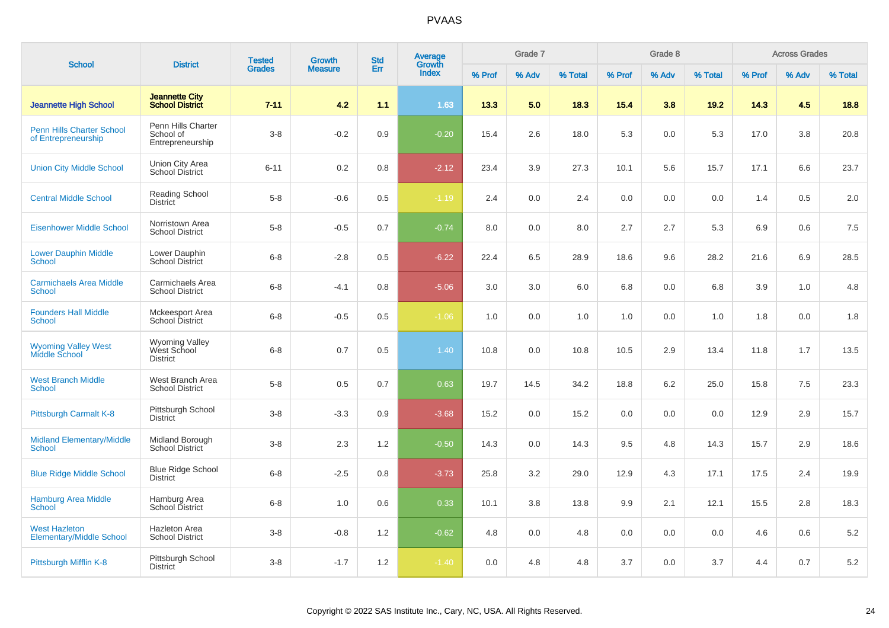# PVAAS

| School | District | Tested Grades | Growth Measure | Std Err | Average Growth Index | Grade 7 | | | Grade 8 | | | Across Grades | | |
|---|---|---|---|---|---|---|---|---|---|---|---|---|---|---|
| | | | | | | % Prof | % Adv | % Total | % Prof | % Adv | % Total | % Prof | % Adv | % Total |
| **Jeannette High School** | **Jeannette City School District** | **7-11** | **4.2** | **1.1** | **1.63** | **13.3** | **5.0** | **18.3** | **15.4** | **3.8** | **19.2** | **14.3** | **4.5** | **18.8** |
| Penn Hills Charter School of Entrepreneurship | Penn Hills Charter School of Entrepreneurship | 3-8 | -0.2 | 0.9 | -0.20 | 15.4 | 2.6 | 18.0 | 5.3 | 0.0 | 5.3 | 17.0 | 3.8 | 20.8 |
| Union City Middle School | Union City Area School District | 6-11 | 0.2 | 0.8 | -2.12 | 23.4 | 3.9 | 27.3 | 10.1 | 5.6 | 15.7 | 17.1 | 6.6 | 23.7 |
| Central Middle School | Reading School District | 5-8 | -0.6 | 0.5 | -1.19 | 2.4 | 0.0 | 2.4 | 0.0 | 0.0 | 0.0 | 1.4 | 0.5 | 2.0 |
| Eisenhower Middle School | Norristown Area School District | 5-8 | -0.5 | 0.7 | -0.74 | 8.0 | 0.0 | 8.0 | 2.7 | 2.7 | 5.3 | 6.9 | 0.6 | 7.5 |
| Lower Dauphin Middle School | Lower Dauphin School District | 6-8 | -2.8 | 0.5 | -6.22 | 22.4 | 6.5 | 28.9 | 18.6 | 9.6 | 28.2 | 21.6 | 6.9 | 28.5 |
| Carmichaels Area Middle School | Carmichaels Area School District | 6-8 | -4.1 | 0.8 | -5.06 | 3.0 | 3.0 | 6.0 | 6.8 | 0.0 | 6.8 | 3.9 | 1.0 | 4.8 |
| Founders Hall Middle School | Mckeesport Area School District | 6-8 | -0.5 | 0.5 | -1.06 | 1.0 | 0.0 | 1.0 | 1.0 | 0.0 | 1.0 | 1.8 | 0.0 | 1.8 |
| Wyoming Valley West Middle School | Wyoming Valley West School District | 6-8 | 0.7 | 0.5 | 1.40 | 10.8 | 0.0 | 10.8 | 10.5 | 2.9 | 13.4 | 11.8 | 1.7 | 13.5 |
| West Branch Middle School | West Branch Area School District | 5-8 | 0.5 | 0.7 | 0.63 | 19.7 | 14.5 | 34.2 | 18.8 | 6.2 | 25.0 | 15.8 | 7.5 | 23.3 |
| Pittsburgh Carmalt K-8 | Pittsburgh School District | 3-8 | -3.3 | 0.9 | -3.68 | 15.2 | 0.0 | 15.2 | 0.0 | 0.0 | 0.0 | 12.9 | 2.9 | 15.7 |
| Midland Elementary/Middle School | Midland Borough School District | 3-8 | 2.3 | 1.2 | -0.50 | 14.3 | 0.0 | 14.3 | 9.5 | 4.8 | 14.3 | 15.7 | 2.9 | 18.6 |
| Blue Ridge Middle School | Blue Ridge School District | 6-8 | -2.5 | 0.8 | -3.73 | 25.8 | 3.2 | 29.0 | 12.9 | 4.3 | 17.1 | 17.5 | 2.4 | 19.9 |
| Hamburg Area Middle School | Hamburg Area School District | 6-8 | 1.0 | 0.6 | 0.33 | 10.1 | 3.8 | 13.8 | 9.9 | 2.1 | 12.1 | 15.5 | 2.8 | 18.3 |
| West Hazleton Elementary/Middle School | Hazleton Area School District | 3-8 | -0.8 | 1.2 | -0.62 | 4.8 | 0.0 | 4.8 | 0.0 | 0.0 | 0.0 | 4.6 | 0.6 | 5.2 |
| Pittsburgh Mifflin K-8 | Pittsburgh School District | 3-8 | -1.7 | 1.2 | -1.40 | 0.0 | 4.8 | 4.8 | 3.7 | 0.0 | 3.7 | 4.4 | 0.7 | 5.2 |

Copyright © 2022 SAS Institute Inc., Cary, NC, USA. All Rights Reserved.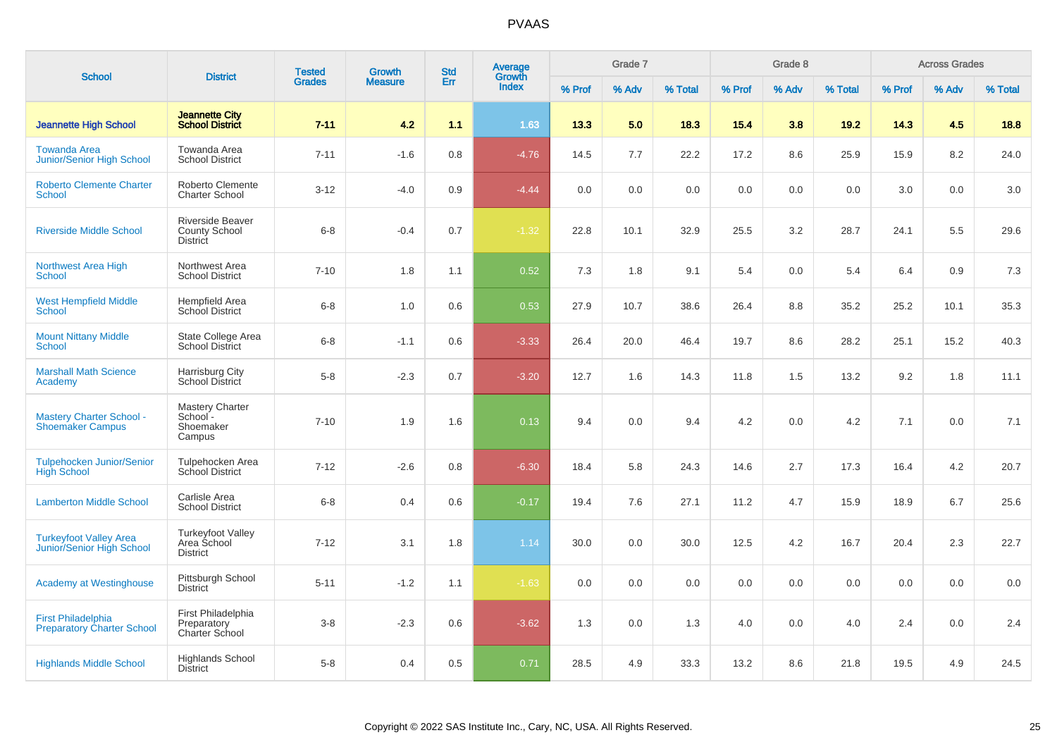# PVAAS

| School | District | Tested Grades | Growth Measure | Std Err | Average Growth Index | Grade 7 | | | Grade 8 | | | Across Grades | | |
|---|---|---|---|---|---|---|---|---|---|---|---|---|---|---|
| | | | | | | % Prof | % Adv | % Total | % Prof | % Adv | % Total | % Prof | % Adv | % Total |
| **Jeannette High School** | **Jeannette City School District** | **7-11** | **4.2** | **1.1** | **1.63** | **13.3** | **5.0** | **18.3** | **15.4** | **3.8** | **19.2** | **14.3** | **4.5** | **18.8** |
| Towanda Area Junior/Senior High School | Towanda Area School District | 7-11 | -1.6 | 0.8 | -4.76 | 14.5 | 7.7 | 22.2 | 17.2 | 8.6 | 25.9 | 15.9 | 8.2 | 24.0 |
| Roberto Clemente Charter School | Roberto Clemente Charter School | 3-12 | -4.0 | 0.9 | -4.44 | 0.0 | 0.0 | 0.0 | 0.0 | 0.0 | 0.0 | 3.0 | 0.0 | 3.0 |
| Riverside Middle School | Riverside Beaver County School District | 6-8 | -0.4 | 0.7 | -1.32 | 22.8 | 10.1 | 32.9 | 25.5 | 3.2 | 28.7 | 24.1 | 5.5 | 29.6 |
| Northwest Area High School | Northwest Area School District | 7-10 | 1.8 | 1.1 | 0.52 | 7.3 | 1.8 | 9.1 | 5.4 | 0.0 | 5.4 | 6.4 | 0.9 | 7.3 |
| West Hempfield Middle School | Hempfield Area School District | 6-8 | 1.0 | 0.6 | 0.53 | 27.9 | 10.7 | 38.6 | 26.4 | 8.8 | 35.2 | 25.2 | 10.1 | 35.3 |
| Mount Nittany Middle School | State College Area School District | 6-8 | -1.1 | 0.6 | -3.33 | 26.4 | 20.0 | 46.4 | 19.7 | 8.6 | 28.2 | 25.1 | 15.2 | 40.3 |
| Marshall Math Science Academy | Harrisburg City School District | 5-8 | -2.3 | 0.7 | -3.20 | 12.7 | 1.6 | 14.3 | 11.8 | 1.5 | 13.2 | 9.2 | 1.8 | 11.1 |
| Mastery Charter School - Shoemaker Campus | Mastery Charter School - Shoemaker Campus | 7-10 | 1.9 | 1.6 | 0.13 | 9.4 | 0.0 | 9.4 | 4.2 | 0.0 | 4.2 | 7.1 | 0.0 | 7.1 |
| Tulpehocken Junior/Senior High School | Tulpehocken Area School District | 7-12 | -2.6 | 0.8 | -6.30 | 18.4 | 5.8 | 24.3 | 14.6 | 2.7 | 17.3 | 16.4 | 4.2 | 20.7 |
| Lamberton Middle School | Carlisle Area School District | 6-8 | 0.4 | 0.6 | -0.17 | 19.4 | 7.6 | 27.1 | 11.2 | 4.7 | 15.9 | 18.9 | 6.7 | 25.6 |
| Turkeyfoot Valley Area Junior/Senior High School | Turkeyfoot Valley Area School District | 7-12 | 3.1 | 1.8 | 1.14 | 30.0 | 0.0 | 30.0 | 12.5 | 4.2 | 16.7 | 20.4 | 2.3 | 22.7 |
| Academy at Westinghouse | Pittsburgh School District | 5-11 | -1.2 | 1.1 | -1.63 | 0.0 | 0.0 | 0.0 | 0.0 | 0.0 | 0.0 | 0.0 | 0.0 | 0.0 |
| First Philadelphia Preparatory Charter School | First Philadelphia Preparatory Charter School | 3-8 | -2.3 | 0.6 | -3.62 | 1.3 | 0.0 | 1.3 | 4.0 | 0.0 | 4.0 | 2.4 | 0.0 | 2.4 |
| Highlands Middle School | Highlands School District | 5-8 | 0.4 | 0.5 | 0.71 | 28.5 | 4.9 | 33.3 | 13.2 | 8.6 | 21.8 | 19.5 | 4.9 | 24.5 |

Copyright © 2022 SAS Institute Inc., Cary, NC, USA. All Rights Reserved.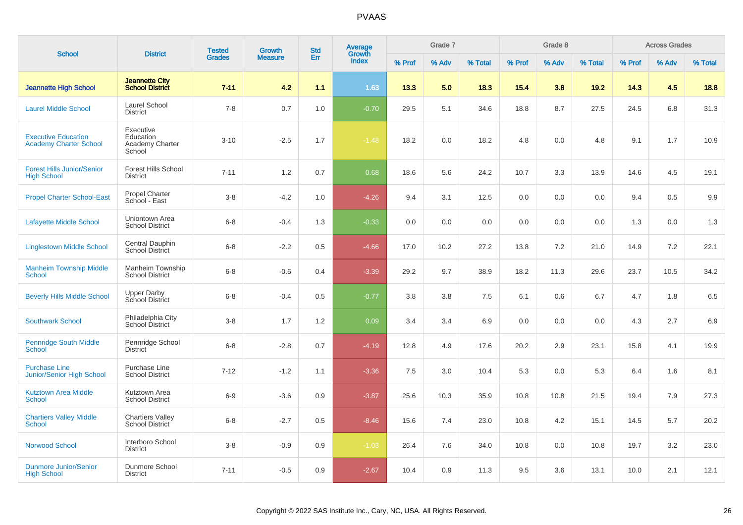# PVAAS

| School | District | Tested Grades | Growth Measure | Std Err | Average Growth Index | Grade 7 | | | Grade 8 | | | Across Grades | | |
|---|---|---|---|---|---|---|---|---|---|---|---|---|---|---|
| | | | | | | % Prof | % Adv | % Total | % Prof | % Adv | % Total | % Prof | % Adv | % Total |
| **Jeannette High School** | **Jeannette City School District** | **7-11** | **4.2** | **1.1** | **1.63** | **13.3** | **5.0** | **18.3** | **15.4** | **3.8** | **19.2** | **14.3** | **4.5** | **18.8** |
| Laurel Middle School | Laurel School District | 7-8 | 0.7 | 1.0 | -0.70 | 29.5 | 5.1 | 34.6 | 18.8 | 8.7 | 27.5 | 24.5 | 6.8 | 31.3 |
| Executive Education Academy Charter School | Executive Education Academy Charter School | 3-10 | -2.5 | 1.7 | -1.48 | 18.2 | 0.0 | 18.2 | 4.8 | 0.0 | 4.8 | 9.1 | 1.7 | 10.9 |
| Forest Hills Junior/Senior High School | Forest Hills School District | 7-11 | 1.2 | 0.7 | 0.68 | 18.6 | 5.6 | 24.2 | 10.7 | 3.3 | 13.9 | 14.6 | 4.5 | 19.1 |
| Propel Charter School-East | Propel Charter School - East | 3-8 | -4.2 | 1.0 | -4.26 | 9.4 | 3.1 | 12.5 | 0.0 | 0.0 | 0.0 | 9.4 | 0.5 | 9.9 |
| Lafayette Middle School | Uniontown Area School District | 6-8 | -0.4 | 1.3 | -0.33 | 0.0 | 0.0 | 0.0 | 0.0 | 0.0 | 0.0 | 1.3 | 0.0 | 1.3 |
| Linglestown Middle School | Central Dauphin School District | 6-8 | -2.2 | 0.5 | -4.66 | 17.0 | 10.2 | 27.2 | 13.8 | 7.2 | 21.0 | 14.9 | 7.2 | 22.1 |
| Manheim Township Middle School | Manheim Township School District | 6-8 | -0.6 | 0.4 | -3.39 | 29.2 | 9.7 | 38.9 | 18.2 | 11.3 | 29.6 | 23.7 | 10.5 | 34.2 |
| Beverly Hills Middle School | Upper Darby School District | 6-8 | -0.4 | 0.5 | -0.77 | 3.8 | 3.8 | 7.5 | 6.1 | 0.6 | 6.7 | 4.7 | 1.8 | 6.5 |
| Southwark School | Philadelphia City School District | 3-8 | 1.7 | 1.2 | 0.09 | 3.4 | 3.4 | 6.9 | 0.0 | 0.0 | 0.0 | 4.3 | 2.7 | 6.9 |
| Pennridge South Middle School | Pennridge School District | 6-8 | -2.8 | 0.7 | -4.19 | 12.8 | 4.9 | 17.6 | 20.2 | 2.9 | 23.1 | 15.8 | 4.1 | 19.9 |
| Purchase Line Junior/Senior High School | Purchase Line School District | 7-12 | -1.2 | 1.1 | -3.36 | 7.5 | 3.0 | 10.4 | 5.3 | 0.0 | 5.3 | 6.4 | 1.6 | 8.1 |
| Kutztown Area Middle School | Kutztown Area School District | 6-9 | -3.6 | 0.9 | -3.87 | 25.6 | 10.3 | 35.9 | 10.8 | 10.8 | 21.5 | 19.4 | 7.9 | 27.3 |
| Chartiers Valley Middle School | Chartiers Valley School District | 6-8 | -2.7 | 0.5 | -8.46 | 15.6 | 7.4 | 23.0 | 10.8 | 4.2 | 15.1 | 14.5 | 5.7 | 20.2 |
| Norwood School | Interboro School District | 3-8 | -0.9 | 0.9 | -1.03 | 26.4 | 7.6 | 34.0 | 10.8 | 0.0 | 10.8 | 19.7 | 3.2 | 23.0 |
| Dunmore Junior/Senior High School | Dunmore School District | 7-11 | -0.5 | 0.9 | -2.67 | 10.4 | 0.9 | 11.3 | 9.5 | 3.6 | 13.1 | 10.0 | 2.1 | 12.1 |

Copyright © 2022 SAS Institute Inc., Cary, NC, USA. All Rights Reserved.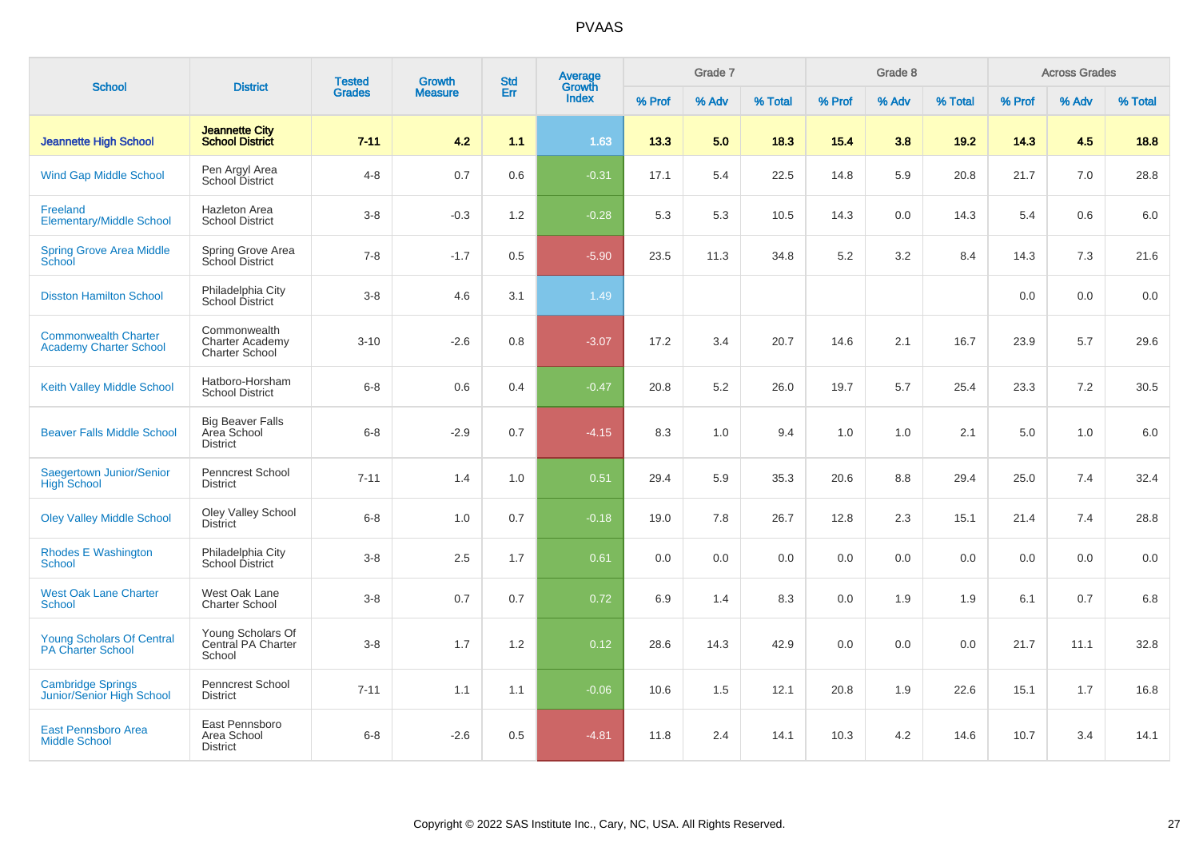# PVAAS

| School | District | Tested Grades | Growth Measure | Std Err | Average Growth Index | Grade 7 | | | Grade 8 | | | Across Grades | | |
|---|---|---|---|---|---|---|---|---|---|---|---|---|---|---|
| | | | | | | % Prof | % Adv | % Total | % Prof | % Adv | % Total | % Prof | % Adv | % Total |
| **Jeannette High School** | **Jeannette City School District** | **7-11** | **4.2** | **1.1** | **1.63** | **13.3** | **5.0** | **18.3** | **15.4** | **3.8** | **19.2** | **14.3** | **4.5** | **18.8** |
| Wind Gap Middle School | Pen Argyl Area School District | 4-8 | 0.7 | 0.6 | -0.31 | 17.1 | 5.4 | 22.5 | 14.8 | 5.9 | 20.8 | 21.7 | 7.0 | 28.8 |
| Freeland Elementary/Middle School | Hazleton Area School District | 3-8 | -0.3 | 1.2 | -0.28 | 5.3 | 5.3 | 10.5 | 14.3 | 0.0 | 14.3 | 5.4 | 0.6 | 6.0 |
| Spring Grove Area Middle School | Spring Grove Area School District | 7-8 | -1.7 | 0.5 | -5.90 | 23.5 | 11.3 | 34.8 | 5.2 | 3.2 | 8.4 | 14.3 | 7.3 | 21.6 |
| Disston Hamilton School | Philadelphia City School District | 3-8 | 4.6 | 3.1 | 1.49 | | | | | | | 0.0 | 0.0 | 0.0 |
| Commonwealth Charter Academy Charter School | Commonwealth Charter Academy Charter School | 3-10 | -2.6 | 0.8 | -3.07 | 17.2 | 3.4 | 20.7 | 14.6 | 2.1 | 16.7 | 23.9 | 5.7 | 29.6 |
| Keith Valley Middle School | Hatboro-Horsham School District | 6-8 | 0.6 | 0.4 | -0.47 | 20.8 | 5.2 | 26.0 | 19.7 | 5.7 | 25.4 | 23.3 | 7.2 | 30.5 |
| Beaver Falls Middle School | Big Beaver Falls Area School District | 6-8 | -2.9 | 0.7 | -4.15 | 8.3 | 1.0 | 9.4 | 1.0 | 1.0 | 2.1 | 5.0 | 1.0 | 6.0 |
| Saegertown Junior/Senior High School | Penncrest School District | 7-11 | 1.4 | 1.0 | 0.51 | 29.4 | 5.9 | 35.3 | 20.6 | 8.8 | 29.4 | 25.0 | 7.4 | 32.4 |
| Oley Valley Middle School | Oley Valley School District | 6-8 | 1.0 | 0.7 | -0.18 | 19.0 | 7.8 | 26.7 | 12.8 | 2.3 | 15.1 | 21.4 | 7.4 | 28.8 |
| Rhodes E Washington School | Philadelphia City School District | 3-8 | 2.5 | 1.7 | 0.61 | 0.0 | 0.0 | 0.0 | 0.0 | 0.0 | 0.0 | 0.0 | 0.0 | 0.0 |
| West Oak Lane Charter School | West Oak Lane Charter School | 3-8 | 0.7 | 0.7 | 0.72 | 6.9 | 1.4 | 8.3 | 0.0 | 1.9 | 1.9 | 6.1 | 0.7 | 6.8 |
| Young Scholars Of Central PA Charter School | Young Scholars Of Central PA Charter School | 3-8 | 1.7 | 1.2 | 0.12 | 28.6 | 14.3 | 42.9 | 0.0 | 0.0 | 0.0 | 21.7 | 11.1 | 32.8 |
| Cambridge Springs Junior/Senior High School | Penncrest School District | 7-11 | 1.1 | 1.1 | -0.06 | 10.6 | 1.5 | 12.1 | 20.8 | 1.9 | 22.6 | 15.1 | 1.7 | 16.8 |
| East Pennsboro Area Middle School | East Pennsboro Area School District | 6-8 | -2.6 | 0.5 | -4.81 | 11.8 | 2.4 | 14.1 | 10.3 | 4.2 | 14.6 | 10.7 | 3.4 | 14.1 |

Copyright © 2022 SAS Institute Inc., Cary, NC, USA. All Rights Reserved.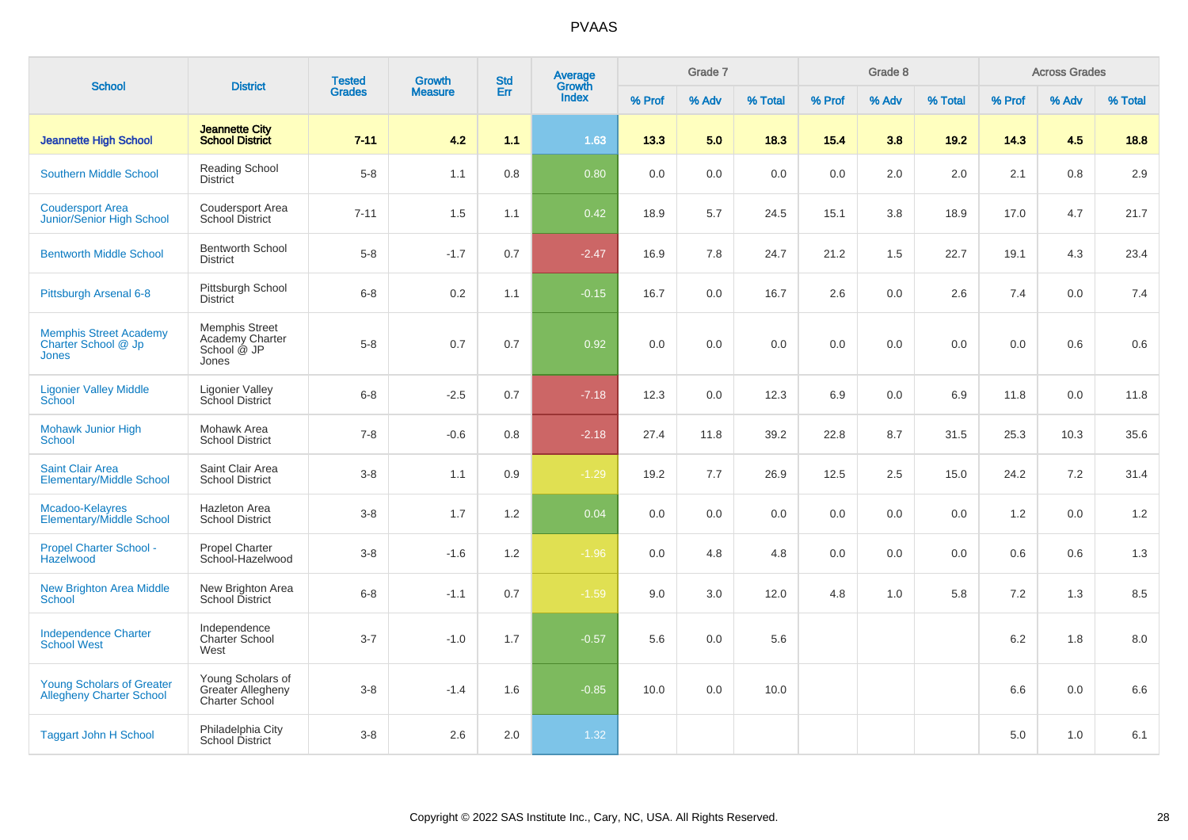# PVAAS

| School | District | Tested Grades | Growth Measure | Std Err | Average Growth Index | Grade 7 | | | Grade 8 | | | Across Grades | | |
|---|---|---|---|---|---|---|---|---|---|---|---|---|---|---|
| | | | | | | % Prof | % Adv | % Total | % Prof | % Adv | % Total | % Prof | % Adv | % Total |
| **Jeannette High School** | **Jeannette City School District** | **7-11** | **4.2** | **1.1** | **1.63** | **13.3** | **5.0** | **18.3** | **15.4** | **3.8** | **19.2** | **14.3** | **4.5** | **18.8** |
| Southern Middle School | Reading School District | 5-8 | 1.1 | 0.8 | 0.80 | 0.0 | 0.0 | 0.0 | 0.0 | 2.0 | 2.0 | 2.1 | 0.8 | 2.9 |
| Coudersport Area Junior/Senior High School | Coudersport Area School District | 7-11 | 1.5 | 1.1 | 0.42 | 18.9 | 5.7 | 24.5 | 15.1 | 3.8 | 18.9 | 17.0 | 4.7 | 21.7 |
| Bentworth Middle School | Bentworth School District | 5-8 | -1.7 | 0.7 | -2.47 | 16.9 | 7.8 | 24.7 | 21.2 | 1.5 | 22.7 | 19.1 | 4.3 | 23.4 |
| Pittsburgh Arsenal 6-8 | Pittsburgh School District | 6-8 | 0.2 | 1.1 | -0.15 | 16.7 | 0.0 | 16.7 | 2.6 | 0.0 | 2.6 | 7.4 | 0.0 | 7.4 |
| Memphis Street Academy Charter School @ Jp Jones | Memphis Street Academy Charter School @ JP Jones | 5-8 | 0.7 | 0.7 | 0.92 | 0.0 | 0.0 | 0.0 | 0.0 | 0.0 | 0.0 | 0.0 | 0.6 | 0.6 |
| Ligonier Valley Middle School | Ligonier Valley School District | 6-8 | -2.5 | 0.7 | -7.18 | 12.3 | 0.0 | 12.3 | 6.9 | 0.0 | 6.9 | 11.8 | 0.0 | 11.8 |
| Mohawk Junior High School | Mohawk Area School District | 7-8 | -0.6 | 0.8 | -2.18 | 27.4 | 11.8 | 39.2 | 22.8 | 8.7 | 31.5 | 25.3 | 10.3 | 35.6 |
| Saint Clair Area Elementary/Middle School | Saint Clair Area School District | 3-8 | 1.1 | 0.9 | -1.29 | 19.2 | 7.7 | 26.9 | 12.5 | 2.5 | 15.0 | 24.2 | 7.2 | 31.4 |
| Mcadoo-Kelayres Elementary/Middle School | Hazleton Area School District | 3-8 | 1.7 | 1.2 | 0.04 | 0.0 | 0.0 | 0.0 | 0.0 | 0.0 | 0.0 | 1.2 | 0.0 | 1.2 |
| Propel Charter School - Hazelwood | Propel Charter School-Hazelwood | 3-8 | -1.6 | 1.2 | -1.96 | 0.0 | 4.8 | 4.8 | 0.0 | 0.0 | 0.0 | 0.6 | 0.6 | 1.3 |
| New Brighton Area Middle School | New Brighton Area School District | 6-8 | -1.1 | 0.7 | -1.59 | 9.0 | 3.0 | 12.0 | 4.8 | 1.0 | 5.8 | 7.2 | 1.3 | 8.5 |
| Independence Charter School West | Independence Charter School West | 3-7 | -1.0 | 1.7 | -0.57 | 5.6 | 0.0 | 5.6 | | | | 6.2 | 1.8 | 8.0 |
| Young Scholars of Greater Allegheny Charter School | Young Scholars of Greater Allegheny Charter School | 3-8 | -1.4 | 1.6 | -0.85 | 10.0 | 0.0 | 10.0 | | | | 6.6 | 0.0 | 6.6 |
| Taggart John H School | Philadelphia City School District | 3-8 | 2.6 | 2.0 | 1.32 | | | | | | | 5.0 | 1.0 | 6.1 |

Copyright © 2022 SAS Institute Inc., Cary, NC, USA. All Rights Reserved.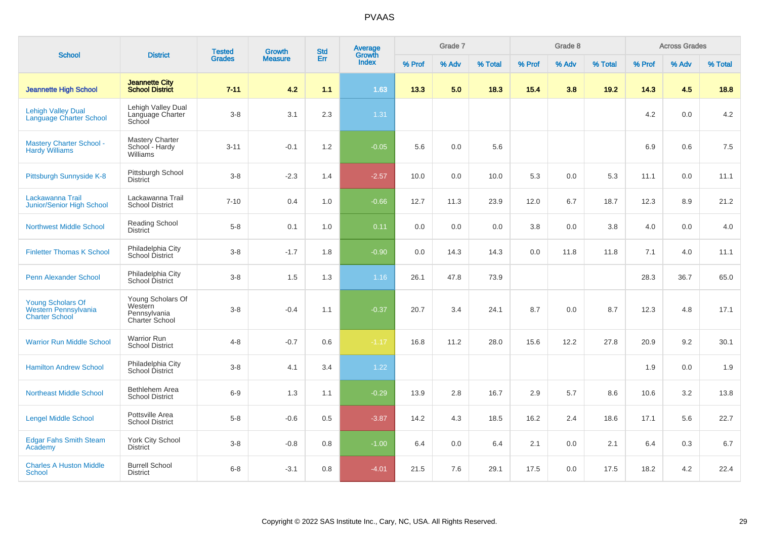# PVAAS

| School | District | Tested Grades | Growth Measure | Std Err | Average Growth Index | Grade 7 | | | Grade 8 | | | Across Grades | | |
|---|---|---|---|---|---|---|---|---|---|---|---|---|---|---|
| | | | | | | % Prof | % Adv | % Total | % Prof | % Adv | % Total | % Prof | % Adv | % Total |
| **Jeannette High School** | **Jeannette City School District** | **7-11** | **4.2** | **1.1** | **1.63** | **13.3** | **5.0** | **18.3** | **15.4** | **3.8** | **19.2** | **14.3** | **4.5** | **18.8** |
| Lehigh Valley Dual Language Charter School | Lehigh Valley Dual Language Charter School | 3-8 | 3.1 | 2.3 | 1.31 | | | | | | | 4.2 | 0.0 | 4.2 |
| Mastery Charter School - Hardy Williams | Mastery Charter School - Hardy Williams | 3-11 | -0.1 | 1.2 | -0.05 | 5.6 | 0.0 | 5.6 | | | | 6.9 | 0.6 | 7.5 |
| Pittsburgh Sunnyside K-8 | Pittsburgh School District | 3-8 | -2.3 | 1.4 | -2.57 | 10.0 | 0.0 | 10.0 | 5.3 | 0.0 | 5.3 | 11.1 | 0.0 | 11.1 |
| Lackawanna Trail Junior/Senior High School | Lackawanna Trail School District | 7-10 | 0.4 | 1.0 | -0.66 | 12.7 | 11.3 | 23.9 | 12.0 | 6.7 | 18.7 | 12.3 | 8.9 | 21.2 |
| Northwest Middle School | Reading School District | 5-8 | 0.1 | 1.0 | 0.11 | 0.0 | 0.0 | 0.0 | 3.8 | 0.0 | 3.8 | 4.0 | 0.0 | 4.0 |
| Finletter Thomas K School | Philadelphia City School District | 3-8 | -1.7 | 1.8 | -0.90 | 0.0 | 14.3 | 14.3 | 0.0 | 11.8 | 11.8 | 7.1 | 4.0 | 11.1 |
| Penn Alexander School | Philadelphia City School District | 3-8 | 1.5 | 1.3 | 1.16 | 26.1 | 47.8 | 73.9 | | | | 28.3 | 36.7 | 65.0 |
| Young Scholars Of Western Pennsylvania Charter School | Young Scholars Of Western Pennsylvania Charter School | 3-8 | -0.4 | 1.1 | -0.37 | 20.7 | 3.4 | 24.1 | 8.7 | 0.0 | 8.7 | 12.3 | 4.8 | 17.1 |
| Warrior Run Middle School | Warrior Run School District | 4-8 | -0.7 | 0.6 | -1.17 | 16.8 | 11.2 | 28.0 | 15.6 | 12.2 | 27.8 | 20.9 | 9.2 | 30.1 |
| Hamilton Andrew School | Philadelphia City School District | 3-8 | 4.1 | 3.4 | 1.22 | | | | | | | 1.9 | 0.0 | 1.9 |
| Northeast Middle School | Bethlehem Area School District | 6-9 | 1.3 | 1.1 | -0.29 | 13.9 | 2.8 | 16.7 | 2.9 | 5.7 | 8.6 | 10.6 | 3.2 | 13.8 |
| Lengel Middle School | Pottsville Area School District | 5-8 | -0.6 | 0.5 | -3.87 | 14.2 | 4.3 | 18.5 | 16.2 | 2.4 | 18.6 | 17.1 | 5.6 | 22.7 |
| Edgar Fahs Smith Steam Academy | York City School District | 3-8 | -0.8 | 0.8 | -1.00 | 6.4 | 0.0 | 6.4 | 2.1 | 0.0 | 2.1 | 6.4 | 0.3 | 6.7 |
| Charles A Huston Middle School | Burrell School District | 6-8 | -3.1 | 0.8 | -4.01 | 21.5 | 7.6 | 29.1 | 17.5 | 0.0 | 17.5 | 18.2 | 4.2 | 22.4 |

Copyright © 2022 SAS Institute Inc., Cary, NC, USA. All Rights Reserved.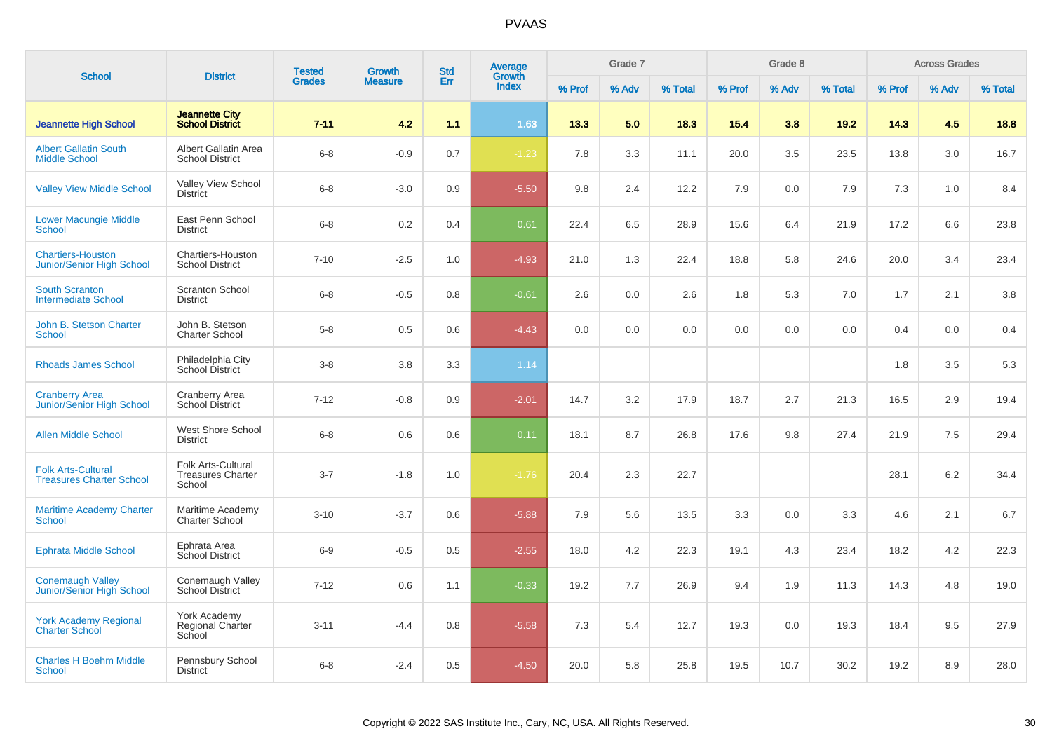# PVAAS

| School | District | Tested Grades | Growth Measure | Std Err | Average Growth Index | Grade 7 | | | Grade 8 | | | Across Grades | | |
|---|---|---|---|---|---|---|---|---|---|---|---|---|---|---|
| | | | | | | % Prof | % Adv | % Total | % Prof | % Adv | % Total | % Prof | % Adv | % Total |
| **Jeannette High School** | **Jeannette City School District** | **7-11** | **4.2** | **1.1** | **1.63** | **13.3** | **5.0** | **18.3** | **15.4** | **3.8** | **19.2** | **14.3** | **4.5** | **18.8** |
| Albert Gallatin South Middle School | Albert Gallatin Area School District | 6-8 | -0.9 | 0.7 | -1.23 | 7.8 | 3.3 | 11.1 | 20.0 | 3.5 | 23.5 | 13.8 | 3.0 | 16.7 |
| Valley View Middle School | Valley View School District | 6-8 | -3.0 | 0.9 | -5.50 | 9.8 | 2.4 | 12.2 | 7.9 | 0.0 | 7.9 | 7.3 | 1.0 | 8.4 |
| Lower Macungie Middle School | East Penn School District | 6-8 | 0.2 | 0.4 | 0.61 | 22.4 | 6.5 | 28.9 | 15.6 | 6.4 | 21.9 | 17.2 | 6.6 | 23.8 |
| Chartiers-Houston Junior/Senior High School | Chartiers-Houston School District | 7-10 | -2.5 | 1.0 | -4.93 | 21.0 | 1.3 | 22.4 | 18.8 | 5.8 | 24.6 | 20.0 | 3.4 | 23.4 |
| South Scranton Intermediate School | Scranton School District | 6-8 | -0.5 | 0.8 | -0.61 | 2.6 | 0.0 | 2.6 | 1.8 | 5.3 | 7.0 | 1.7 | 2.1 | 3.8 |
| John B. Stetson Charter School | John B. Stetson Charter School | 5-8 | 0.5 | 0.6 | -4.43 | 0.0 | 0.0 | 0.0 | 0.0 | 0.0 | 0.0 | 0.4 | 0.0 | 0.4 |
| Rhoads James School | Philadelphia City School District | 3-8 | 3.8 | 3.3 | 1.14 | | | | | | | 1.8 | 3.5 | 5.3 |
| Cranberry Area Junior/Senior High School | Cranberry Area School District | 7-12 | -0.8 | 0.9 | -2.01 | 14.7 | 3.2 | 17.9 | 18.7 | 2.7 | 21.3 | 16.5 | 2.9 | 19.4 |
| Allen Middle School | West Shore School District | 6-8 | 0.6 | 0.6 | 0.11 | 18.1 | 8.7 | 26.8 | 17.6 | 9.8 | 27.4 | 21.9 | 7.5 | 29.4 |
| Folk Arts-Cultural Treasures Charter School | Folk Arts-Cultural Treasures Charter School | 3-7 | -1.8 | 1.0 | -1.76 | 20.4 | 2.3 | 22.7 | | | | 28.1 | 6.2 | 34.4 |
| Maritime Academy Charter School | Maritime Academy Charter School | 3-10 | -3.7 | 0.6 | -5.88 | 7.9 | 5.6 | 13.5 | 3.3 | 0.0 | 3.3 | 4.6 | 2.1 | 6.7 |
| Ephrata Middle School | Ephrata Area School District | 6-9 | -0.5 | 0.5 | -2.55 | 18.0 | 4.2 | 22.3 | 19.1 | 4.3 | 23.4 | 18.2 | 4.2 | 22.3 |
| Conemaugh Valley Junior/Senior High School | Conemaugh Valley School District | 7-12 | 0.6 | 1.1 | -0.33 | 19.2 | 7.7 | 26.9 | 9.4 | 1.9 | 11.3 | 14.3 | 4.8 | 19.0 |
| York Academy Regional Charter School | York Academy Regional Charter School | 3-11 | -4.4 | 0.8 | -5.58 | 7.3 | 5.4 | 12.7 | 19.3 | 0.0 | 19.3 | 18.4 | 9.5 | 27.9 |
| Charles H Boehm Middle School | Pennsbury School District | 6-8 | -2.4 | 0.5 | -4.50 | 20.0 | 5.8 | 25.8 | 19.5 | 10.7 | 30.2 | 19.2 | 8.9 | 28.0 |

Copyright © 2022 SAS Institute Inc., Cary, NC, USA. All Rights Reserved.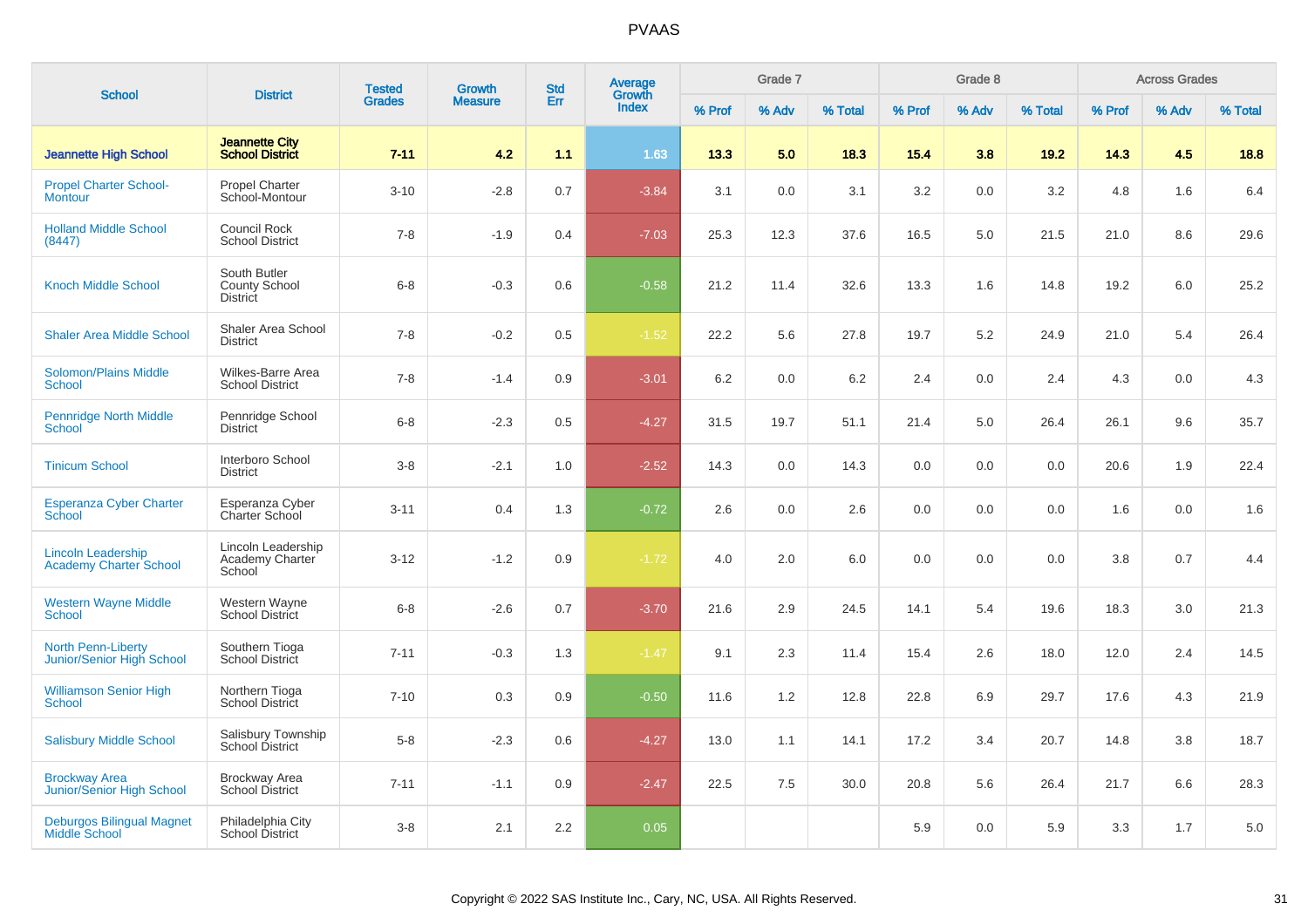# PVAAS

| School | District | Tested Grades | Growth Measure | Std Err | Average Growth Index | Grade 7 | | | Grade 8 | | | Across Grades | | |
|---|---|---|---|---|---|---|---|---|---|---|---|---|---|---|
| | | | | | | % Prof | % Adv | % Total | % Prof | % Adv | % Total | % Prof | % Adv | % Total |
| **Jeannette High School** | **Jeannette City School District** | **7-11** | **4.2** | **1.1** | **1.63** | **13.3** | **5.0** | **18.3** | **15.4** | **3.8** | **19.2** | **14.3** | **4.5** | **18.8** |
| Propel Charter School-Montour | Propel Charter School-Montour | 3-10 | -2.8 | 0.7 | -3.84 | 3.1 | 0.0 | 3.1 | 3.2 | 0.0 | 3.2 | 4.8 | 1.6 | 6.4 |
| Holland Middle School (8447) | Council Rock School District | 7-8 | -1.9 | 0.4 | -7.03 | 25.3 | 12.3 | 37.6 | 16.5 | 5.0 | 21.5 | 21.0 | 8.6 | 29.6 |
| Knoch Middle School | South Butler County School District | 6-8 | -0.3 | 0.6 | -0.58 | 21.2 | 11.4 | 32.6 | 13.3 | 1.6 | 14.8 | 19.2 | 6.0 | 25.2 |
| Shaler Area Middle School | Shaler Area School District | 7-8 | -0.2 | 0.5 | -1.52 | 22.2 | 5.6 | 27.8 | 19.7 | 5.2 | 24.9 | 21.0 | 5.4 | 26.4 |
| Solomon/Plains Middle School | Wilkes-Barre Area School District | 7-8 | -1.4 | 0.9 | -3.01 | 6.2 | 0.0 | 6.2 | 2.4 | 0.0 | 2.4 | 4.3 | 0.0 | 4.3 |
| Pennridge North Middle School | Pennridge School District | 6-8 | -2.3 | 0.5 | -4.27 | 31.5 | 19.7 | 51.1 | 21.4 | 5.0 | 26.4 | 26.1 | 9.6 | 35.7 |
| Tinicum School | Interboro School District | 3-8 | -2.1 | 1.0 | -2.52 | 14.3 | 0.0 | 14.3 | 0.0 | 0.0 | 0.0 | 20.6 | 1.9 | 22.4 |
| Esperanza Cyber Charter School | Esperanza Cyber Charter School | 3-11 | 0.4 | 1.3 | -0.72 | 2.6 | 0.0 | 2.6 | 0.0 | 0.0 | 0.0 | 1.6 | 0.0 | 1.6 |
| Lincoln Leadership Academy Charter School | Lincoln Leadership Academy Charter School | 3-12 | -1.2 | 0.9 | -1.72 | 4.0 | 2.0 | 6.0 | 0.0 | 0.0 | 0.0 | 3.8 | 0.7 | 4.4 |
| Western Wayne Middle School | Western Wayne School District | 6-8 | -2.6 | 0.7 | -3.70 | 21.6 | 2.9 | 24.5 | 14.1 | 5.4 | 19.6 | 18.3 | 3.0 | 21.3 |
| North Penn-Liberty Junior/Senior High School | Southern Tioga School District | 7-11 | -0.3 | 1.3 | -1.47 | 9.1 | 2.3 | 11.4 | 15.4 | 2.6 | 18.0 | 12.0 | 2.4 | 14.5 |
| Williamson Senior High School | Northern Tioga School District | 7-10 | 0.3 | 0.9 | -0.50 | 11.6 | 1.2 | 12.8 | 22.8 | 6.9 | 29.7 | 17.6 | 4.3 | 21.9 |
| Salisbury Middle School | Salisbury Township School District | 5-8 | -2.3 | 0.6 | -4.27 | 13.0 | 1.1 | 14.1 | 17.2 | 3.4 | 20.7 | 14.8 | 3.8 | 18.7 |
| Brockway Area Junior/Senior High School | Brockway Area School District | 7-11 | -1.1 | 0.9 | -2.47 | 22.5 | 7.5 | 30.0 | 20.8 | 5.6 | 26.4 | 21.7 | 6.6 | 28.3 |
| Deburgos Bilingual Magnet Middle School | Philadelphia City School District | 3-8 | 2.1 | 2.2 | 0.05 | | | | 5.9 | 0.0 | 5.9 | 3.3 | 1.7 | 5.0 |

Copyright © 2022 SAS Institute Inc., Cary, NC, USA. All Rights Reserved.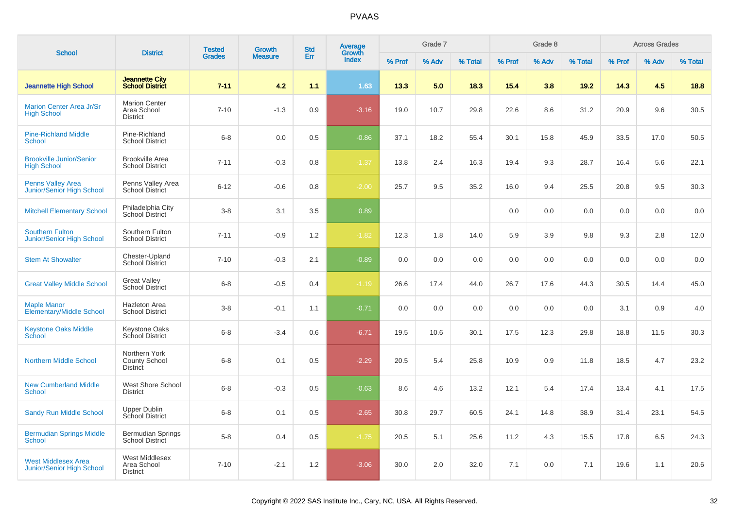# PVAAS

| School | District | Tested Grades | Growth Measure | Std Err | Average Growth Index | Grade 7 | | | Grade 8 | | | Across Grades | | |
|---|---|---|---|---|---|---|---|---|---|---|---|---|---|---|
| | | | | | | % Prof | % Adv | % Total | % Prof | % Adv | % Total | % Prof | % Adv | % Total |
| **Jeannette High School** | **Jeannette City School District** | **7-11** | **4.2** | **1.1** | **1.63** | **13.3** | **5.0** | **18.3** | **15.4** | **3.8** | **19.2** | **14.3** | **4.5** | **18.8** |
| Marion Center Area Jr/Sr High School | Marion Center Area School District | 7-10 | -1.3 | 0.9 | -3.16 | 19.0 | 10.7 | 29.8 | 22.6 | 8.6 | 31.2 | 20.9 | 9.6 | 30.5 |
| Pine-Richland Middle School | Pine-Richland School District | 6-8 | 0.0 | 0.5 | -0.86 | 37.1 | 18.2 | 55.4 | 30.1 | 15.8 | 45.9 | 33.5 | 17.0 | 50.5 |
| Brookville Junior/Senior High School | Brookville Area School District | 7-11 | -0.3 | 0.8 | -1.37 | 13.8 | 2.4 | 16.3 | 19.4 | 9.3 | 28.7 | 16.4 | 5.6 | 22.1 |
| Penns Valley Area Junior/Senior High School | Penns Valley Area School District | 6-12 | -0.6 | 0.8 | -2.00 | 25.7 | 9.5 | 35.2 | 16.0 | 9.4 | 25.5 | 20.8 | 9.5 | 30.3 |
| Mitchell Elementary School | Philadelphia City School District | 3-8 | 3.1 | 3.5 | 0.89 | | | | 0.0 | 0.0 | 0.0 | 0.0 | 0.0 | 0.0 |
| Southern Fulton Junior/Senior High School | Southern Fulton School District | 7-11 | -0.9 | 1.2 | -1.82 | 12.3 | 1.8 | 14.0 | 5.9 | 3.9 | 9.8 | 9.3 | 2.8 | 12.0 |
| Stem At Showalter | Chester-Upland School District | 7-10 | -0.3 | 2.1 | -0.89 | 0.0 | 0.0 | 0.0 | 0.0 | 0.0 | 0.0 | 0.0 | 0.0 | 0.0 |
| Great Valley Middle School | Great Valley School District | 6-8 | -0.5 | 0.4 | -1.19 | 26.6 | 17.4 | 44.0 | 26.7 | 17.6 | 44.3 | 30.5 | 14.4 | 45.0 |
| Maple Manor Elementary/Middle School | Hazleton Area School District | 3-8 | -0.1 | 1.1 | -0.71 | 0.0 | 0.0 | 0.0 | 0.0 | 0.0 | 0.0 | 3.1 | 0.9 | 4.0 |
| Keystone Oaks Middle School | Keystone Oaks School District | 6-8 | -3.4 | 0.6 | -6.71 | 19.5 | 10.6 | 30.1 | 17.5 | 12.3 | 29.8 | 18.8 | 11.5 | 30.3 |
| Northern Middle School | Northern York County School District | 6-8 | 0.1 | 0.5 | -2.29 | 20.5 | 5.4 | 25.8 | 10.9 | 0.9 | 11.8 | 18.5 | 4.7 | 23.2 |
| New Cumberland Middle School | West Shore School District | 6-8 | -0.3 | 0.5 | -0.63 | 8.6 | 4.6 | 13.2 | 12.1 | 5.4 | 17.4 | 13.4 | 4.1 | 17.5 |
| Sandy Run Middle School | Upper Dublin School District | 6-8 | 0.1 | 0.5 | -2.65 | 30.8 | 29.7 | 60.5 | 24.1 | 14.8 | 38.9 | 31.4 | 23.1 | 54.5 |
| Bermudian Springs Middle School | Bermudian Springs School District | 5-8 | 0.4 | 0.5 | -1.75 | 20.5 | 5.1 | 25.6 | 11.2 | 4.3 | 15.5 | 17.8 | 6.5 | 24.3 |
| West Middlesex Area Junior/Senior High School | West Middlesex Area School District | 7-10 | -2.1 | 1.2 | -3.06 | 30.0 | 2.0 | 32.0 | 7.1 | 0.0 | 7.1 | 19.6 | 1.1 | 20.6 |

Copyright © 2022 SAS Institute Inc., Cary, NC, USA. All Rights Reserved.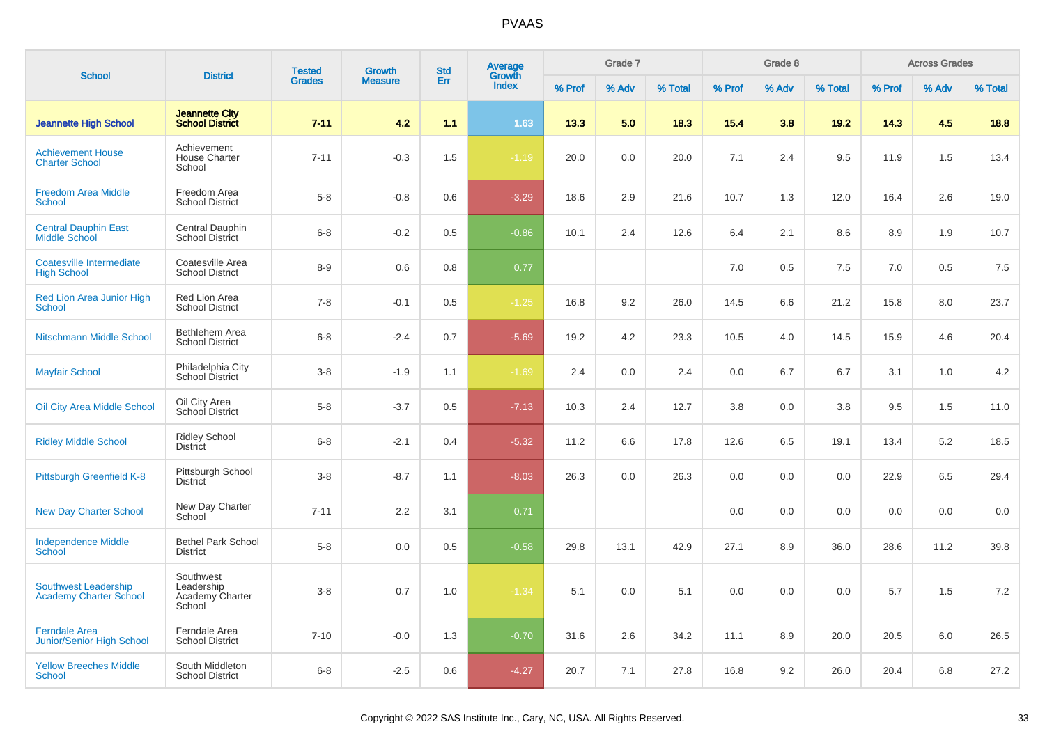# PVAAS

| School | District | Tested Grades | Growth Measure | Std Err | Average Growth Index | Grade 7 | | | Grade 8 | | | Across Grades | | |
|---|---|---|---|---|---|---|---|---|---|---|---|---|---|---|
| | | | | | | % Prof | % Adv | % Total | % Prof | % Adv | % Total | % Prof | % Adv | % Total |
| **Jeannette High School** | **Jeannette City School District** | **7-11** | **4.2** | **1.1** | **1.63** | **13.3** | **5.0** | **18.3** | **15.4** | **3.8** | **19.2** | **14.3** | **4.5** | **18.8** |
| Achievement House Charter School | Achievement House Charter School | 7-11 | -0.3 | 1.5 | -1.19 | 20.0 | 0.0 | 20.0 | 7.1 | 2.4 | 9.5 | 11.9 | 1.5 | 13.4 |
| Freedom Area Middle School | Freedom Area School District | 5-8 | -0.8 | 0.6 | -3.29 | 18.6 | 2.9 | 21.6 | 10.7 | 1.3 | 12.0 | 16.4 | 2.6 | 19.0 |
| Central Dauphin East Middle School | Central Dauphin School District | 6-8 | -0.2 | 0.5 | -0.86 | 10.1 | 2.4 | 12.6 | 6.4 | 2.1 | 8.6 | 8.9 | 1.9 | 10.7 |
| Coatesville Intermediate High School | Coatesville Area School District | 8-9 | 0.6 | 0.8 | 0.77 | | | | 7.0 | 0.5 | 7.5 | 7.0 | 0.5 | 7.5 |
| Red Lion Area Junior High School | Red Lion Area School District | 7-8 | -0.1 | 0.5 | -1.25 | 16.8 | 9.2 | 26.0 | 14.5 | 6.6 | 21.2 | 15.8 | 8.0 | 23.7 |
| Nitschmann Middle School | Bethlehem Area School District | 6-8 | -2.4 | 0.7 | -5.69 | 19.2 | 4.2 | 23.3 | 10.5 | 4.0 | 14.5 | 15.9 | 4.6 | 20.4 |
| Mayfair School | Philadelphia City School District | 3-8 | -1.9 | 1.1 | -1.69 | 2.4 | 0.0 | 2.4 | 0.0 | 6.7 | 6.7 | 3.1 | 1.0 | 4.2 |
| Oil City Area Middle School | Oil City Area School District | 5-8 | -3.7 | 0.5 | -7.13 | 10.3 | 2.4 | 12.7 | 3.8 | 0.0 | 3.8 | 9.5 | 1.5 | 11.0 |
| Ridley Middle School | Ridley School District | 6-8 | -2.1 | 0.4 | -5.32 | 11.2 | 6.6 | 17.8 | 12.6 | 6.5 | 19.1 | 13.4 | 5.2 | 18.5 |
| Pittsburgh Greenfield K-8 | Pittsburgh School District | 3-8 | -8.7 | 1.1 | -8.03 | 26.3 | 0.0 | 26.3 | 0.0 | 0.0 | 0.0 | 22.9 | 6.5 | 29.4 |
| New Day Charter School | New Day Charter School | 7-11 | 2.2 | 3.1 | 0.71 | | | | 0.0 | 0.0 | 0.0 | 0.0 | 0.0 | 0.0 |
| Independence Middle School | Bethel Park School District | 5-8 | 0.0 | 0.5 | -0.58 | 29.8 | 13.1 | 42.9 | 27.1 | 8.9 | 36.0 | 28.6 | 11.2 | 39.8 |
| Southwest Leadership Academy Charter School | Southwest Leadership Academy Charter School | 3-8 | 0.7 | 1.0 | -1.34 | 5.1 | 0.0 | 5.1 | 0.0 | 0.0 | 0.0 | 5.7 | 1.5 | 7.2 |
| Ferndale Area Junior/Senior High School | Ferndale Area School District | 7-10 | -0.0 | 1.3 | -0.70 | 31.6 | 2.6 | 34.2 | 11.1 | 8.9 | 20.0 | 20.5 | 6.0 | 26.5 |
| Yellow Breeches Middle School | South Middleton School District | 6-8 | -2.5 | 0.6 | -4.27 | 20.7 | 7.1 | 27.8 | 16.8 | 9.2 | 26.0 | 20.4 | 6.8 | 27.2 |

Copyright © 2022 SAS Institute Inc., Cary, NC, USA. All Rights Reserved.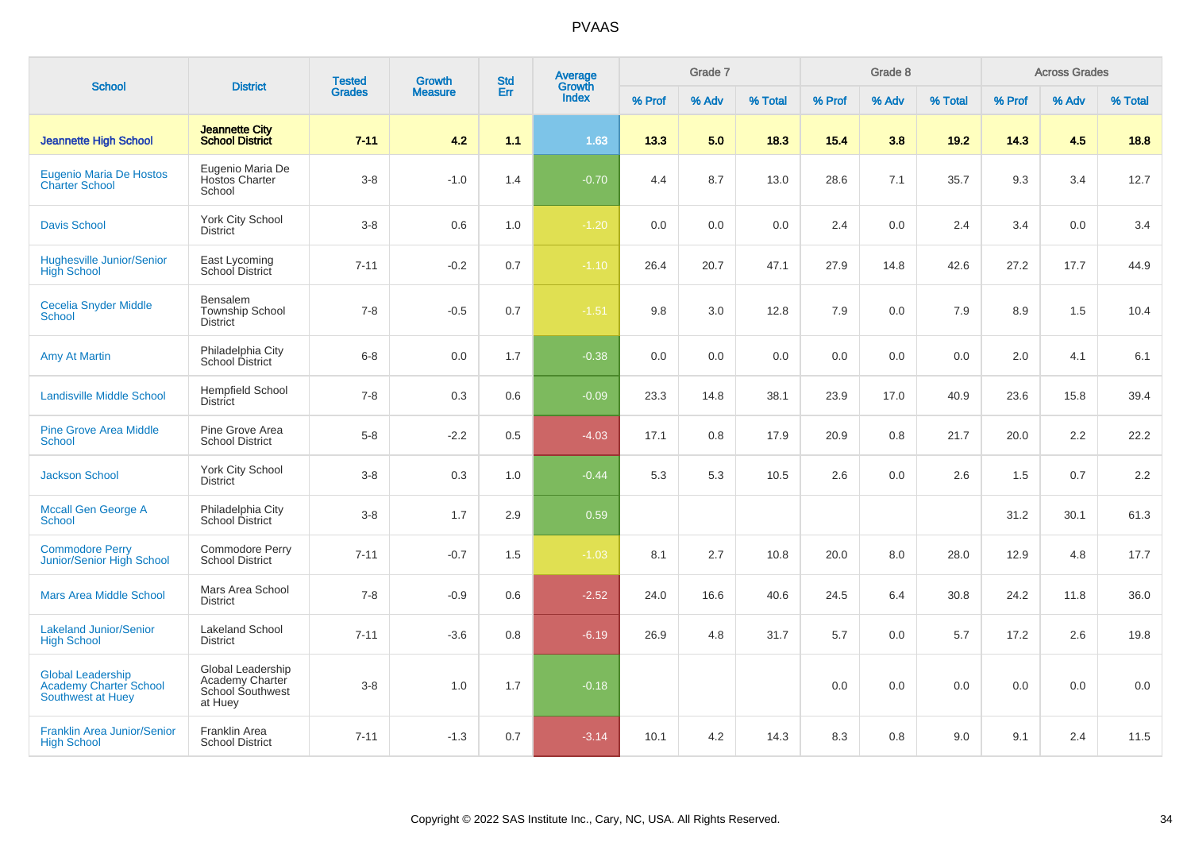# PVAAS

| School | District | Tested Grades | Growth Measure | Std Err | Average Growth Index | Grade 7 | | | Grade 8 | | | Across Grades | | |
|---|---|---|---|---|---|---|---|---|---|---|---|---|---|---|
| | | | | | | % Prof | % Adv | % Total | % Prof | % Adv | % Total | % Prof | % Adv | % Total |
| **Jeannette High School** | **Jeannette City School District** | **7-11** | **4.2** | **1.1** | **1.63** | **13.3** | **5.0** | **18.3** | **15.4** | **3.8** | **19.2** | **14.3** | **4.5** | **18.8** |
| Eugenio Maria De Hostos Charter School | Eugenio Maria De Hostos Charter School | 3-8 | -1.0 | 1.4 | -0.70 | 4.4 | 8.7 | 13.0 | 28.6 | 7.1 | 35.7 | 9.3 | 3.4 | 12.7 |
| Davis School | York City School District | 3-8 | 0.6 | 1.0 | -1.20 | 0.0 | 0.0 | 0.0 | 2.4 | 0.0 | 2.4 | 3.4 | 0.0 | 3.4 |
| Hughesville Junior/Senior High School | East Lycoming School District | 7-11 | -0.2 | 0.7 | -1.10 | 26.4 | 20.7 | 47.1 | 27.9 | 14.8 | 42.6 | 27.2 | 17.7 | 44.9 |
| Cecelia Snyder Middle School | Bensalem Township School District | 7-8 | -0.5 | 0.7 | -1.51 | 9.8 | 3.0 | 12.8 | 7.9 | 0.0 | 7.9 | 8.9 | 1.5 | 10.4 |
| Amy At Martin | Philadelphia City School District | 6-8 | 0.0 | 1.7 | -0.38 | 0.0 | 0.0 | 0.0 | 0.0 | 0.0 | 0.0 | 2.0 | 4.1 | 6.1 |
| Landisville Middle School | Hempfield School District | 7-8 | 0.3 | 0.6 | -0.09 | 23.3 | 14.8 | 38.1 | 23.9 | 17.0 | 40.9 | 23.6 | 15.8 | 39.4 |
| Pine Grove Area Middle School | Pine Grove Area School District | 5-8 | -2.2 | 0.5 | -4.03 | 17.1 | 0.8 | 17.9 | 20.9 | 0.8 | 21.7 | 20.0 | 2.2 | 22.2 |
| Jackson School | York City School District | 3-8 | 0.3 | 1.0 | -0.44 | 5.3 | 5.3 | 10.5 | 2.6 | 0.0 | 2.6 | 1.5 | 0.7 | 2.2 |
| Mccall Gen George A School | Philadelphia City School District | 3-8 | 1.7 | 2.9 | 0.59 | | | | | | | 31.2 | 30.1 | 61.3 |
| Commodore Perry Junior/Senior High School | Commodore Perry School District | 7-11 | -0.7 | 1.5 | -1.03 | 8.1 | 2.7 | 10.8 | 20.0 | 8.0 | 28.0 | 12.9 | 4.8 | 17.7 |
| Mars Area Middle School | Mars Area School District | 7-8 | -0.9 | 0.6 | -2.52 | 24.0 | 16.6 | 40.6 | 24.5 | 6.4 | 30.8 | 24.2 | 11.8 | 36.0 |
| Lakeland Junior/Senior High School | Lakeland School District | 7-11 | -3.6 | 0.8 | -6.19 | 26.9 | 4.8 | 31.7 | 5.7 | 0.0 | 5.7 | 17.2 | 2.6 | 19.8 |
| Global Leadership Academy Charter School Southwest at Huey | Global Leadership Academy Charter School Southwest at Huey | 3-8 | 1.0 | 1.7 | -0.18 | | | | 0.0 | 0.0 | 0.0 | 0.0 | 0.0 | 0.0 |
| Franklin Area Junior/Senior High School | Franklin Area School District | 7-11 | -1.3 | 0.7 | -3.14 | 10.1 | 4.2 | 14.3 | 8.3 | 0.8 | 9.0 | 9.1 | 2.4 | 11.5 |

Copyright © 2022 SAS Institute Inc., Cary, NC, USA. All Rights Reserved.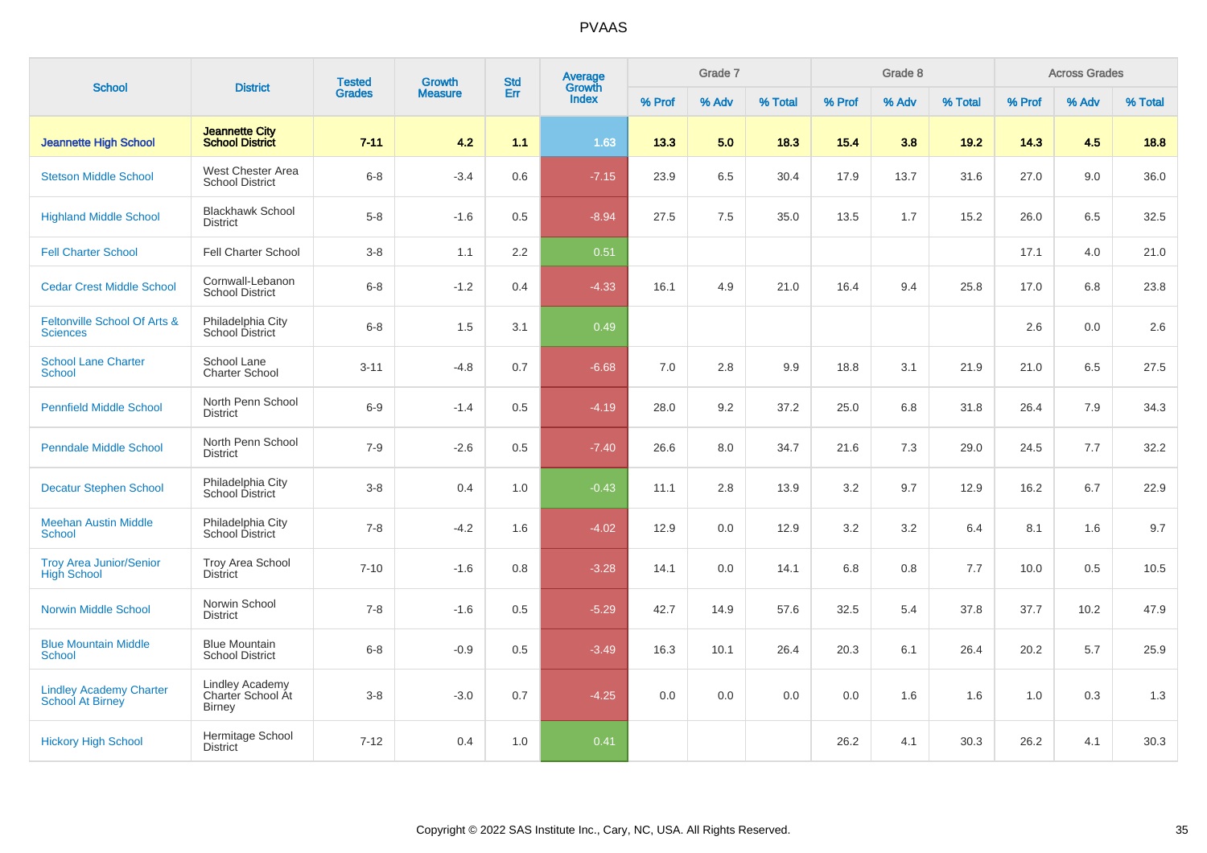# PVAAS

| School | District | Tested Grades | Growth Measure | Std Err | Average Growth Index | Grade 7 | | | Grade 8 | | | Across Grades | | |
|---|---|---|---|---|---|---|---|---|---|---|---|---|---|---|
| | | | | | | % Prof | % Adv | % Total | % Prof | % Adv | % Total | % Prof | % Adv | % Total |
| **Jeannette High School** | **Jeannette City School District** | **7-11** | **4.2** | **1.1** | **1.63** | **13.3** | **5.0** | **18.3** | **15.4** | **3.8** | **19.2** | **14.3** | **4.5** | **18.8** |
| Stetson Middle School | West Chester Area School District | 6-8 | -3.4 | 0.6 | -7.15 | 23.9 | 6.5 | 30.4 | 17.9 | 13.7 | 31.6 | 27.0 | 9.0 | 36.0 |
| Highland Middle School | Blackhawk School District | 5-8 | -1.6 | 0.5 | -8.94 | 27.5 | 7.5 | 35.0 | 13.5 | 1.7 | 15.2 | 26.0 | 6.5 | 32.5 |
| Fell Charter School | Fell Charter School | 3-8 | 1.1 | 2.2 | 0.51 | | | | | | | 17.1 | 4.0 | 21.0 |
| Cedar Crest Middle School | Cornwall-Lebanon School District | 6-8 | -1.2 | 0.4 | -4.33 | 16.1 | 4.9 | 21.0 | 16.4 | 9.4 | 25.8 | 17.0 | 6.8 | 23.8 |
| Feltonville School Of Arts & Sciences | Philadelphia City School District | 6-8 | 1.5 | 3.1 | 0.49 | | | | | | | 2.6 | 0.0 | 2.6 |
| School Lane Charter School | School Lane Charter School | 3-11 | -4.8 | 0.7 | -6.68 | 7.0 | 2.8 | 9.9 | 18.8 | 3.1 | 21.9 | 21.0 | 6.5 | 27.5 |
| Pennfield Middle School | North Penn School District | 6-9 | -1.4 | 0.5 | -4.19 | 28.0 | 9.2 | 37.2 | 25.0 | 6.8 | 31.8 | 26.4 | 7.9 | 34.3 |
| Penndale Middle School | North Penn School District | 7-9 | -2.6 | 0.5 | -7.40 | 26.6 | 8.0 | 34.7 | 21.6 | 7.3 | 29.0 | 24.5 | 7.7 | 32.2 |
| Decatur Stephen School | Philadelphia City School District | 3-8 | 0.4 | 1.0 | -0.43 | 11.1 | 2.8 | 13.9 | 3.2 | 9.7 | 12.9 | 16.2 | 6.7 | 22.9 |
| Meehan Austin Middle School | Philadelphia City School District | 7-8 | -4.2 | 1.6 | -4.02 | 12.9 | 0.0 | 12.9 | 3.2 | 3.2 | 6.4 | 8.1 | 1.6 | 9.7 |
| Troy Area Junior/Senior High School | Troy Area School District | 7-10 | -1.6 | 0.8 | -3.28 | 14.1 | 0.0 | 14.1 | 6.8 | 0.8 | 7.7 | 10.0 | 0.5 | 10.5 |
| Norwin Middle School | Norwin School District | 7-8 | -1.6 | 0.5 | -5.29 | 42.7 | 14.9 | 57.6 | 32.5 | 5.4 | 37.8 | 37.7 | 10.2 | 47.9 |
| Blue Mountain Middle School | Blue Mountain School District | 6-8 | -0.9 | 0.5 | -3.49 | 16.3 | 10.1 | 26.4 | 20.3 | 6.1 | 26.4 | 20.2 | 5.7 | 25.9 |
| Lindley Academy Charter School At Birney | Lindley Academy Charter School At Birney | 3-8 | -3.0 | 0.7 | -4.25 | 0.0 | 0.0 | 0.0 | 0.0 | 1.6 | 1.6 | 1.0 | 0.3 | 1.3 |
| Hickory High School | Hermitage School District | 7-12 | 0.4 | 1.0 | 0.41 | | | | 26.2 | 4.1 | 30.3 | 26.2 | 4.1 | 30.3 |

Copyright © 2022 SAS Institute Inc., Cary, NC, USA. All Rights Reserved.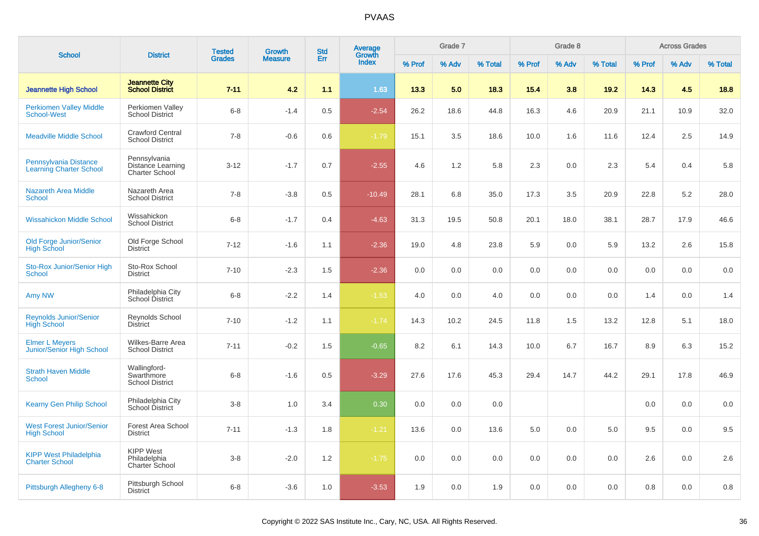# PVAAS

| School | District | Tested Grades | Growth Measure | Std Err | Average Growth Index | Grade 7 | | | Grade 8 | | | Across Grades | | |
|---|---|---|---|---|---|---|---|---|---|---|---|---|---|---|
| | | | | | | % Prof | % Adv | % Total | % Prof | % Adv | % Total | % Prof | % Adv | % Total |
| **Jeannette High School** | **Jeannette City School District** | **7-11** | **4.2** | **1.1** | **1.63** | **13.3** | **5.0** | **18.3** | **15.4** | **3.8** | **19.2** | **14.3** | **4.5** | **18.8** |
| Perkiomen Valley Middle School-West | Perkiomen Valley School District | 6-8 | -1.4 | 0.5 | -2.54 | 26.2 | 18.6 | 44.8 | 16.3 | 4.6 | 20.9 | 21.1 | 10.9 | 32.0 |
| Meadville Middle School | Crawford Central School District | 7-8 | -0.6 | 0.6 | -1.79 | 15.1 | 3.5 | 18.6 | 10.0 | 1.6 | 11.6 | 12.4 | 2.5 | 14.9 |
| Pennsylvania Distance Learning Charter School | Pennsylvania Distance Learning Charter School | 3-12 | -1.7 | 0.7 | -2.55 | 4.6 | 1.2 | 5.8 | 2.3 | 0.0 | 2.3 | 5.4 | 0.4 | 5.8 |
| Nazareth Area Middle School | Nazareth Area School District | 7-8 | -3.8 | 0.5 | -10.49 | 28.1 | 6.8 | 35.0 | 17.3 | 3.5 | 20.9 | 22.8 | 5.2 | 28.0 |
| Wissahickon Middle School | Wissahickon School District | 6-8 | -1.7 | 0.4 | -4.63 | 31.3 | 19.5 | 50.8 | 20.1 | 18.0 | 38.1 | 28.7 | 17.9 | 46.6 |
| Old Forge Junior/Senior High School | Old Forge School District | 7-12 | -1.6 | 1.1 | -2.36 | 19.0 | 4.8 | 23.8 | 5.9 | 0.0 | 5.9 | 13.2 | 2.6 | 15.8 |
| Sto-Rox Junior/Senior High School | Sto-Rox School District | 7-10 | -2.3 | 1.5 | -2.36 | 0.0 | 0.0 | 0.0 | 0.0 | 0.0 | 0.0 | 0.0 | 0.0 | 0.0 |
| Amy NW | Philadelphia City School District | 6-8 | -2.2 | 1.4 | -1.53 | 4.0 | 0.0 | 4.0 | 0.0 | 0.0 | 0.0 | 1.4 | 0.0 | 1.4 |
| Reynolds Junior/Senior High School | Reynolds School District | 7-10 | -1.2 | 1.1 | -1.74 | 14.3 | 10.2 | 24.5 | 11.8 | 1.5 | 13.2 | 12.8 | 5.1 | 18.0 |
| Elmer L Meyers Junior/Senior High School | Wilkes-Barre Area School District | 7-11 | -0.2 | 1.5 | -0.65 | 8.2 | 6.1 | 14.3 | 10.0 | 6.7 | 16.7 | 8.9 | 6.3 | 15.2 |
| Strath Haven Middle School | Wallingford-Swarthmore School District | 6-8 | -1.6 | 0.5 | -3.29 | 27.6 | 17.6 | 45.3 | 29.4 | 14.7 | 44.2 | 29.1 | 17.8 | 46.9 |
| Kearny Gen Philip School | Philadelphia City School District | 3-8 | 1.0 | 3.4 | 0.30 | 0.0 | 0.0 | 0.0 | | | | 0.0 | 0.0 | 0.0 |
| West Forest Junior/Senior High School | Forest Area School District | 7-11 | -1.3 | 1.8 | -1.21 | 13.6 | 0.0 | 13.6 | 5.0 | 0.0 | 5.0 | 9.5 | 0.0 | 9.5 |
| KIPP West Philadelphia Charter School | KIPP West Philadelphia Charter School | 3-8 | -2.0 | 1.2 | -1.75 | 0.0 | 0.0 | 0.0 | 0.0 | 0.0 | 0.0 | 2.6 | 0.0 | 2.6 |
| Pittsburgh Allegheny 6-8 | Pittsburgh School District | 6-8 | -3.6 | 1.0 | -3.53 | 1.9 | 0.0 | 1.9 | 0.0 | 0.0 | 0.0 | 0.8 | 0.0 | 0.8 |

Copyright © 2022 SAS Institute Inc., Cary, NC, USA. All Rights Reserved.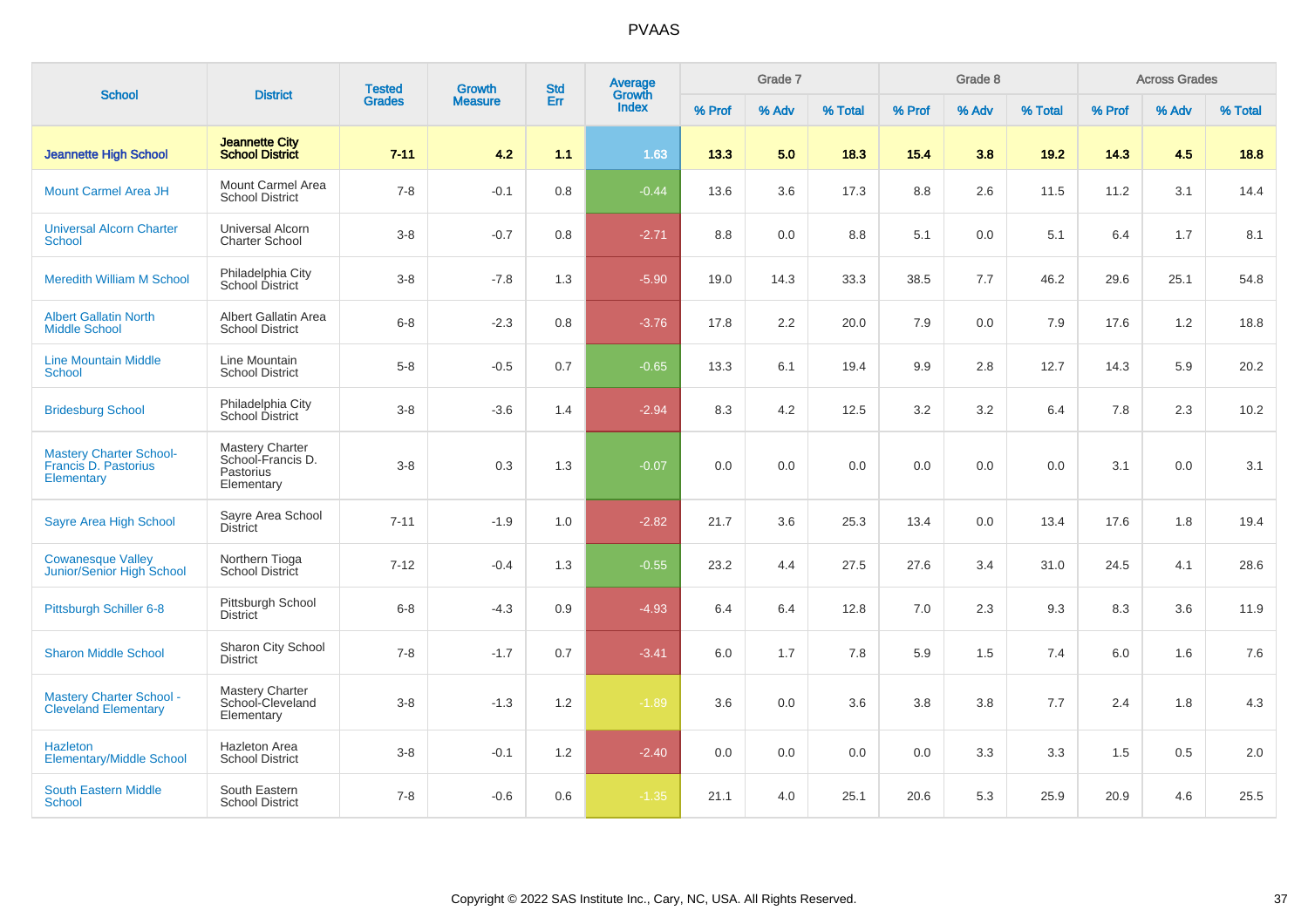# PVAAS

| School | District | Tested Grades | Growth Measure | Std Err | Average Growth Index | Grade 7 | | | Grade 8 | | | Across Grades | | |
|---|---|---|---|---|---|---|---|---|---|---|---|---|---|---|
| | | | | | | % Prof | % Adv | % Total | % Prof | % Adv | % Total | % Prof | % Adv | % Total |
| **Jeannette High School** | **Jeannette City School District** | **7-11** | **4.2** | **1.1** | **1.63** | **13.3** | **5.0** | **18.3** | **15.4** | **3.8** | **19.2** | **14.3** | **4.5** | **18.8** |
| Mount Carmel Area JH | Mount Carmel Area School District | 7-8 | -0.1 | 0.8 | -0.44 | 13.6 | 3.6 | 17.3 | 8.8 | 2.6 | 11.5 | 11.2 | 3.1 | 14.4 |
| Universal Alcorn Charter School | Universal Alcorn Charter School | 3-8 | -0.7 | 0.8 | -2.71 | 8.8 | 0.0 | 8.8 | 5.1 | 0.0 | 5.1 | 6.4 | 1.7 | 8.1 |
| Meredith William M School | Philadelphia City School District | 3-8 | -7.8 | 1.3 | -5.90 | 19.0 | 14.3 | 33.3 | 38.5 | 7.7 | 46.2 | 29.6 | 25.1 | 54.8 |
| Albert Gallatin North Middle School | Albert Gallatin Area School District | 6-8 | -2.3 | 0.8 | -3.76 | 17.8 | 2.2 | 20.0 | 7.9 | 0.0 | 7.9 | 17.6 | 1.2 | 18.8 |
| Line Mountain Middle School | Line Mountain School District | 5-8 | -0.5 | 0.7 | -0.65 | 13.3 | 6.1 | 19.4 | 9.9 | 2.8 | 12.7 | 14.3 | 5.9 | 20.2 |
| Bridesburg School | Philadelphia City School District | 3-8 | -3.6 | 1.4 | -2.94 | 8.3 | 4.2 | 12.5 | 3.2 | 3.2 | 6.4 | 7.8 | 2.3 | 10.2 |
| Mastery Charter School-Francis D. Pastorius Elementary | Mastery Charter School-Francis D. Pastorius Elementary | 3-8 | 0.3 | 1.3 | -0.07 | 0.0 | 0.0 | 0.0 | 0.0 | 0.0 | 0.0 | 3.1 | 0.0 | 3.1 |
| Sayre Area High School | Sayre Area School District | 7-11 | -1.9 | 1.0 | -2.82 | 21.7 | 3.6 | 25.3 | 13.4 | 0.0 | 13.4 | 17.6 | 1.8 | 19.4 |
| Cowanesque Valley Junior/Senior High School | Northern Tioga School District | 7-12 | -0.4 | 1.3 | -0.55 | 23.2 | 4.4 | 27.5 | 27.6 | 3.4 | 31.0 | 24.5 | 4.1 | 28.6 |
| Pittsburgh Schiller 6-8 | Pittsburgh School District | 6-8 | -4.3 | 0.9 | -4.93 | 6.4 | 6.4 | 12.8 | 7.0 | 2.3 | 9.3 | 8.3 | 3.6 | 11.9 |
| Sharon Middle School | Sharon City School District | 7-8 | -1.7 | 0.7 | -3.41 | 6.0 | 1.7 | 7.8 | 5.9 | 1.5 | 7.4 | 6.0 | 1.6 | 7.6 |
| Mastery Charter School - Cleveland Elementary | Mastery Charter School-Cleveland Elementary | 3-8 | -1.3 | 1.2 | -1.89 | 3.6 | 0.0 | 3.6 | 3.8 | 3.8 | 7.7 | 2.4 | 1.8 | 4.3 |
| Hazleton Elementary/Middle School | Hazleton Area School District | 3-8 | -0.1 | 1.2 | -2.40 | 0.0 | 0.0 | 0.0 | 0.0 | 3.3 | 3.3 | 1.5 | 0.5 | 2.0 |
| South Eastern Middle School | South Eastern School District | 7-8 | -0.6 | 0.6 | -1.35 | 21.1 | 4.0 | 25.1 | 20.6 | 5.3 | 25.9 | 20.9 | 4.6 | 25.5 |

Copyright © 2022 SAS Institute Inc., Cary, NC, USA. All Rights Reserved.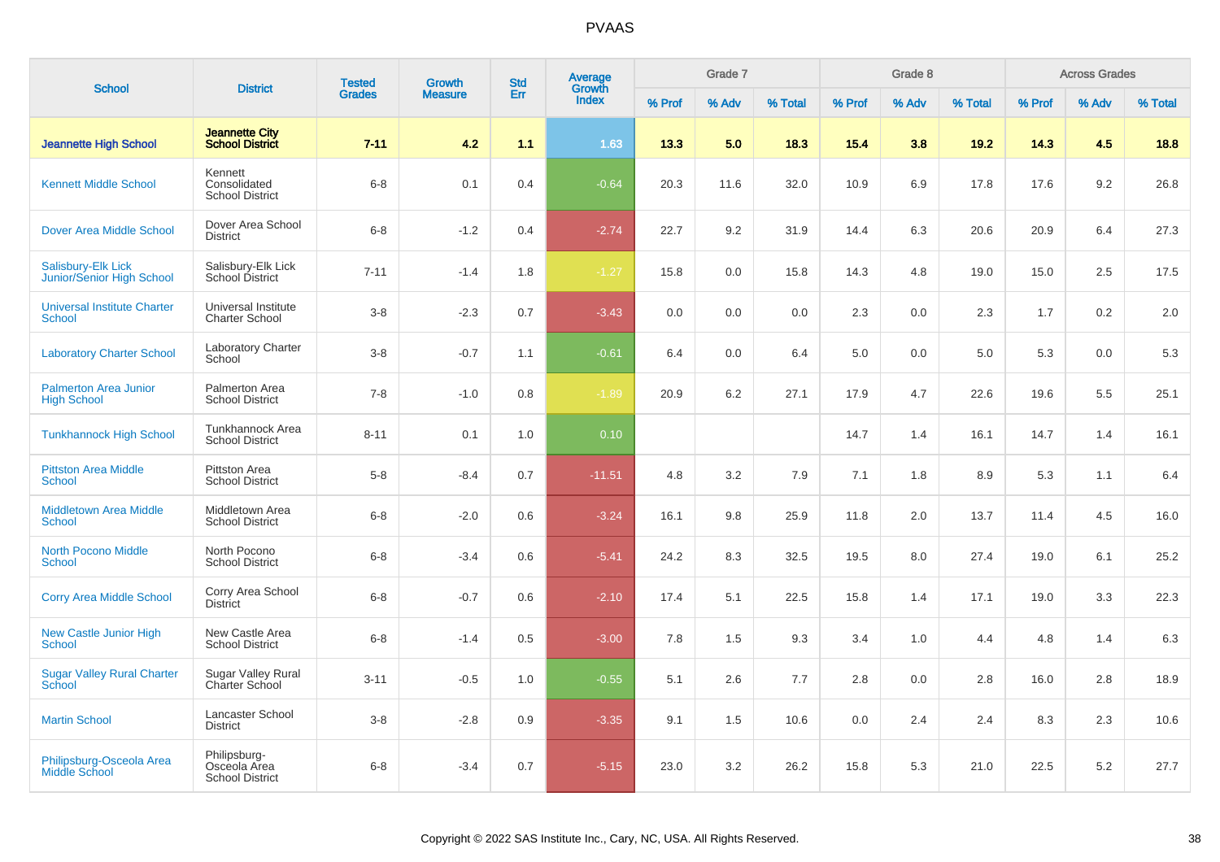# PVAAS

| School | District | Tested Grades | Growth Measure | Std Err | Average Growth Index | Grade 7 | | | Grade 8 | | | Across Grades | | |
|---|---|---|---|---|---|---|---|---|---|---|---|---|---|---|
| | | | | | | % Prof | % Adv | % Total | % Prof | % Adv | % Total | % Prof | % Adv | % Total |
| **Jeannette High School** | **Jeannette City School District** | **7-11** | **4.2** | **1.1** | **1.63** | **13.3** | **5.0** | **18.3** | **15.4** | **3.8** | **19.2** | **14.3** | **4.5** | **18.8** |
| Kennett Middle School | Kennett Consolidated School District | 6-8 | 0.1 | 0.4 | -0.64 | 20.3 | 11.6 | 32.0 | 10.9 | 6.9 | 17.8 | 17.6 | 9.2 | 26.8 |
| Dover Area Middle School | Dover Area School District | 6-8 | -1.2 | 0.4 | -2.74 | 22.7 | 9.2 | 31.9 | 14.4 | 6.3 | 20.6 | 20.9 | 6.4 | 27.3 |
| Salisbury-Elk Lick Junior/Senior High School | Salisbury-Elk Lick School District | 7-11 | -1.4 | 1.8 | -1.27 | 15.8 | 0.0 | 15.8 | 14.3 | 4.8 | 19.0 | 15.0 | 2.5 | 17.5 |
| Universal Institute Charter School | Universal Institute Charter School | 3-8 | -2.3 | 0.7 | -3.43 | 0.0 | 0.0 | 0.0 | 2.3 | 0.0 | 2.3 | 1.7 | 0.2 | 2.0 |
| Laboratory Charter School | Laboratory Charter School | 3-8 | -0.7 | 1.1 | -0.61 | 6.4 | 0.0 | 6.4 | 5.0 | 0.0 | 5.0 | 5.3 | 0.0 | 5.3 |
| Palmerton Area Junior High School | Palmerton Area School District | 7-8 | -1.0 | 0.8 | -1.89 | 20.9 | 6.2 | 27.1 | 17.9 | 4.7 | 22.6 | 19.6 | 5.5 | 25.1 |
| Tunkhannock High School | Tunkhannock Area School District | 8-11 | 0.1 | 1.0 | 0.10 | | | | 14.7 | 1.4 | 16.1 | 14.7 | 1.4 | 16.1 |
| Pittston Area Middle School | Pittston Area School District | 5-8 | -8.4 | 0.7 | -11.51 | 4.8 | 3.2 | 7.9 | 7.1 | 1.8 | 8.9 | 5.3 | 1.1 | 6.4 |
| Middletown Area Middle School | Middletown Area School District | 6-8 | -2.0 | 0.6 | -3.24 | 16.1 | 9.8 | 25.9 | 11.8 | 2.0 | 13.7 | 11.4 | 4.5 | 16.0 |
| North Pocono Middle School | North Pocono School District | 6-8 | -3.4 | 0.6 | -5.41 | 24.2 | 8.3 | 32.5 | 19.5 | 8.0 | 27.4 | 19.0 | 6.1 | 25.2 |
| Corry Area Middle School | Corry Area School District | 6-8 | -0.7 | 0.6 | -2.10 | 17.4 | 5.1 | 22.5 | 15.8 | 1.4 | 17.1 | 19.0 | 3.3 | 22.3 |
| New Castle Junior High School | New Castle Area School District | 6-8 | -1.4 | 0.5 | -3.00 | 7.8 | 1.5 | 9.3 | 3.4 | 1.0 | 4.4 | 4.8 | 1.4 | 6.3 |
| Sugar Valley Rural Charter School | Sugar Valley Rural Charter School | 3-11 | -0.5 | 1.0 | -0.55 | 5.1 | 2.6 | 7.7 | 2.8 | 0.0 | 2.8 | 16.0 | 2.8 | 18.9 |
| Martin School | Lancaster School District | 3-8 | -2.8 | 0.9 | -3.35 | 9.1 | 1.5 | 10.6 | 0.0 | 2.4 | 2.4 | 8.3 | 2.3 | 10.6 |
| Philipsburg-Osceola Area Middle School | Philipsburg-Osceola Area School District | 6-8 | -3.4 | 0.7 | -5.15 | 23.0 | 3.2 | 26.2 | 15.8 | 5.3 | 21.0 | 22.5 | 5.2 | 27.7 |

Copyright © 2022 SAS Institute Inc., Cary, NC, USA. All Rights Reserved.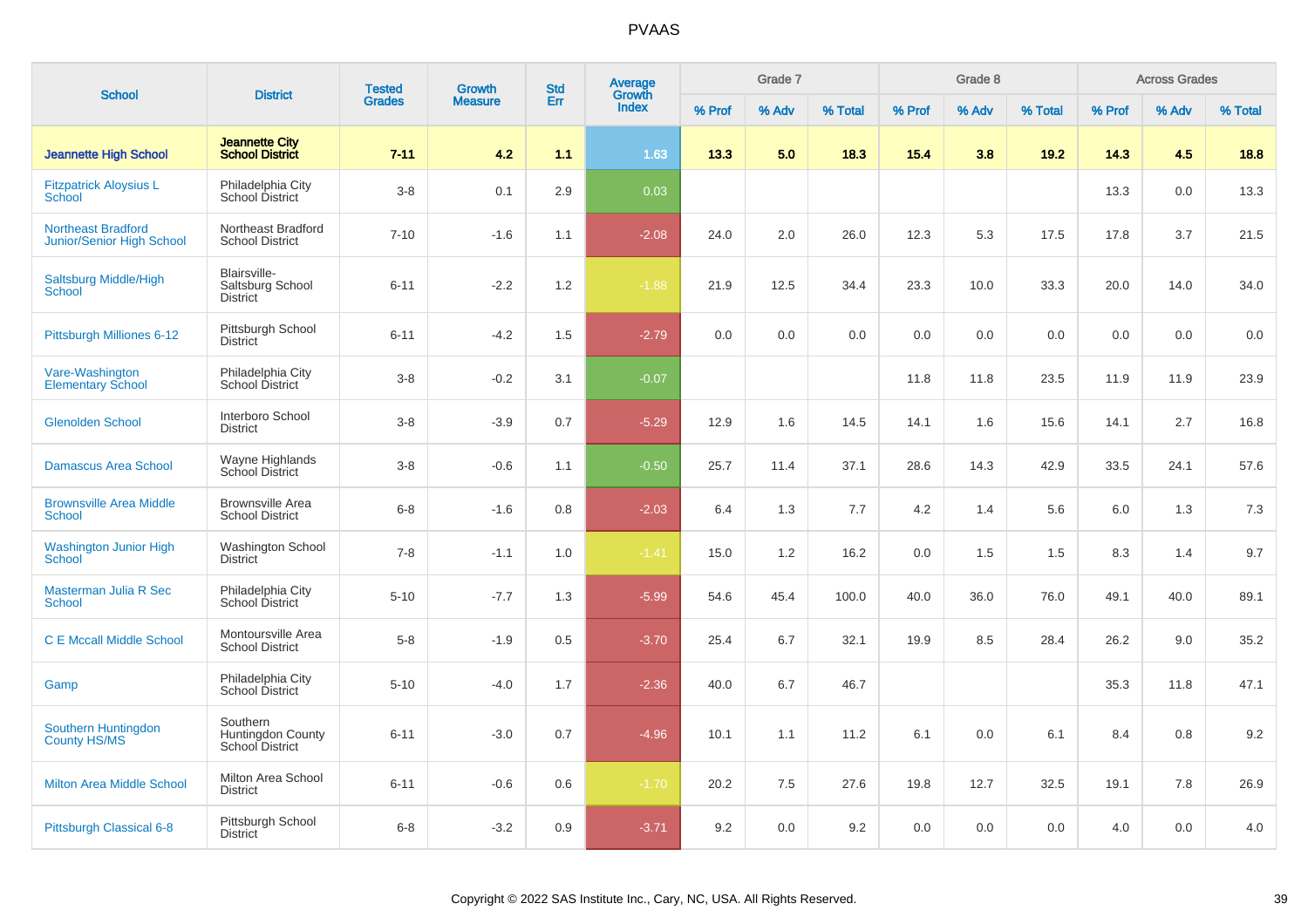# PVAAS

| School | District | Tested Grades | Growth Measure | Std Err | Average Growth Index | Grade 7 | | | Grade 8 | | | Across Grades | | |
|---|---|---|---|---|---|---|---|---|---|---|---|---|---|---|
| | | | | | | % Prof | % Adv | % Total | % Prof | % Adv | % Total | % Prof | % Adv | % Total |
| **Jeannette High School** | **Jeannette City School District** | **7-11** | **4.2** | **1.1** | **1.63** | **13.3** | **5.0** | **18.3** | **15.4** | **3.8** | **19.2** | **14.3** | **4.5** | **18.8** |
| Fitzpatrick Aloysius L School | Philadelphia City School District | 3-8 | 0.1 | 2.9 | 0.03 | | | | | | | 13.3 | 0.0 | 13.3 |
| Northeast Bradford Junior/Senior High School | Northeast Bradford School District | 7-10 | -1.6 | 1.1 | -2.08 | 24.0 | 2.0 | 26.0 | 12.3 | 5.3 | 17.5 | 17.8 | 3.7 | 21.5 |
| Saltsburg Middle/High School | Blairsville-Saltsburg School District | 6-11 | -2.2 | 1.2 | -1.88 | 21.9 | 12.5 | 34.4 | 23.3 | 10.0 | 33.3 | 20.0 | 14.0 | 34.0 |
| Pittsburgh Milliones 6-12 | Pittsburgh School District | 6-11 | -4.2 | 1.5 | -2.79 | 0.0 | 0.0 | 0.0 | 0.0 | 0.0 | 0.0 | 0.0 | 0.0 | 0.0 |
| Vare-Washington Elementary School | Philadelphia City School District | 3-8 | -0.2 | 3.1 | -0.07 | | | | 11.8 | 11.8 | 23.5 | 11.9 | 11.9 | 23.9 |
| Glenolden School | Interboro School District | 3-8 | -3.9 | 0.7 | -5.29 | 12.9 | 1.6 | 14.5 | 14.1 | 1.6 | 15.6 | 14.1 | 2.7 | 16.8 |
| Damascus Area School | Wayne Highlands School District | 3-8 | -0.6 | 1.1 | -0.50 | 25.7 | 11.4 | 37.1 | 28.6 | 14.3 | 42.9 | 33.5 | 24.1 | 57.6 |
| Brownsville Area Middle School | Brownsville Area School District | 6-8 | -1.6 | 0.8 | -2.03 | 6.4 | 1.3 | 7.7 | 4.2 | 1.4 | 5.6 | 6.0 | 1.3 | 7.3 |
| Washington Junior High School | Washington School District | 7-8 | -1.1 | 1.0 | -1.41 | 15.0 | 1.2 | 16.2 | 0.0 | 1.5 | 1.5 | 8.3 | 1.4 | 9.7 |
| Masterman Julia R Sec School | Philadelphia City School District | 5-10 | -7.7 | 1.3 | -5.99 | 54.6 | 45.4 | 100.0 | 40.0 | 36.0 | 76.0 | 49.1 | 40.0 | 89.1 |
| C E Mccall Middle School | Montoursville Area School District | 5-8 | -1.9 | 0.5 | -3.70 | 25.4 | 6.7 | 32.1 | 19.9 | 8.5 | 28.4 | 26.2 | 9.0 | 35.2 |
| Gamp | Philadelphia City School District | 5-10 | -4.0 | 1.7 | -2.36 | 40.0 | 6.7 | 46.7 | | | | 35.3 | 11.8 | 47.1 |
| Southern Huntingdon County HS/MS | Southern Huntingdon County School District | 6-11 | -3.0 | 0.7 | -4.96 | 10.1 | 1.1 | 11.2 | 6.1 | 0.0 | 6.1 | 8.4 | 0.8 | 9.2 |
| Milton Area Middle School | Milton Area School District | 6-11 | -0.6 | 0.6 | -1.70 | 20.2 | 7.5 | 27.6 | 19.8 | 12.7 | 32.5 | 19.1 | 7.8 | 26.9 |
| Pittsburgh Classical 6-8 | Pittsburgh School District | 6-8 | -3.2 | 0.9 | -3.71 | 9.2 | 0.0 | 9.2 | 0.0 | 0.0 | 0.0 | 4.0 | 0.0 | 4.0 |

Copyright © 2022 SAS Institute Inc., Cary, NC, USA. All Rights Reserved.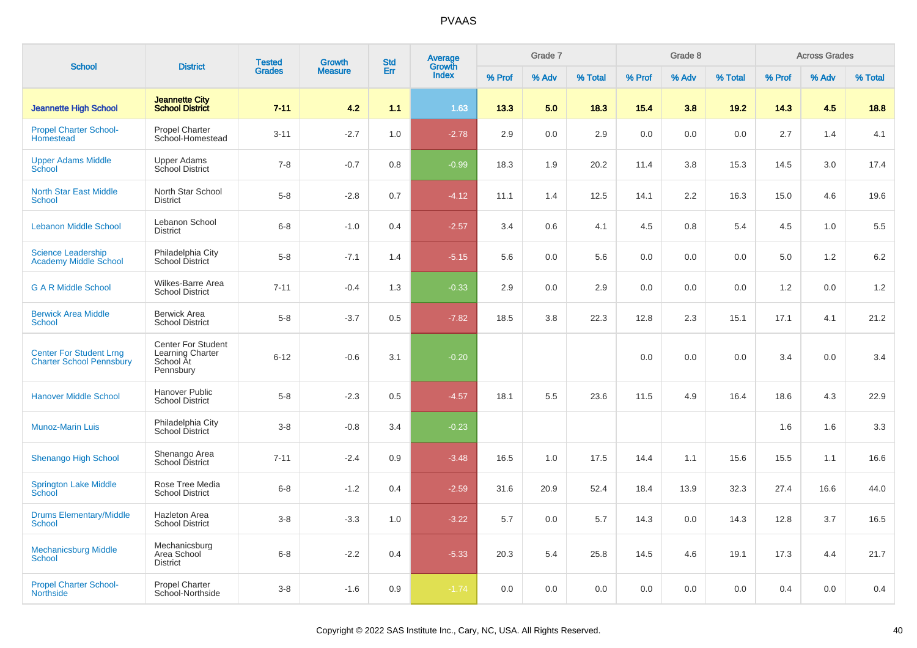# PVAAS

| School | District | Tested Grades | Growth Measure | Std Err | Average Growth Index | Grade 7 | | | Grade 8 | | | Across Grades | | |
|---|---|---|---|---|---|---|---|---|---|---|---|---|---|---|
| | | | | | | % Prof | % Adv | % Total | % Prof | % Adv | % Total | % Prof | % Adv | % Total |
| **Jeannette High School** | **Jeannette City School District** | **7-11** | **4.2** | **1.1** | **1.63** | **13.3** | **5.0** | **18.3** | **15.4** | **3.8** | **19.2** | **14.3** | **4.5** | **18.8** |
| Propel Charter School-Homestead | Propel Charter School-Homestead | 3-11 | -2.7 | 1.0 | -2.78 | 2.9 | 0.0 | 2.9 | 0.0 | 0.0 | 0.0 | 2.7 | 1.4 | 4.1 |
| Upper Adams Middle School | Upper Adams School District | 7-8 | -0.7 | 0.8 | -0.99 | 18.3 | 1.9 | 20.2 | 11.4 | 3.8 | 15.3 | 14.5 | 3.0 | 17.4 |
| North Star East Middle School | North Star School District | 5-8 | -2.8 | 0.7 | -4.12 | 11.1 | 1.4 | 12.5 | 14.1 | 2.2 | 16.3 | 15.0 | 4.6 | 19.6 |
| Lebanon Middle School | Lebanon School District | 6-8 | -1.0 | 0.4 | -2.57 | 3.4 | 0.6 | 4.1 | 4.5 | 0.8 | 5.4 | 4.5 | 1.0 | 5.5 |
| Science Leadership Academy Middle School | Philadelphia City School District | 5-8 | -7.1 | 1.4 | -5.15 | 5.6 | 0.0 | 5.6 | 0.0 | 0.0 | 0.0 | 5.0 | 1.2 | 6.2 |
| G A R Middle School | Wilkes-Barre Area School District | 7-11 | -0.4 | 1.3 | -0.33 | 2.9 | 0.0 | 2.9 | 0.0 | 0.0 | 0.0 | 1.2 | 0.0 | 1.2 |
| Berwick Area Middle School | Berwick Area School District | 5-8 | -3.7 | 0.5 | -7.82 | 18.5 | 3.8 | 22.3 | 12.8 | 2.3 | 15.1 | 17.1 | 4.1 | 21.2 |
| Center For Student Lrng Charter School Pennsbury | Center For Student Learning Charter School At Pennsbury | 6-12 | -0.6 | 3.1 | -0.20 | | | | 0.0 | 0.0 | 0.0 | 3.4 | 0.0 | 3.4 |
| Hanover Middle School | Hanover Public School District | 5-8 | -2.3 | 0.5 | -4.57 | 18.1 | 5.5 | 23.6 | 11.5 | 4.9 | 16.4 | 18.6 | 4.3 | 22.9 |
| Munoz-Marin Luis | Philadelphia City School District | 3-8 | -0.8 | 3.4 | -0.23 | | | | | | | 1.6 | 1.6 | 3.3 |
| Shenango High School | Shenango Area School District | 7-11 | -2.4 | 0.9 | -3.48 | 16.5 | 1.0 | 17.5 | 14.4 | 1.1 | 15.6 | 15.5 | 1.1 | 16.6 |
| Springton Lake Middle School | Rose Tree Media School District | 6-8 | -1.2 | 0.4 | -2.59 | 31.6 | 20.9 | 52.4 | 18.4 | 13.9 | 32.3 | 27.4 | 16.6 | 44.0 |
| Drums Elementary/Middle School | Hazleton Area School District | 3-8 | -3.3 | 1.0 | -3.22 | 5.7 | 0.0 | 5.7 | 14.3 | 0.0 | 14.3 | 12.8 | 3.7 | 16.5 |
| Mechanicsburg Middle School | Mechanicsburg Area School District | 6-8 | -2.2 | 0.4 | -5.33 | 20.3 | 5.4 | 25.8 | 14.5 | 4.6 | 19.1 | 17.3 | 4.4 | 21.7 |
| Propel Charter School-Northside | Propel Charter School-Northside | 3-8 | -1.6 | 0.9 | -1.74 | 0.0 | 0.0 | 0.0 | 0.0 | 0.0 | 0.0 | 0.4 | 0.0 | 0.4 |

Copyright © 2022 SAS Institute Inc., Cary, NC, USA. All Rights Reserved.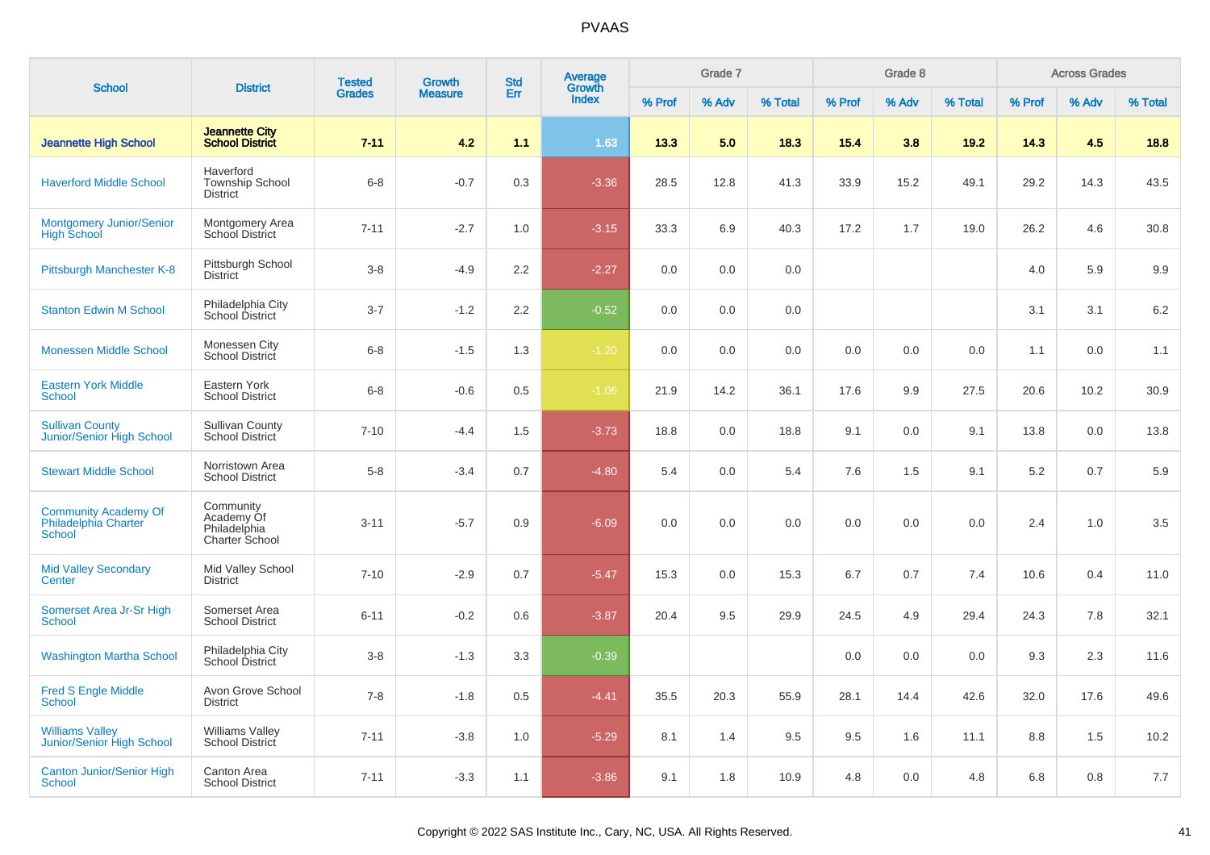# PVAAS

| School | District | Tested Grades | Growth Measure | Std Err | Average Growth Index | Grade 7 | | | Grade 8 | | | Across Grades | | |
|---|---|---|---|---|---|---|---|---|---|---|---|---|---|---|
| | | | | | | % Prof | % Adv | % Total | % Prof | % Adv | % Total | % Prof | % Adv | % Total |
| **Jeannette High School** | **Jeannette City School District** | **7-11** | **4.2** | **1.1** | **1.63** | **13.3** | **5.0** | **18.3** | **15.4** | **3.8** | **19.2** | **14.3** | **4.5** | **18.8** |
| Haverford Middle School | Haverford Township School District | 6-8 | -0.7 | 0.3 | -3.36 | 28.5 | 12.8 | 41.3 | 33.9 | 15.2 | 49.1 | 29.2 | 14.3 | 43.5 |
| Montgomery Junior/Senior High School | Montgomery Area School District | 7-11 | -2.7 | 1.0 | -3.15 | 33.3 | 6.9 | 40.3 | 17.2 | 1.7 | 19.0 | 26.2 | 4.6 | 30.8 |
| Pittsburgh Manchester K-8 | Pittsburgh School District | 3-8 | -4.9 | 2.2 | -2.27 | 0.0 | 0.0 | 0.0 | | | | 4.0 | 5.9 | 9.9 |
| Stanton Edwin M School | Philadelphia City School District | 3-7 | -1.2 | 2.2 | -0.52 | 0.0 | 0.0 | 0.0 | | | | 3.1 | 3.1 | 6.2 |
| Monessen Middle School | Monessen City School District | 6-8 | -1.5 | 1.3 | -1.20 | 0.0 | 0.0 | 0.0 | 0.0 | 0.0 | 0.0 | 1.1 | 0.0 | 1.1 |
| Eastern York Middle School | Eastern York School District | 6-8 | -0.6 | 0.5 | -1.06 | 21.9 | 14.2 | 36.1 | 17.6 | 9.9 | 27.5 | 20.6 | 10.2 | 30.9 |
| Sullivan County Junior/Senior High School | Sullivan County School District | 7-10 | -4.4 | 1.5 | -3.73 | 18.8 | 0.0 | 18.8 | 9.1 | 0.0 | 9.1 | 13.8 | 0.0 | 13.8 |
| Stewart Middle School | Norristown Area School District | 5-8 | -3.4 | 0.7 | -4.80 | 5.4 | 0.0 | 5.4 | 7.6 | 1.5 | 9.1 | 5.2 | 0.7 | 5.9 |
| Community Academy Of Philadelphia Charter School | Community Academy Of Philadelphia Charter School | 3-11 | -5.7 | 0.9 | -6.09 | 0.0 | 0.0 | 0.0 | 0.0 | 0.0 | 0.0 | 2.4 | 1.0 | 3.5 |
| Mid Valley Secondary Center | Mid Valley School District | 7-10 | -2.9 | 0.7 | -5.47 | 15.3 | 0.0 | 15.3 | 6.7 | 0.7 | 7.4 | 10.6 | 0.4 | 11.0 |
| Somerset Area Jr-Sr High School | Somerset Area School District | 6-11 | -0.2 | 0.6 | -3.87 | 20.4 | 9.5 | 29.9 | 24.5 | 4.9 | 29.4 | 24.3 | 7.8 | 32.1 |
| Washington Martha School | Philadelphia City School District | 3-8 | -1.3 | 3.3 | -0.39 | | | | 0.0 | 0.0 | 0.0 | 9.3 | 2.3 | 11.6 |
| Fred S Engle Middle School | Avon Grove School District | 7-8 | -1.8 | 0.5 | -4.41 | 35.5 | 20.3 | 55.9 | 28.1 | 14.4 | 42.6 | 32.0 | 17.6 | 49.6 |
| Williams Valley Junior/Senior High School | Williams Valley School District | 7-11 | -3.8 | 1.0 | -5.29 | 8.1 | 1.4 | 9.5 | 9.5 | 1.6 | 11.1 | 8.8 | 1.5 | 10.2 |
| Canton Junior/Senior High School | Canton Area School District | 7-11 | -3.3 | 1.1 | -3.86 | 9.1 | 1.8 | 10.9 | 4.8 | 0.0 | 4.8 | 6.8 | 0.8 | 7.7 |

Copyright © 2022 SAS Institute Inc., Cary, NC, USA. All Rights Reserved.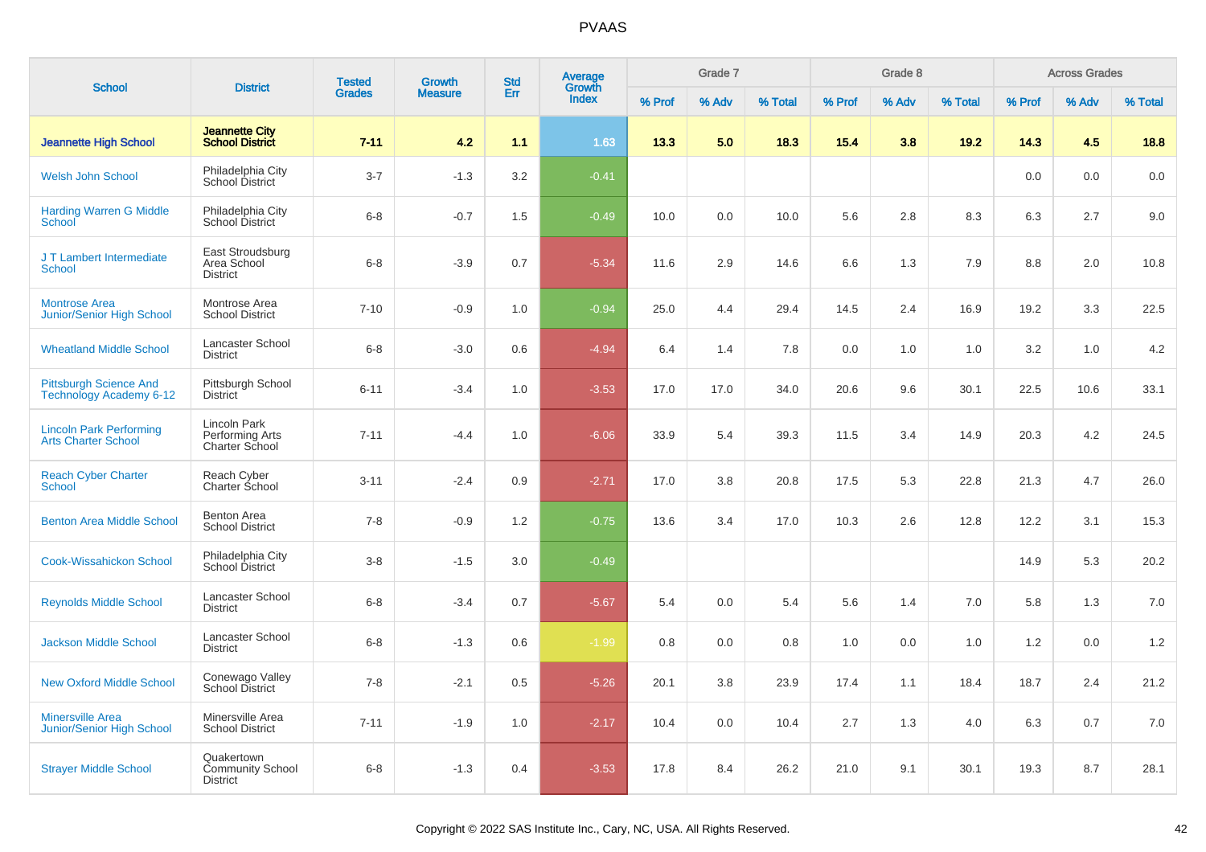# PVAAS

| School | District | Tested Grades | Growth Measure | Std Err | Average Growth Index | Grade 7 | | | Grade 8 | | | Across Grades | | |
|---|---|---|---|---|---|---|---|---|---|---|---|---|---|---|
| | | | | | | % Prof | % Adv | % Total | % Prof | % Adv | % Total | % Prof | % Adv | % Total |
| **Jeannette High School** | **Jeannette City School District** | **7-11** | **4.2** | **1.1** | **1.63** | **13.3** | **5.0** | **18.3** | **15.4** | **3.8** | **19.2** | **14.3** | **4.5** | **18.8** |
| Welsh John School | Philadelphia City School District | 3-7 | -1.3 | 3.2 | -0.41 | | | | | | | 0.0 | 0.0 | 0.0 |
| Harding Warren G Middle School | Philadelphia City School District | 6-8 | -0.7 | 1.5 | -0.49 | 10.0 | 0.0 | 10.0 | 5.6 | 2.8 | 8.3 | 6.3 | 2.7 | 9.0 |
| J T Lambert Intermediate School | East Stroudsburg Area School District | 6-8 | -3.9 | 0.7 | -5.34 | 11.6 | 2.9 | 14.6 | 6.6 | 1.3 | 7.9 | 8.8 | 2.0 | 10.8 |
| Montrose Area Junior/Senior High School | Montrose Area School District | 7-10 | -0.9 | 1.0 | -0.94 | 25.0 | 4.4 | 29.4 | 14.5 | 2.4 | 16.9 | 19.2 | 3.3 | 22.5 |
| Wheatland Middle School | Lancaster School District | 6-8 | -3.0 | 0.6 | -4.94 | 6.4 | 1.4 | 7.8 | 0.0 | 1.0 | 1.0 | 3.2 | 1.0 | 4.2 |
| Pittsburgh Science And Technology Academy 6-12 | Pittsburgh School District | 6-11 | -3.4 | 1.0 | -3.53 | 17.0 | 17.0 | 34.0 | 20.6 | 9.6 | 30.1 | 22.5 | 10.6 | 33.1 |
| Lincoln Park Performing Arts Charter School | Lincoln Park Performing Arts Charter School | 7-11 | -4.4 | 1.0 | -6.06 | 33.9 | 5.4 | 39.3 | 11.5 | 3.4 | 14.9 | 20.3 | 4.2 | 24.5 |
| Reach Cyber Charter School | Reach Cyber Charter School | 3-11 | -2.4 | 0.9 | -2.71 | 17.0 | 3.8 | 20.8 | 17.5 | 5.3 | 22.8 | 21.3 | 4.7 | 26.0 |
| Benton Area Middle School | Benton Area School District | 7-8 | -0.9 | 1.2 | -0.75 | 13.6 | 3.4 | 17.0 | 10.3 | 2.6 | 12.8 | 12.2 | 3.1 | 15.3 |
| Cook-Wissahickon School | Philadelphia City School District | 3-8 | -1.5 | 3.0 | -0.49 | | | | | | | 14.9 | 5.3 | 20.2 |
| Reynolds Middle School | Lancaster School District | 6-8 | -3.4 | 0.7 | -5.67 | 5.4 | 0.0 | 5.4 | 5.6 | 1.4 | 7.0 | 5.8 | 1.3 | 7.0 |
| Jackson Middle School | Lancaster School District | 6-8 | -1.3 | 0.6 | -1.99 | 0.8 | 0.0 | 0.8 | 1.0 | 0.0 | 1.0 | 1.2 | 0.0 | 1.2 |
| New Oxford Middle School | Conewago Valley School District | 7-8 | -2.1 | 0.5 | -5.26 | 20.1 | 3.8 | 23.9 | 17.4 | 1.1 | 18.4 | 18.7 | 2.4 | 21.2 |
| Minersville Area Junior/Senior High School | Minersville Area School District | 7-11 | -1.9 | 1.0 | -2.17 | 10.4 | 0.0 | 10.4 | 2.7 | 1.3 | 4.0 | 6.3 | 0.7 | 7.0 |
| Strayer Middle School | Quakertown Community School District | 6-8 | -1.3 | 0.4 | -3.53 | 17.8 | 8.4 | 26.2 | 21.0 | 9.1 | 30.1 | 19.3 | 8.7 | 28.1 |

Copyright © 2022 SAS Institute Inc., Cary, NC, USA. All Rights Reserved.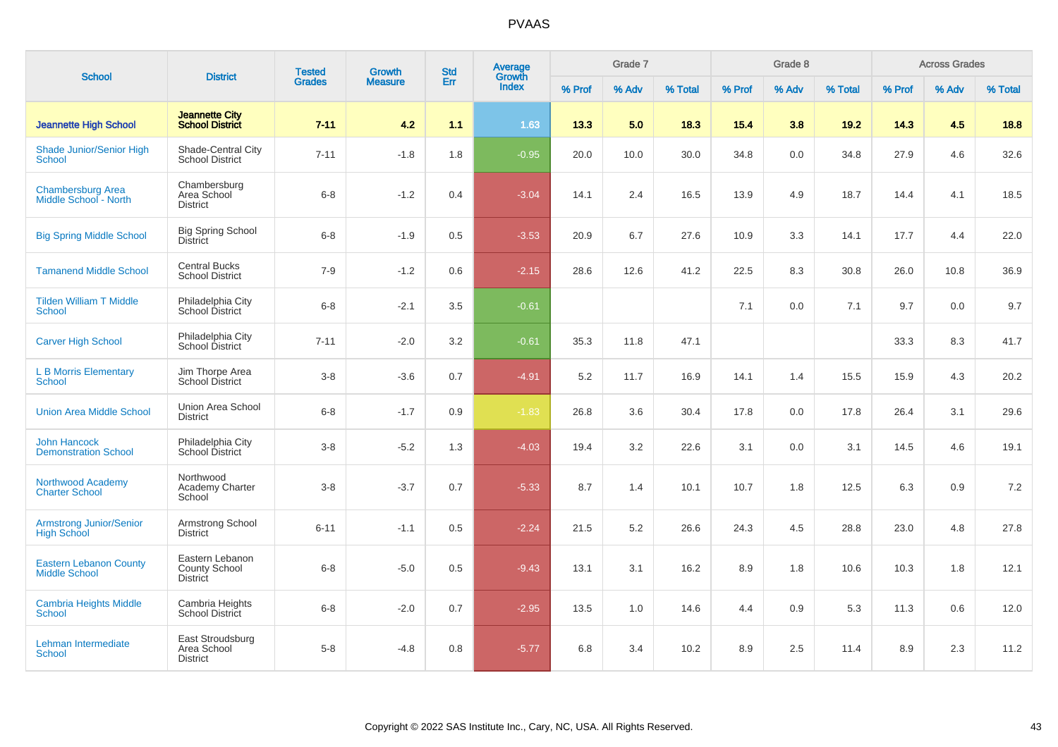# PVAAS

| School | District | Tested Grades | Growth Measure | Std Err | Average Growth Index | Grade 7 | | | Grade 8 | | | Across Grades | | |
|---|---|---|---|---|---|---|---|---|---|---|---|---|---|---|
| | | | | | | % Prof | % Adv | % Total | % Prof | % Adv | % Total | % Prof | % Adv | % Total |
| **Jeannette High School** | **Jeannette City School District** | **7-11** | **4.2** | **1.1** | **1.63** | **13.3** | **5.0** | **18.3** | **15.4** | **3.8** | **19.2** | **14.3** | **4.5** | **18.8** |
| Shade Junior/Senior High School | Shade-Central City School District | 7-11 | -1.8 | 1.8 | -0.95 | 20.0 | 10.0 | 30.0 | 34.8 | 0.0 | 34.8 | 27.9 | 4.6 | 32.6 |
| Chambersburg Area Middle School - North | Chambersburg Area School District | 6-8 | -1.2 | 0.4 | -3.04 | 14.1 | 2.4 | 16.5 | 13.9 | 4.9 | 18.7 | 14.4 | 4.1 | 18.5 |
| Big Spring Middle School | Big Spring School District | 6-8 | -1.9 | 0.5 | -3.53 | 20.9 | 6.7 | 27.6 | 10.9 | 3.3 | 14.1 | 17.7 | 4.4 | 22.0 |
| Tamanend Middle School | Central Bucks School District | 7-9 | -1.2 | 0.6 | -2.15 | 28.6 | 12.6 | 41.2 | 22.5 | 8.3 | 30.8 | 26.0 | 10.8 | 36.9 |
| Tilden William T Middle School | Philadelphia City School District | 6-8 | -2.1 | 3.5 | -0.61 | | | | 7.1 | 0.0 | 7.1 | 9.7 | 0.0 | 9.7 |
| Carver High School | Philadelphia City School District | 7-11 | -2.0 | 3.2 | -0.61 | 35.3 | 11.8 | 47.1 | | | | 33.3 | 8.3 | 41.7 |
| L B Morris Elementary School | Jim Thorpe Area School District | 3-8 | -3.6 | 0.7 | -4.91 | 5.2 | 11.7 | 16.9 | 14.1 | 1.4 | 15.5 | 15.9 | 4.3 | 20.2 |
| Union Area Middle School | Union Area School District | 6-8 | -1.7 | 0.9 | -1.83 | 26.8 | 3.6 | 30.4 | 17.8 | 0.0 | 17.8 | 26.4 | 3.1 | 29.6 |
| John Hancock Demonstration School | Philadelphia City School District | 3-8 | -5.2 | 1.3 | -4.03 | 19.4 | 3.2 | 22.6 | 3.1 | 0.0 | 3.1 | 14.5 | 4.6 | 19.1 |
| Northwood Academy Charter School | Northwood Academy Charter School | 3-8 | -3.7 | 0.7 | -5.33 | 8.7 | 1.4 | 10.1 | 10.7 | 1.8 | 12.5 | 6.3 | 0.9 | 7.2 |
| Armstrong Junior/Senior High School | Armstrong School District | 6-11 | -1.1 | 0.5 | -2.24 | 21.5 | 5.2 | 26.6 | 24.3 | 4.5 | 28.8 | 23.0 | 4.8 | 27.8 |
| Eastern Lebanon County Middle School | Eastern Lebanon County School District | 6-8 | -5.0 | 0.5 | -9.43 | 13.1 | 3.1 | 16.2 | 8.9 | 1.8 | 10.6 | 10.3 | 1.8 | 12.1 |
| Cambria Heights Middle School | Cambria Heights School District | 6-8 | -2.0 | 0.7 | -2.95 | 13.5 | 1.0 | 14.6 | 4.4 | 0.9 | 5.3 | 11.3 | 0.6 | 12.0 |
| Lehman Intermediate School | East Stroudsburg Area School District | 5-8 | -4.8 | 0.8 | -5.77 | 6.8 | 3.4 | 10.2 | 8.9 | 2.5 | 11.4 | 8.9 | 2.3 | 11.2 |

Copyright © 2022 SAS Institute Inc., Cary, NC, USA. All Rights Reserved.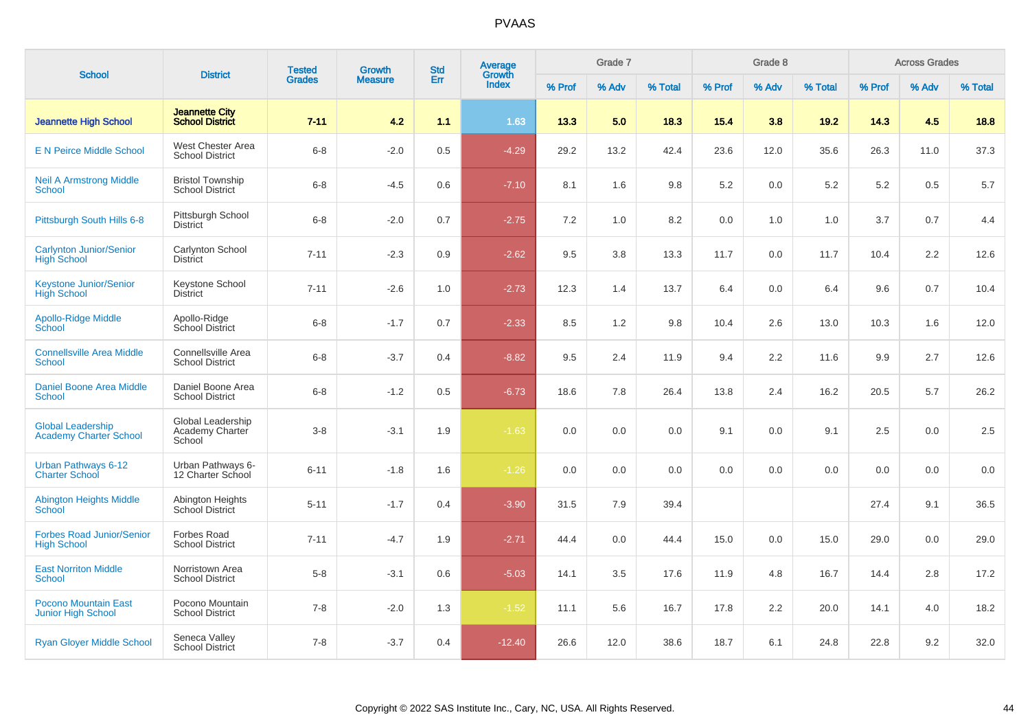# PVAAS

| School | District | Tested Grades | Growth Measure | Std Err | Average Growth Index | Grade 7 | | | Grade 8 | | | Across Grades | | |
|---|---|---|---|---|---|---|---|---|---|---|---|---|---|---|
| | | | | | | % Prof | % Adv | % Total | % Prof | % Adv | % Total | % Prof | % Adv | % Total |
| **Jeannette High School** | **Jeannette City School District** | **7-11** | **4.2** | **1.1** | **1.63** | **13.3** | **5.0** | **18.3** | **15.4** | **3.8** | **19.2** | **14.3** | **4.5** | **18.8** |
| E N Peirce Middle School | West Chester Area School District | 6-8 | -2.0 | 0.5 | -4.29 | 29.2 | 13.2 | 42.4 | 23.6 | 12.0 | 35.6 | 26.3 | 11.0 | 37.3 |
| Neil A Armstrong Middle School | Bristol Township School District | 6-8 | -4.5 | 0.6 | -7.10 | 8.1 | 1.6 | 9.8 | 5.2 | 0.0 | 5.2 | 5.2 | 0.5 | 5.7 |
| Pittsburgh South Hills 6-8 | Pittsburgh School District | 6-8 | -2.0 | 0.7 | -2.75 | 7.2 | 1.0 | 8.2 | 0.0 | 1.0 | 1.0 | 3.7 | 0.7 | 4.4 |
| Carlynton Junior/Senior High School | Carlynton School District | 7-11 | -2.3 | 0.9 | -2.62 | 9.5 | 3.8 | 13.3 | 11.7 | 0.0 | 11.7 | 10.4 | 2.2 | 12.6 |
| Keystone Junior/Senior High School | Keystone School District | 7-11 | -2.6 | 1.0 | -2.73 | 12.3 | 1.4 | 13.7 | 6.4 | 0.0 | 6.4 | 9.6 | 0.7 | 10.4 |
| Apollo-Ridge Middle School | Apollo-Ridge School District | 6-8 | -1.7 | 0.7 | -2.33 | 8.5 | 1.2 | 9.8 | 10.4 | 2.6 | 13.0 | 10.3 | 1.6 | 12.0 |
| Connellsville Area Middle School | Connellsville Area School District | 6-8 | -3.7 | 0.4 | -8.82 | 9.5 | 2.4 | 11.9 | 9.4 | 2.2 | 11.6 | 9.9 | 2.7 | 12.6 |
| Daniel Boone Area Middle School | Daniel Boone Area School District | 6-8 | -1.2 | 0.5 | -6.73 | 18.6 | 7.8 | 26.4 | 13.8 | 2.4 | 16.2 | 20.5 | 5.7 | 26.2 |
| Global Leadership Academy Charter School | Global Leadership Academy Charter School | 3-8 | -3.1 | 1.9 | -1.63 | 0.0 | 0.0 | 0.0 | 9.1 | 0.0 | 9.1 | 2.5 | 0.0 | 2.5 |
| Urban Pathways 6-12 Charter School | Urban Pathways 6-12 Charter School | 6-11 | -1.8 | 1.6 | -1.26 | 0.0 | 0.0 | 0.0 | 0.0 | 0.0 | 0.0 | 0.0 | 0.0 | 0.0 |
| Abington Heights Middle School | Abington Heights School District | 5-11 | -1.7 | 0.4 | -3.90 | 31.5 | 7.9 | 39.4 | | | | 27.4 | 9.1 | 36.5 |
| Forbes Road Junior/Senior High School | Forbes Road School District | 7-11 | -4.7 | 1.9 | -2.71 | 44.4 | 0.0 | 44.4 | 15.0 | 0.0 | 15.0 | 29.0 | 0.0 | 29.0 |
| East Norriton Middle School | Norristown Area School District | 5-8 | -3.1 | 0.6 | -5.03 | 14.1 | 3.5 | 17.6 | 11.9 | 4.8 | 16.7 | 14.4 | 2.8 | 17.2 |
| Pocono Mountain East Junior High School | Pocono Mountain School District | 7-8 | -2.0 | 1.3 | -1.52 | 11.1 | 5.6 | 16.7 | 17.8 | 2.2 | 20.0 | 14.1 | 4.0 | 18.2 |
| Ryan Gloyer Middle School | Seneca Valley School District | 7-8 | -3.7 | 0.4 | -12.40 | 26.6 | 12.0 | 38.6 | 18.7 | 6.1 | 24.8 | 22.8 | 9.2 | 32.0 |

Copyright © 2022 SAS Institute Inc., Cary, NC, USA. All Rights Reserved.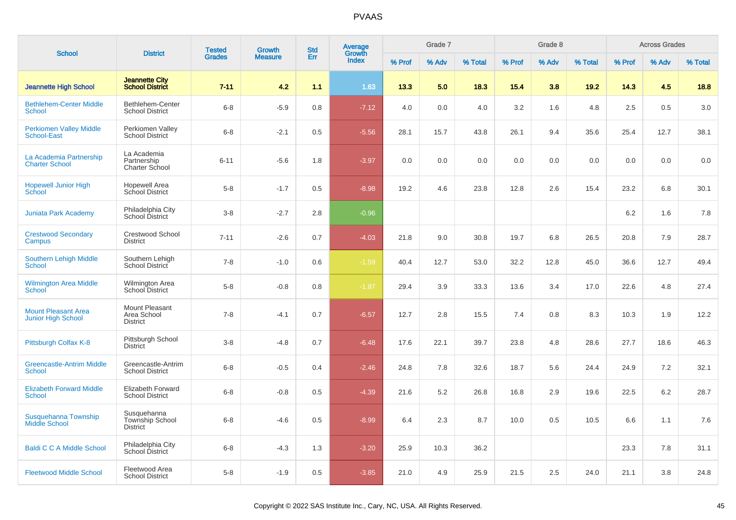# PVAAS

| School | District | Tested Grades | Growth Measure | Std Err | Average Growth Index | Grade 7 | | | Grade 8 | | | Across Grades | | |
|---|---|---|---|---|---|---|---|---|---|---|---|---|---|---|
| | | | | | | % Prof | % Adv | % Total | % Prof | % Adv | % Total | % Prof | % Adv | % Total |
| **Jeannette High School** | **Jeannette City School District** | **7-11** | **4.2** | **1.1** | **1.63** | **13.3** | **5.0** | **18.3** | **15.4** | **3.8** | **19.2** | **14.3** | **4.5** | **18.8** |
| Bethlehem-Center Middle School | Bethlehem-Center School District | 6-8 | -5.9 | 0.8 | -7.12 | 4.0 | 0.0 | 4.0 | 3.2 | 1.6 | 4.8 | 2.5 | 0.5 | 3.0 |
| Perkiomen Valley Middle School-East | Perkiomen Valley School District | 6-8 | -2.1 | 0.5 | -5.56 | 28.1 | 15.7 | 43.8 | 26.1 | 9.4 | 35.6 | 25.4 | 12.7 | 38.1 |
| La Academia Partnership Charter School | La Academia Partnership Charter School | 6-11 | -5.6 | 1.8 | -3.97 | 0.0 | 0.0 | 0.0 | 0.0 | 0.0 | 0.0 | 0.0 | 0.0 | 0.0 |
| Hopewell Junior High School | Hopewell Area School District | 5-8 | -1.7 | 0.5 | -8.98 | 19.2 | 4.6 | 23.8 | 12.8 | 2.6 | 15.4 | 23.2 | 6.8 | 30.1 |
| Juniata Park Academy | Philadelphia City School District | 3-8 | -2.7 | 2.8 | -0.96 | | | | | | | 6.2 | 1.6 | 7.8 |
| Crestwood Secondary Campus | Crestwood School District | 7-11 | -2.6 | 0.7 | -4.03 | 21.8 | 9.0 | 30.8 | 19.7 | 6.8 | 26.5 | 20.8 | 7.9 | 28.7 |
| Southern Lehigh Middle School | Southern Lehigh School District | 7-8 | -1.0 | 0.6 | -1.59 | 40.4 | 12.7 | 53.0 | 32.2 | 12.8 | 45.0 | 36.6 | 12.7 | 49.4 |
| Wilmington Area Middle School | Wilmington Area School District | 5-8 | -0.8 | 0.8 | -1.87 | 29.4 | 3.9 | 33.3 | 13.6 | 3.4 | 17.0 | 22.6 | 4.8 | 27.4 |
| Mount Pleasant Area Junior High School | Mount Pleasant Area School District | 7-8 | -4.1 | 0.7 | -6.57 | 12.7 | 2.8 | 15.5 | 7.4 | 0.8 | 8.3 | 10.3 | 1.9 | 12.2 |
| Pittsburgh Colfax K-8 | Pittsburgh School District | 3-8 | -4.8 | 0.7 | -6.48 | 17.6 | 22.1 | 39.7 | 23.8 | 4.8 | 28.6 | 27.7 | 18.6 | 46.3 |
| Greencastle-Antrim Middle School | Greencastle-Antrim School District | 6-8 | -0.5 | 0.4 | -2.46 | 24.8 | 7.8 | 32.6 | 18.7 | 5.6 | 24.4 | 24.9 | 7.2 | 32.1 |
| Elizabeth Forward Middle School | Elizabeth Forward School District | 6-8 | -0.8 | 0.5 | -4.39 | 21.6 | 5.2 | 26.8 | 16.8 | 2.9 | 19.6 | 22.5 | 6.2 | 28.7 |
| Susquehanna Township Middle School | Susquehanna Township School District | 6-8 | -4.6 | 0.5 | -8.99 | 6.4 | 2.3 | 8.7 | 10.0 | 0.5 | 10.5 | 6.6 | 1.1 | 7.6 |
| Baldi C C A Middle School | Philadelphia City School District | 6-8 | -4.3 | 1.3 | -3.20 | 25.9 | 10.3 | 36.2 | | | | 23.3 | 7.8 | 31.1 |
| Fleetwood Middle School | Fleetwood Area School District | 5-8 | -1.9 | 0.5 | -3.85 | 21.0 | 4.9 | 25.9 | 21.5 | 2.5 | 24.0 | 21.1 | 3.8 | 24.8 |

Copyright © 2022 SAS Institute Inc., Cary, NC, USA. All Rights Reserved.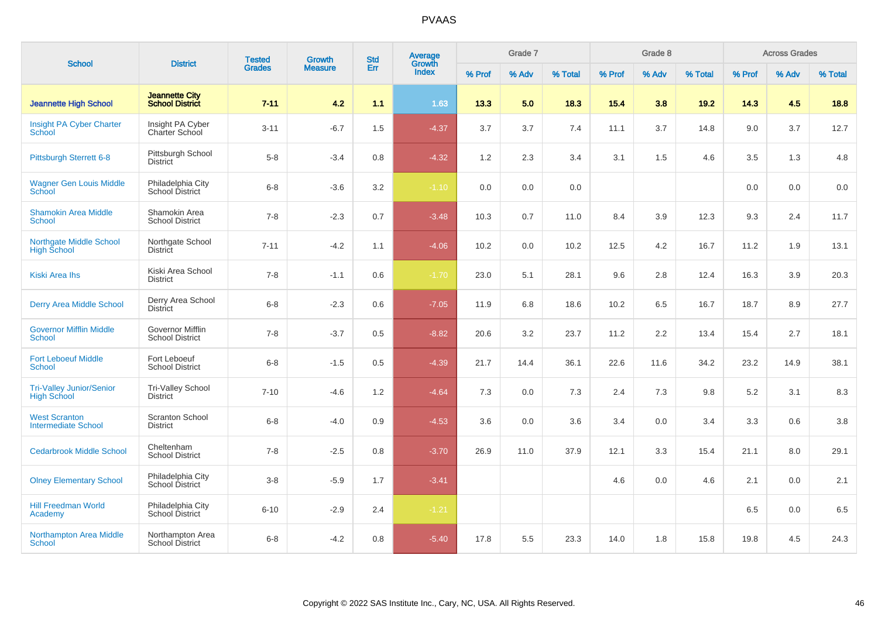PVAAS

| School | District | Tested Grades | Growth Measure | Std Err | Average Growth Index | Grade 7 | | | Grade 8 | | | Across Grades | | |
|---|---|---|---|---|---|---|---|---|---|---|---|---|---|---|
| | | | | | | % Prof | % Adv | % Total | % Prof | % Adv | % Total | % Prof | % Adv | % Total |
| **Jeannette High School** | **Jeannette City School District** | **7-11** | **4.2** | **1.1** | **1.63** | **13.3** | **5.0** | **18.3** | **15.4** | **3.8** | **19.2** | **14.3** | **4.5** | **18.8** |
| Insight PA Cyber Charter School | Insight PA Cyber Charter School | 3-11 | -6.7 | 1.5 | -4.37 | 3.7 | 3.7 | 7.4 | 11.1 | 3.7 | 14.8 | 9.0 | 3.7 | 12.7 |
| Pittsburgh Sterrett 6-8 | Pittsburgh School District | 5-8 | -3.4 | 0.8 | -4.32 | 1.2 | 2.3 | 3.4 | 3.1 | 1.5 | 4.6 | 3.5 | 1.3 | 4.8 |
| Wagner Gen Louis Middle School | Philadelphia City School District | 6-8 | -3.6 | 3.2 | -1.10 | 0.0 | 0.0 | 0.0 | | | | 0.0 | 0.0 | 0.0 |
| Shamokin Area Middle School | Shamokin Area School District | 7-8 | -2.3 | 0.7 | -3.48 | 10.3 | 0.7 | 11.0 | 8.4 | 3.9 | 12.3 | 9.3 | 2.4 | 11.7 |
| Northgate Middle School High School | Northgate School District | 7-11 | -4.2 | 1.1 | -4.06 | 10.2 | 0.0 | 10.2 | 12.5 | 4.2 | 16.7 | 11.2 | 1.9 | 13.1 |
| Kiski Area Ihs | Kiski Area School District | 7-8 | -1.1 | 0.6 | -1.70 | 23.0 | 5.1 | 28.1 | 9.6 | 2.8 | 12.4 | 16.3 | 3.9 | 20.3 |
| Derry Area Middle School | Derry Area School District | 6-8 | -2.3 | 0.6 | -7.05 | 11.9 | 6.8 | 18.6 | 10.2 | 6.5 | 16.7 | 18.7 | 8.9 | 27.7 |
| Governor Mifflin Middle School | Governor Mifflin School District | 7-8 | -3.7 | 0.5 | -8.82 | 20.6 | 3.2 | 23.7 | 11.2 | 2.2 | 13.4 | 15.4 | 2.7 | 18.1 |
| Fort Leboeuf Middle School | Fort Leboeuf School District | 6-8 | -1.5 | 0.5 | -4.39 | 21.7 | 14.4 | 36.1 | 22.6 | 11.6 | 34.2 | 23.2 | 14.9 | 38.1 |
| Tri-Valley Junior/Senior High School | Tri-Valley School District | 7-10 | -4.6 | 1.2 | -4.64 | 7.3 | 0.0 | 7.3 | 2.4 | 7.3 | 9.8 | 5.2 | 3.1 | 8.3 |
| West Scranton Intermediate School | Scranton School District | 6-8 | -4.0 | 0.9 | -4.53 | 3.6 | 0.0 | 3.6 | 3.4 | 0.0 | 3.4 | 3.3 | 0.6 | 3.8 |
| Cedarbrook Middle School | Cheltenham School District | 7-8 | -2.5 | 0.8 | -3.70 | 26.9 | 11.0 | 37.9 | 12.1 | 3.3 | 15.4 | 21.1 | 8.0 | 29.1 |
| Olney Elementary School | Philadelphia City School District | 3-8 | -5.9 | 1.7 | -3.41 | | | | 4.6 | 0.0 | 4.6 | 2.1 | 0.0 | 2.1 |
| Hill Freedman World Academy | Philadelphia City School District | 6-10 | -2.9 | 2.4 | -1.21 | | | | | | | 6.5 | 0.0 | 6.5 |
| Northampton Area Middle School | Northampton Area School District | 6-8 | -4.2 | 0.8 | -5.40 | 17.8 | 5.5 | 23.3 | 14.0 | 1.8 | 15.8 | 19.8 | 4.5 | 24.3 |

Copyright © 2022 SAS Institute Inc., Cary, NC, USA. All Rights Reserved.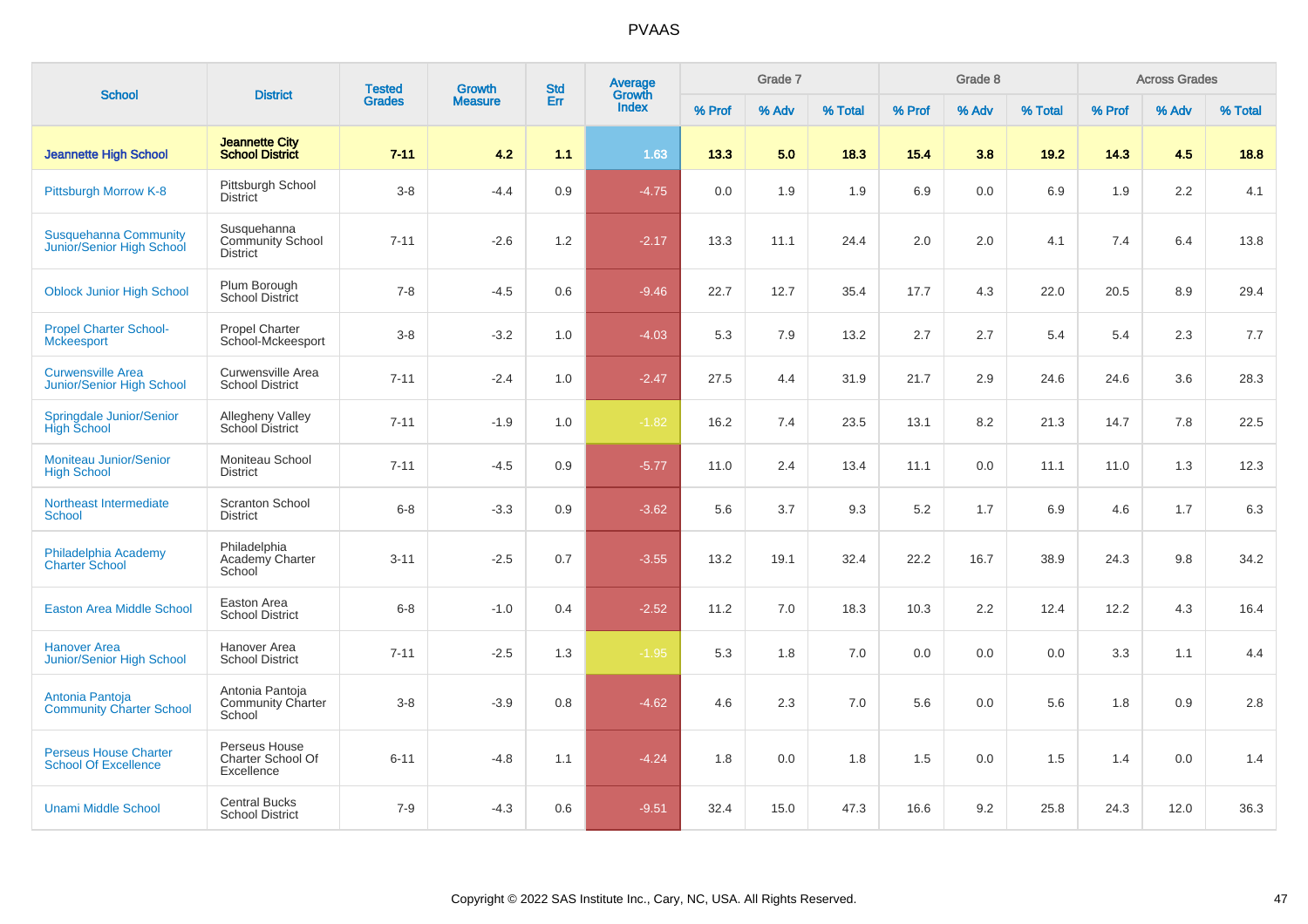# PVAAS

| School | District | Tested Grades | Growth Measure | Std Err | Average Growth Index | Grade 7 | | | Grade 8 | | | Across Grades | | |
|---|---|---|---|---|---|---|---|---|---|---|---|---|---|---|
| | | | | | | % Prof | % Adv | % Total | % Prof | % Adv | % Total | % Prof | % Adv | % Total |
| **Jeannette High School** | **Jeannette City School District** | **7-11** | **4.2** | **1.1** | **1.63** | **13.3** | **5.0** | **18.3** | **15.4** | **3.8** | **19.2** | **14.3** | **4.5** | **18.8** |
| Pittsburgh Morrow K-8 | Pittsburgh School District | 3-8 | -4.4 | 0.9 | -4.75 | 0.0 | 1.9 | 1.9 | 6.9 | 0.0 | 6.9 | 1.9 | 2.2 | 4.1 |
| Susquehanna Community Junior/Senior High School | Susquehanna Community School District | 7-11 | -2.6 | 1.2 | -2.17 | 13.3 | 11.1 | 24.4 | 2.0 | 2.0 | 4.1 | 7.4 | 6.4 | 13.8 |
| Oblock Junior High School | Plum Borough School District | 7-8 | -4.5 | 0.6 | -9.46 | 22.7 | 12.7 | 35.4 | 17.7 | 4.3 | 22.0 | 20.5 | 8.9 | 29.4 |
| Propel Charter School-Mckeesport | Propel Charter School-Mckeesport | 3-8 | -3.2 | 1.0 | -4.03 | 5.3 | 7.9 | 13.2 | 2.7 | 2.7 | 5.4 | 5.4 | 2.3 | 7.7 |
| Curwensville Area Junior/Senior High School | Curwensville Area School District | 7-11 | -2.4 | 1.0 | -2.47 | 27.5 | 4.4 | 31.9 | 21.7 | 2.9 | 24.6 | 24.6 | 3.6 | 28.3 |
| Springdale Junior/Senior High School | Allegheny Valley School District | 7-11 | -1.9 | 1.0 | -1.82 | 16.2 | 7.4 | 23.5 | 13.1 | 8.2 | 21.3 | 14.7 | 7.8 | 22.5 |
| Moniteau Junior/Senior High School | Moniteau School District | 7-11 | -4.5 | 0.9 | -5.77 | 11.0 | 2.4 | 13.4 | 11.1 | 0.0 | 11.1 | 11.0 | 1.3 | 12.3 |
| Northeast Intermediate School | Scranton School District | 6-8 | -3.3 | 0.9 | -3.62 | 5.6 | 3.7 | 9.3 | 5.2 | 1.7 | 6.9 | 4.6 | 1.7 | 6.3 |
| Philadelphia Academy Charter School | Philadelphia Academy Charter School | 3-11 | -2.5 | 0.7 | -3.55 | 13.2 | 19.1 | 32.4 | 22.2 | 16.7 | 38.9 | 24.3 | 9.8 | 34.2 |
| Easton Area Middle School | Easton Area School District | 6-8 | -1.0 | 0.4 | -2.52 | 11.2 | 7.0 | 18.3 | 10.3 | 2.2 | 12.4 | 12.2 | 4.3 | 16.4 |
| Hanover Area Junior/Senior High School | Hanover Area School District | 7-11 | -2.5 | 1.3 | -1.95 | 5.3 | 1.8 | 7.0 | 0.0 | 0.0 | 0.0 | 3.3 | 1.1 | 4.4 |
| Antonia Pantoja Community Charter School | Antonia Pantoja Community Charter School | 3-8 | -3.9 | 0.8 | -4.62 | 4.6 | 2.3 | 7.0 | 5.6 | 0.0 | 5.6 | 1.8 | 0.9 | 2.8 |
| Perseus House Charter School Of Excellence | Perseus House Charter School Of Excellence | 6-11 | -4.8 | 1.1 | -4.24 | 1.8 | 0.0 | 1.8 | 1.5 | 0.0 | 1.5 | 1.4 | 0.0 | 1.4 |
| Unami Middle School | Central Bucks School District | 7-9 | -4.3 | 0.6 | -9.51 | 32.4 | 15.0 | 47.3 | 16.6 | 9.2 | 25.8 | 24.3 | 12.0 | 36.3 |

Copyright © 2022 SAS Institute Inc., Cary, NC, USA. All Rights Reserved.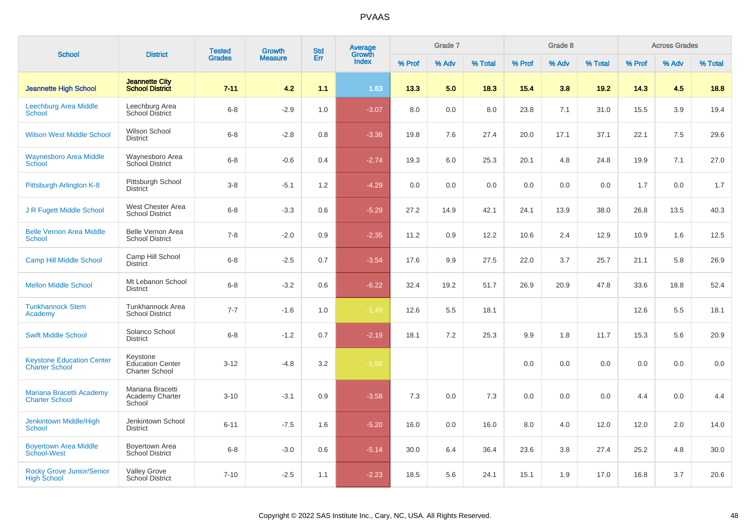# PVAAS

| School | District | Tested Grades | Growth Measure | Std Err | Average Growth Index | Grade 7 | | | Grade 8 | | | Across Grades | | |
|---|---|---|---|---|---|---|---|---|---|---|---|---|---|---|
| | | | | | | % Prof | % Adv | % Total | % Prof | % Adv | % Total | % Prof | % Adv | % Total |
| **Jeannette High School** | **Jeannette City School District** | **7-11** | **4.2** | **1.1** | **1.63** | **13.3** | **5.0** | **18.3** | **15.4** | **3.8** | **19.2** | **14.3** | **4.5** | **18.8** |
| Leechburg Area Middle School | Leechburg Area School District | 6-8 | -2.9 | 1.0 | -3.07 | 8.0 | 0.0 | 8.0 | 23.8 | 7.1 | 31.0 | 15.5 | 3.9 | 19.4 |
| Wilson West Middle School | Wilson School District | 6-8 | -2.8 | 0.8 | -3.36 | 19.8 | 7.6 | 27.4 | 20.0 | 17.1 | 37.1 | 22.1 | 7.5 | 29.6 |
| Waynesboro Area Middle School | Waynesboro Area School District | 6-8 | -0.6 | 0.4 | -2.74 | 19.3 | 6.0 | 25.3 | 20.1 | 4.8 | 24.8 | 19.9 | 7.1 | 27.0 |
| Pittsburgh Arlington K-8 | Pittsburgh School District | 3-8 | -5.1 | 1.2 | -4.29 | 0.0 | 0.0 | 0.0 | 0.0 | 0.0 | 0.0 | 1.7 | 0.0 | 1.7 |
| J R Fugett Middle School | West Chester Area School District | 6-8 | -3.3 | 0.6 | -5.29 | 27.2 | 14.9 | 42.1 | 24.1 | 13.9 | 38.0 | 26.8 | 13.5 | 40.3 |
| Belle Vernon Area Middle School | Belle Vernon Area School District | 7-8 | -2.0 | 0.9 | -2.35 | 11.2 | 0.9 | 12.2 | 10.6 | 2.4 | 12.9 | 10.9 | 1.6 | 12.5 |
| Camp Hill Middle School | Camp Hill School District | 6-8 | -2.5 | 0.7 | -3.54 | 17.6 | 9.9 | 27.5 | 22.0 | 3.7 | 25.7 | 21.1 | 5.8 | 26.9 |
| Mellon Middle School | Mt Lebanon School District | 6-8 | -3.2 | 0.6 | -6.22 | 32.4 | 19.2 | 51.7 | 26.9 | 20.9 | 47.8 | 33.6 | 18.8 | 52.4 |
| Tunkhannock Stem Academy | Tunkhannock Area School District | 7-7 | -1.6 | 1.0 | -1.49 | 12.6 | 5.5 | 18.1 | | | | 12.6 | 5.5 | 18.1 |
| Swift Middle School | Solanco School District | 6-8 | -1.2 | 0.7 | -2.19 | 18.1 | 7.2 | 25.3 | 9.9 | 1.8 | 11.7 | 15.3 | 5.6 | 20.9 |
| Keystone Education Center Charter School | Keystone Education Center Charter School | 3-12 | -4.8 | 3.2 | -1.50 | | | | 0.0 | 0.0 | 0.0 | 0.0 | 0.0 | 0.0 |
| Mariana Bracetti Academy Charter School | Mariana Bracetti Academy Charter School | 3-10 | -3.1 | 0.9 | -3.58 | 7.3 | 0.0 | 7.3 | 0.0 | 0.0 | 0.0 | 4.4 | 0.0 | 4.4 |
| Jenkintown Middle/High School | Jenkintown School District | 6-11 | -7.5 | 1.6 | -5.20 | 16.0 | 0.0 | 16.0 | 8.0 | 4.0 | 12.0 | 12.0 | 2.0 | 14.0 |
| Boyertown Area Middle School-West | Boyertown Area School District | 6-8 | -3.0 | 0.6 | -5.14 | 30.0 | 6.4 | 36.4 | 23.6 | 3.8 | 27.4 | 25.2 | 4.8 | 30.0 |
| Rocky Grove Junior/Senior High School | Valley Grove School District | 7-10 | -2.5 | 1.1 | -2.23 | 18.5 | 5.6 | 24.1 | 15.1 | 1.9 | 17.0 | 16.8 | 3.7 | 20.6 |

Copyright © 2022 SAS Institute Inc., Cary, NC, USA. All Rights Reserved.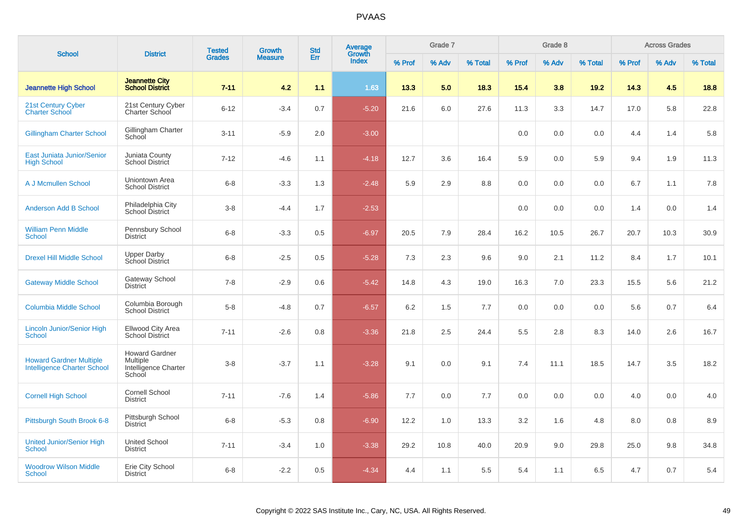# PVAAS

| School | District | Tested Grades | Growth Measure | Std Err | Average Growth Index | Grade 7 | | | Grade 8 | | | Across Grades | | |
|---|---|---|---|---|---|---|---|---|---|---|---|---|---|---|
| | | | | | | % Prof | % Adv | % Total | % Prof | % Adv | % Total | % Prof | % Adv | % Total |
| **Jeannette High School** | **Jeannette City School District** | **7-11** | **4.2** | **1.1** | **1.63** | **13.3** | **5.0** | **18.3** | **15.4** | **3.8** | **19.2** | **14.3** | **4.5** | **18.8** |
| 21st Century Cyber Charter School | 21st Century Cyber Charter School | 6-12 | -3.4 | 0.7 | -5.20 | 21.6 | 6.0 | 27.6 | 11.3 | 3.3 | 14.7 | 17.0 | 5.8 | 22.8 |
| Gillingham Charter School | Gillingham Charter School | 3-11 | -5.9 | 2.0 | -3.00 | | | | 0.0 | 0.0 | 0.0 | 4.4 | 1.4 | 5.8 |
| East Juniata Junior/Senior High School | Juniata County School District | 7-12 | -4.6 | 1.1 | -4.18 | 12.7 | 3.6 | 16.4 | 5.9 | 0.0 | 5.9 | 9.4 | 1.9 | 11.3 |
| A J Mcmullen School | Uniontown Area School District | 6-8 | -3.3 | 1.3 | -2.48 | 5.9 | 2.9 | 8.8 | 0.0 | 0.0 | 0.0 | 6.7 | 1.1 | 7.8 |
| Anderson Add B School | Philadelphia City School District | 3-8 | -4.4 | 1.7 | -2.53 | | | | 0.0 | 0.0 | 0.0 | 1.4 | 0.0 | 1.4 |
| William Penn Middle School | Pennsbury School District | 6-8 | -3.3 | 0.5 | -6.97 | 20.5 | 7.9 | 28.4 | 16.2 | 10.5 | 26.7 | 20.7 | 10.3 | 30.9 |
| Drexel Hill Middle School | Upper Darby School District | 6-8 | -2.5 | 0.5 | -5.28 | 7.3 | 2.3 | 9.6 | 9.0 | 2.1 | 11.2 | 8.4 | 1.7 | 10.1 |
| Gateway Middle School | Gateway School District | 7-8 | -2.9 | 0.6 | -5.42 | 14.8 | 4.3 | 19.0 | 16.3 | 7.0 | 23.3 | 15.5 | 5.6 | 21.2 |
| Columbia Middle School | Columbia Borough School District | 5-8 | -4.8 | 0.7 | -6.57 | 6.2 | 1.5 | 7.7 | 0.0 | 0.0 | 0.0 | 5.6 | 0.7 | 6.4 |
| Lincoln Junior/Senior High School | Ellwood City Area School District | 7-11 | -2.6 | 0.8 | -3.36 | 21.8 | 2.5 | 24.4 | 5.5 | 2.8 | 8.3 | 14.0 | 2.6 | 16.7 |
| Howard Gardner Multiple Intelligence Charter School | Howard Gardner Multiple Intelligence Charter School | 3-8 | -3.7 | 1.1 | -3.28 | 9.1 | 0.0 | 9.1 | 7.4 | 11.1 | 18.5 | 14.7 | 3.5 | 18.2 |
| Cornell High School | Cornell School District | 7-11 | -7.6 | 1.4 | -5.86 | 7.7 | 0.0 | 7.7 | 0.0 | 0.0 | 0.0 | 4.0 | 0.0 | 4.0 |
| Pittsburgh South Brook 6-8 | Pittsburgh School District | 6-8 | -5.3 | 0.8 | -6.90 | 12.2 | 1.0 | 13.3 | 3.2 | 1.6 | 4.8 | 8.0 | 0.8 | 8.9 |
| United Junior/Senior High School | United School District | 7-11 | -3.4 | 1.0 | -3.38 | 29.2 | 10.8 | 40.0 | 20.9 | 9.0 | 29.8 | 25.0 | 9.8 | 34.8 |
| Woodrow Wilson Middle School | Erie City School District | 6-8 | -2.2 | 0.5 | -4.34 | 4.4 | 1.1 | 5.5 | 5.4 | 1.1 | 6.5 | 4.7 | 0.7 | 5.4 |

Copyright © 2022 SAS Institute Inc., Cary, NC, USA. All Rights Reserved.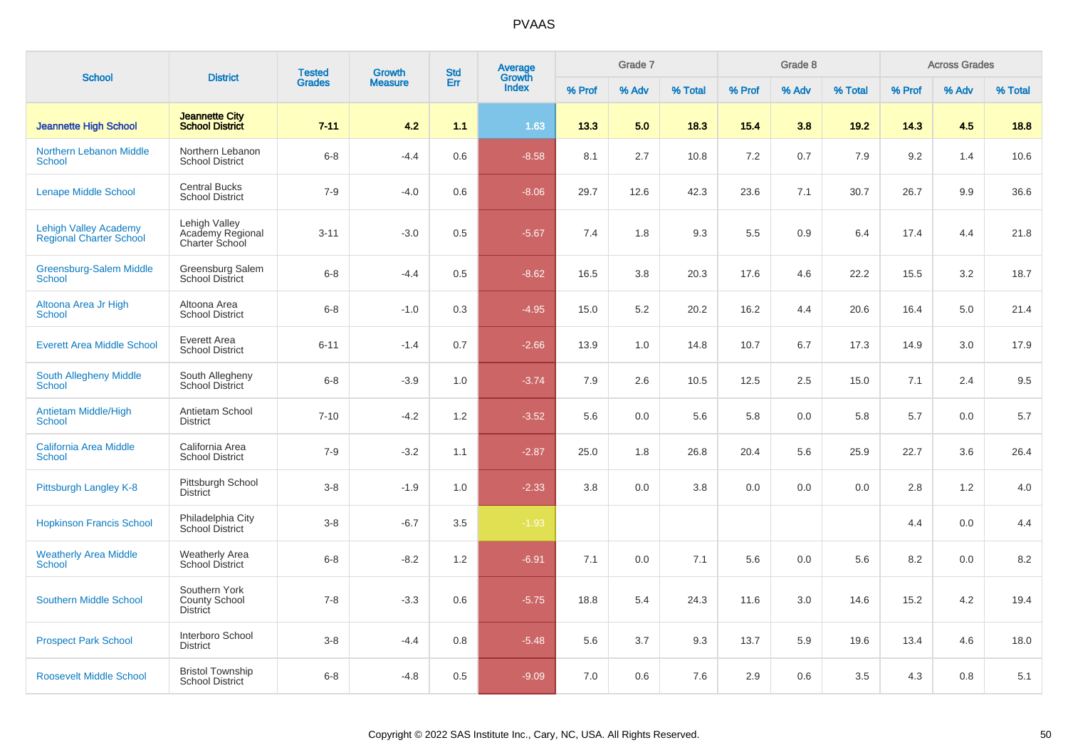# PVAAS

| School | District | Tested Grades | Growth Measure | Std Err | Average Growth Index | Grade 7 | | | Grade 8 | | | Across Grades | | |
|---|---|---|---|---|---|---|---|---|---|---|---|---|---|---|
| | | | | | | % Prof | % Adv | % Total | % Prof | % Adv | % Total | % Prof | % Adv | % Total |
| **Jeannette High School** | **Jeannette City School District** | **7-11** | **4.2** | **1.1** | **1.63** | **13.3** | **5.0** | **18.3** | **15.4** | **3.8** | **19.2** | **14.3** | **4.5** | **18.8** |
| Northern Lebanon Middle School | Northern Lebanon School District | 6-8 | -4.4 | 0.6 | -8.58 | 8.1 | 2.7 | 10.8 | 7.2 | 0.7 | 7.9 | 9.2 | 1.4 | 10.6 |
| Lenape Middle School | Central Bucks School District | 7-9 | -4.0 | 0.6 | -8.06 | 29.7 | 12.6 | 42.3 | 23.6 | 7.1 | 30.7 | 26.7 | 9.9 | 36.6 |
| Lehigh Valley Academy Regional Charter School | Lehigh Valley Academy Regional Charter School | 3-11 | -3.0 | 0.5 | -5.67 | 7.4 | 1.8 | 9.3 | 5.5 | 0.9 | 6.4 | 17.4 | 4.4 | 21.8 |
| Greensburg-Salem Middle School | Greensburg Salem School District | 6-8 | -4.4 | 0.5 | -8.62 | 16.5 | 3.8 | 20.3 | 17.6 | 4.6 | 22.2 | 15.5 | 3.2 | 18.7 |
| Altoona Area Jr High School | Altoona Area School District | 6-8 | -1.0 | 0.3 | -4.95 | 15.0 | 5.2 | 20.2 | 16.2 | 4.4 | 20.6 | 16.4 | 5.0 | 21.4 |
| Everett Area Middle School | Everett Area School District | 6-11 | -1.4 | 0.7 | -2.66 | 13.9 | 1.0 | 14.8 | 10.7 | 6.7 | 17.3 | 14.9 | 3.0 | 17.9 |
| South Allegheny Middle School | South Allegheny School District | 6-8 | -3.9 | 1.0 | -3.74 | 7.9 | 2.6 | 10.5 | 12.5 | 2.5 | 15.0 | 7.1 | 2.4 | 9.5 |
| Antietam Middle/High School | Antietam School District | 7-10 | -4.2 | 1.2 | -3.52 | 5.6 | 0.0 | 5.6 | 5.8 | 0.0 | 5.8 | 5.7 | 0.0 | 5.7 |
| California Area Middle School | California Area School District | 7-9 | -3.2 | 1.1 | -2.87 | 25.0 | 1.8 | 26.8 | 20.4 | 5.6 | 25.9 | 22.7 | 3.6 | 26.4 |
| Pittsburgh Langley K-8 | Pittsburgh School District | 3-8 | -1.9 | 1.0 | -2.33 | 3.8 | 0.0 | 3.8 | 0.0 | 0.0 | 0.0 | 2.8 | 1.2 | 4.0 |
| Hopkinson Francis School | Philadelphia City School District | 3-8 | -6.7 | 3.5 | -1.93 | | | | | | | 4.4 | 0.0 | 4.4 |
| Weatherly Area Middle School | Weatherly Area School District | 6-8 | -8.2 | 1.2 | -6.91 | 7.1 | 0.0 | 7.1 | 5.6 | 0.0 | 5.6 | 8.2 | 0.0 | 8.2 |
| Southern Middle School | Southern York County School District | 7-8 | -3.3 | 0.6 | -5.75 | 18.8 | 5.4 | 24.3 | 11.6 | 3.0 | 14.6 | 15.2 | 4.2 | 19.4 |
| Prospect Park School | Interboro School District | 3-8 | -4.4 | 0.8 | -5.48 | 5.6 | 3.7 | 9.3 | 13.7 | 5.9 | 19.6 | 13.4 | 4.6 | 18.0 |
| Roosevelt Middle School | Bristol Township School District | 6-8 | -4.8 | 0.5 | -9.09 | 7.0 | 0.6 | 7.6 | 2.9 | 0.6 | 3.5 | 4.3 | 0.8 | 5.1 |

Copyright © 2022 SAS Institute Inc., Cary, NC, USA. All Rights Reserved.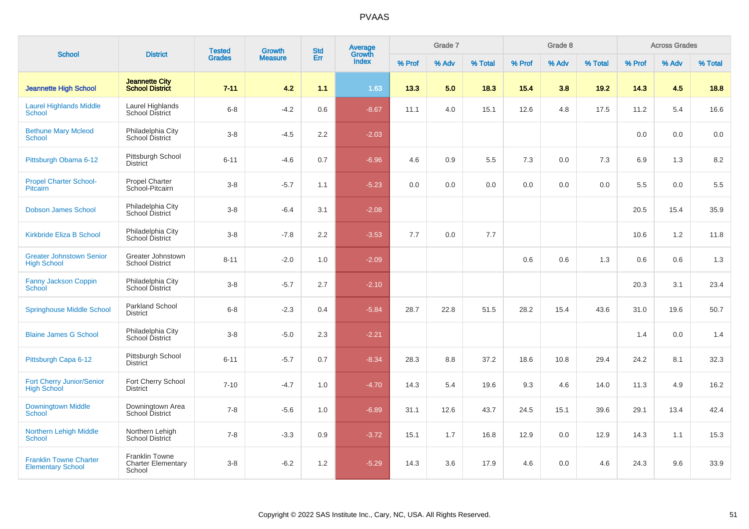# PVAAS

| School | District | Tested Grades | Growth Measure | Std Err | Average Growth Index | Grade 7 | | | Grade 8 | | | Across Grades | | |
|---|---|---|---|---|---|---|---|---|---|---|---|---|---|---|
| | | | | | | % Prof | % Adv | % Total | % Prof | % Adv | % Total | % Prof | % Adv | % Total |
| **Jeannette High School** | **Jeannette City School District** | **7-11** | **4.2** | **1.1** | **1.63** | **13.3** | **5.0** | **18.3** | **15.4** | **3.8** | **19.2** | **14.3** | **4.5** | **18.8** |
| Laurel Highlands Middle School | Laurel Highlands School District | 6-8 | -4.2 | 0.6 | -8.67 | 11.1 | 4.0 | 15.1 | 12.6 | 4.8 | 17.5 | 11.2 | 5.4 | 16.6 |
| Bethune Mary Mcleod School | Philadelphia City School District | 3-8 | -4.5 | 2.2 | -2.03 | | | | | | | 0.0 | 0.0 | 0.0 |
| Pittsburgh Obama 6-12 | Pittsburgh School District | 6-11 | -4.6 | 0.7 | -6.96 | 4.6 | 0.9 | 5.5 | 7.3 | 0.0 | 7.3 | 6.9 | 1.3 | 8.2 |
| Propel Charter School-Pitcairn | Propel Charter School-Pitcairn | 3-8 | -5.7 | 1.1 | -5.23 | 0.0 | 0.0 | 0.0 | 0.0 | 0.0 | 0.0 | 5.5 | 0.0 | 5.5 |
| Dobson James School | Philadelphia City School District | 3-8 | -6.4 | 3.1 | -2.08 | | | | | | | 20.5 | 15.4 | 35.9 |
| Kirkbride Eliza B School | Philadelphia City School District | 3-8 | -7.8 | 2.2 | -3.53 | 7.7 | 0.0 | 7.7 | | | | 10.6 | 1.2 | 11.8 |
| Greater Johnstown Senior High School | Greater Johnstown School District | 8-11 | -2.0 | 1.0 | -2.09 | | | | 0.6 | 0.6 | 1.3 | 0.6 | 0.6 | 1.3 |
| Fanny Jackson Coppin School | Philadelphia City School District | 3-8 | -5.7 | 2.7 | -2.10 | | | | | | | 20.3 | 3.1 | 23.4 |
| Springhouse Middle School | Parkland School District | 6-8 | -2.3 | 0.4 | -5.84 | 28.7 | 22.8 | 51.5 | 28.2 | 15.4 | 43.6 | 31.0 | 19.6 | 50.7 |
| Blaine James G School | Philadelphia City School District | 3-8 | -5.0 | 2.3 | -2.21 | | | | | | | 1.4 | 0.0 | 1.4 |
| Pittsburgh Capa 6-12 | Pittsburgh School District | 6-11 | -5.7 | 0.7 | -8.34 | 28.3 | 8.8 | 37.2 | 18.6 | 10.8 | 29.4 | 24.2 | 8.1 | 32.3 |
| Fort Cherry Junior/Senior High School | Fort Cherry School District | 7-10 | -4.7 | 1.0 | -4.70 | 14.3 | 5.4 | 19.6 | 9.3 | 4.6 | 14.0 | 11.3 | 4.9 | 16.2 |
| Downingtown Middle School | Downingtown Area School District | 7-8 | -5.6 | 1.0 | -6.89 | 31.1 | 12.6 | 43.7 | 24.5 | 15.1 | 39.6 | 29.1 | 13.4 | 42.4 |
| Northern Lehigh Middle School | Northern Lehigh School District | 7-8 | -3.3 | 0.9 | -3.72 | 15.1 | 1.7 | 16.8 | 12.9 | 0.0 | 12.9 | 14.3 | 1.1 | 15.3 |
| Franklin Towne Charter Elementary School | Franklin Towne Charter Elementary School | 3-8 | -6.2 | 1.2 | -5.29 | 14.3 | 3.6 | 17.9 | 4.6 | 0.0 | 4.6 | 24.3 | 9.6 | 33.9 |

Copyright © 2022 SAS Institute Inc., Cary, NC, USA. All Rights Reserved.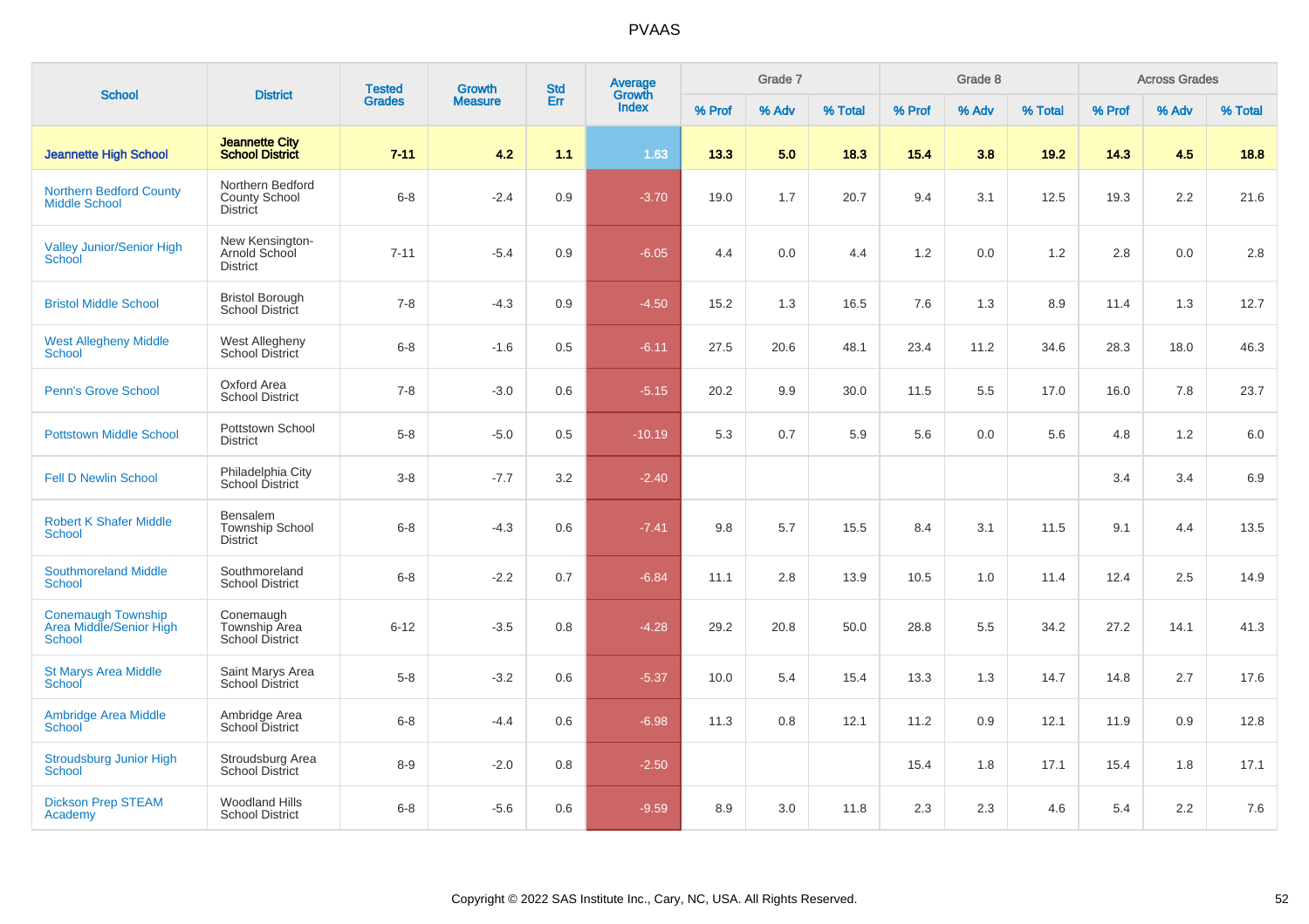# PVAAS

| School | District | Tested Grades | Growth Measure | Std Err | Average Growth Index | Grade 7 | | | Grade 8 | | | Across Grades | | |
|---|---|---|---|---|---|---|---|---|---|---|---|---|---|---|
| | | | | | | % Prof | % Adv | % Total | % Prof | % Adv | % Total | % Prof | % Adv | % Total |
| **Jeannette High School** | **Jeannette City School District** | **7-11** | **4.2** | **1.1** | **1.63** | **13.3** | **5.0** | **18.3** | **15.4** | **3.8** | **19.2** | **14.3** | **4.5** | **18.8** |
| Northern Bedford County Middle School | Northern Bedford County School District | 6-8 | -2.4 | 0.9 | -3.70 | 19.0 | 1.7 | 20.7 | 9.4 | 3.1 | 12.5 | 19.3 | 2.2 | 21.6 |
| Valley Junior/Senior High School | New Kensington-Arnold School District | 7-11 | -5.4 | 0.9 | -6.05 | 4.4 | 0.0 | 4.4 | 1.2 | 0.0 | 1.2 | 2.8 | 0.0 | 2.8 |
| Bristol Middle School | Bristol Borough School District | 7-8 | -4.3 | 0.9 | -4.50 | 15.2 | 1.3 | 16.5 | 7.6 | 1.3 | 8.9 | 11.4 | 1.3 | 12.7 |
| West Allegheny Middle School | West Allegheny School District | 6-8 | -1.6 | 0.5 | -6.11 | 27.5 | 20.6 | 48.1 | 23.4 | 11.2 | 34.6 | 28.3 | 18.0 | 46.3 |
| Penn's Grove School | Oxford Area School District | 7-8 | -3.0 | 0.6 | -5.15 | 20.2 | 9.9 | 30.0 | 11.5 | 5.5 | 17.0 | 16.0 | 7.8 | 23.7 |
| Pottstown Middle School | Pottstown School District | 5-8 | -5.0 | 0.5 | -10.19 | 5.3 | 0.7 | 5.9 | 5.6 | 0.0 | 5.6 | 4.8 | 1.2 | 6.0 |
| Fell D Newlin School | Philadelphia City School District | 3-8 | -7.7 | 3.2 | -2.40 | | | | | | | 3.4 | 3.4 | 6.9 |
| Robert K Shafer Middle School | Bensalem Township School District | 6-8 | -4.3 | 0.6 | -7.41 | 9.8 | 5.7 | 15.5 | 8.4 | 3.1 | 11.5 | 9.1 | 4.4 | 13.5 |
| Southmoreland Middle School | Southmoreland School District | 6-8 | -2.2 | 0.7 | -6.84 | 11.1 | 2.8 | 13.9 | 10.5 | 1.0 | 11.4 | 12.4 | 2.5 | 14.9 |
| Conemaugh Township Area Middle/Senior High School | Conemaugh Township Area School District | 6-12 | -3.5 | 0.8 | -4.28 | 29.2 | 20.8 | 50.0 | 28.8 | 5.5 | 34.2 | 27.2 | 14.1 | 41.3 |
| St Marys Area Middle School | Saint Marys Area School District | 5-8 | -3.2 | 0.6 | -5.37 | 10.0 | 5.4 | 15.4 | 13.3 | 1.3 | 14.7 | 14.8 | 2.7 | 17.6 |
| Ambridge Area Middle School | Ambridge Area School District | 6-8 | -4.4 | 0.6 | -6.98 | 11.3 | 0.8 | 12.1 | 11.2 | 0.9 | 12.1 | 11.9 | 0.9 | 12.8 |
| Stroudsburg Junior High School | Stroudsburg Area School District | 8-9 | -2.0 | 0.8 | -2.50 | | | | 15.4 | 1.8 | 17.1 | 15.4 | 1.8 | 17.1 |
| Dickson Prep STEAM Academy | Woodland Hills School District | 6-8 | -5.6 | 0.6 | -9.59 | 8.9 | 3.0 | 11.8 | 2.3 | 2.3 | 4.6 | 5.4 | 2.2 | 7.6 |

Copyright © 2022 SAS Institute Inc., Cary, NC, USA. All Rights Reserved.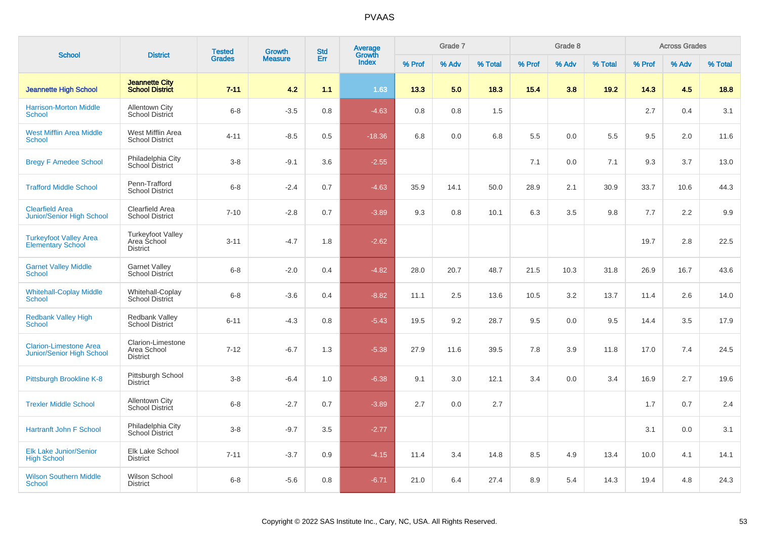# PVAAS

| School | District | Tested Grades | Growth Measure | Std Err | Average Growth Index | Grade 7 | | | Grade 8 | | | Across Grades | | |
|---|---|---|---|---|---|---|---|---|---|---|---|---|---|---|
| | | | | | | % Prof | % Adv | % Total | % Prof | % Adv | % Total | % Prof | % Adv | % Total |
| **Jeannette High School** | **Jeannette City School District** | **7-11** | **4.2** | **1.1** | **1.63** | **13.3** | **5.0** | **18.3** | **15.4** | **3.8** | **19.2** | **14.3** | **4.5** | **18.8** |
| Harrison-Morton Middle School | Allentown City School District | 6-8 | -3.5 | 0.8 | -4.63 | 0.8 | 0.8 | 1.5 | | | | 2.7 | 0.4 | 3.1 |
| West Mifflin Area Middle School | West Mifflin Area School District | 4-11 | -8.5 | 0.5 | -18.36 | 6.8 | 0.0 | 6.8 | 5.5 | 0.0 | 5.5 | 9.5 | 2.0 | 11.6 |
| Bregy F Amedee School | Philadelphia City School District | 3-8 | -9.1 | 3.6 | -2.55 | | | | 7.1 | 0.0 | 7.1 | 9.3 | 3.7 | 13.0 |
| Trafford Middle School | Penn-Trafford School District | 6-8 | -2.4 | 0.7 | -4.63 | 35.9 | 14.1 | 50.0 | 28.9 | 2.1 | 30.9 | 33.7 | 10.6 | 44.3 |
| Clearfield Area Junior/Senior High School | Clearfield Area School District | 7-10 | -2.8 | 0.7 | -3.89 | 9.3 | 0.8 | 10.1 | 6.3 | 3.5 | 9.8 | 7.7 | 2.2 | 9.9 |
| Turkeyfoot Valley Area Elementary School | Turkeyfoot Valley Area School District | 3-11 | -4.7 | 1.8 | -2.62 | | | | | | | 19.7 | 2.8 | 22.5 |
| Garnet Valley Middle School | Garnet Valley School District | 6-8 | -2.0 | 0.4 | -4.82 | 28.0 | 20.7 | 48.7 | 21.5 | 10.3 | 31.8 | 26.9 | 16.7 | 43.6 |
| Whitehall-Coplay Middle School | Whitehall-Coplay School District | 6-8 | -3.6 | 0.4 | -8.82 | 11.1 | 2.5 | 13.6 | 10.5 | 3.2 | 13.7 | 11.4 | 2.6 | 14.0 |
| Redbank Valley High School | Redbank Valley School District | 6-11 | -4.3 | 0.8 | -5.43 | 19.5 | 9.2 | 28.7 | 9.5 | 0.0 | 9.5 | 14.4 | 3.5 | 17.9 |
| Clarion-Limestone Area Junior/Senior High School | Clarion-Limestone Area School District | 7-12 | -6.7 | 1.3 | -5.38 | 27.9 | 11.6 | 39.5 | 7.8 | 3.9 | 11.8 | 17.0 | 7.4 | 24.5 |
| Pittsburgh Brookline K-8 | Pittsburgh School District | 3-8 | -6.4 | 1.0 | -6.38 | 9.1 | 3.0 | 12.1 | 3.4 | 0.0 | 3.4 | 16.9 | 2.7 | 19.6 |
| Trexler Middle School | Allentown City School District | 6-8 | -2.7 | 0.7 | -3.89 | 2.7 | 0.0 | 2.7 | | | | 1.7 | 0.7 | 2.4 |
| Hartranft John F School | Philadelphia City School District | 3-8 | -9.7 | 3.5 | -2.77 | | | | | | | 3.1 | 0.0 | 3.1 |
| Elk Lake Junior/Senior High School | Elk Lake School District | 7-11 | -3.7 | 0.9 | -4.15 | 11.4 | 3.4 | 14.8 | 8.5 | 4.9 | 13.4 | 10.0 | 4.1 | 14.1 |
| Wilson Southern Middle School | Wilson School District | 6-8 | -5.6 | 0.8 | -6.71 | 21.0 | 6.4 | 27.4 | 8.9 | 5.4 | 14.3 | 19.4 | 4.8 | 24.3 |

Copyright © 2022 SAS Institute Inc., Cary, NC, USA. All Rights Reserved.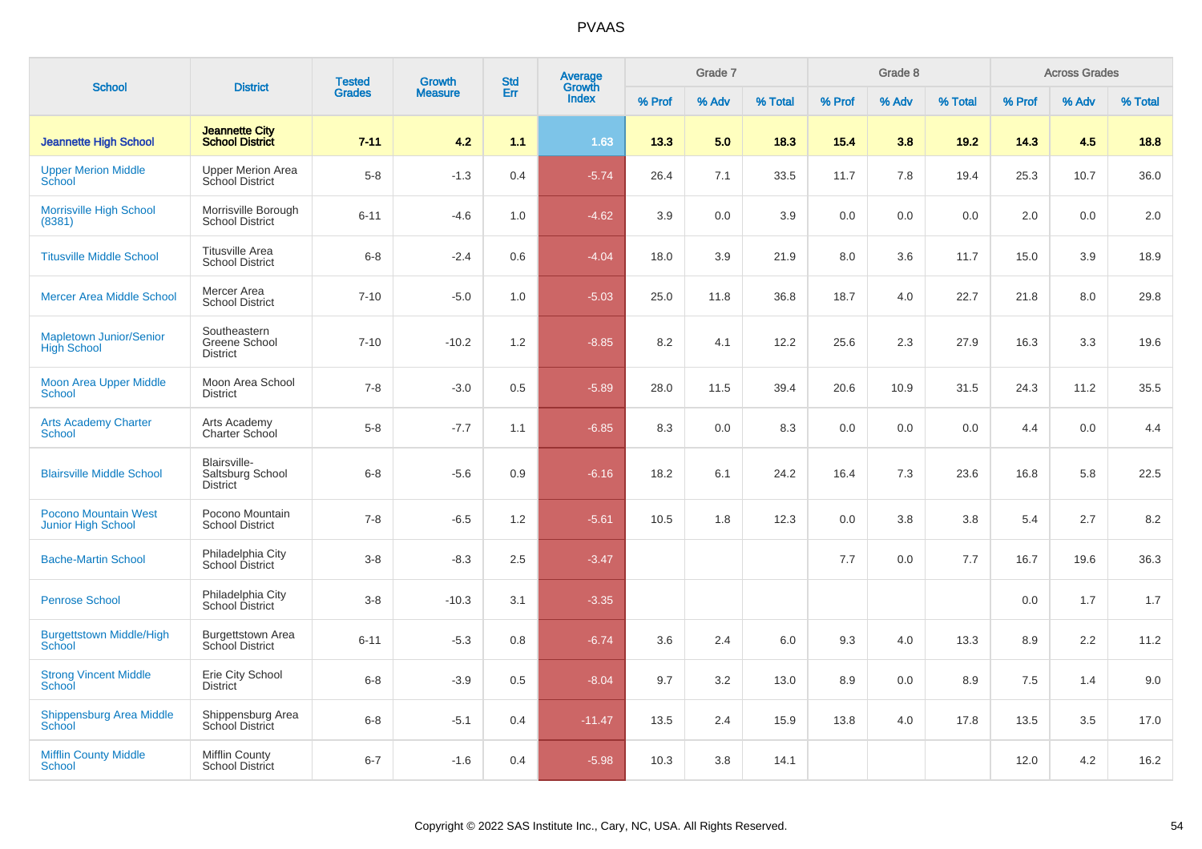# PVAAS

| School | District | Tested Grades | Growth Measure | Std Err | Average Growth Index | Grade 7 | | | Grade 8 | | | Across Grades | | |
|---|---|---|---|---|---|---|---|---|---|---|---|---|---|---|
| | | | | | | % Prof | % Adv | % Total | % Prof | % Adv | % Total | % Prof | % Adv | % Total |
| **Jeannette High School** | **Jeannette City School District** | **7-11** | **4.2** | **1.1** | **1.63** | **13.3** | **5.0** | **18.3** | **15.4** | **3.8** | **19.2** | **14.3** | **4.5** | **18.8** |
| Upper Merion Middle School | Upper Merion Area School District | 5-8 | -1.3 | 0.4 | -5.74 | 26.4 | 7.1 | 33.5 | 11.7 | 7.8 | 19.4 | 25.3 | 10.7 | 36.0 |
| Morrisville High School (8381) | Morrisville Borough School District | 6-11 | -4.6 | 1.0 | -4.62 | 3.9 | 0.0 | 3.9 | 0.0 | 0.0 | 0.0 | 2.0 | 0.0 | 2.0 |
| Titusville Middle School | Titusville Area School District | 6-8 | -2.4 | 0.6 | -4.04 | 18.0 | 3.9 | 21.9 | 8.0 | 3.6 | 11.7 | 15.0 | 3.9 | 18.9 |
| Mercer Area Middle School | Mercer Area School District | 7-10 | -5.0 | 1.0 | -5.03 | 25.0 | 11.8 | 36.8 | 18.7 | 4.0 | 22.7 | 21.8 | 8.0 | 29.8 |
| Mapletown Junior/Senior High School | Southeastern Greene School District | 7-10 | -10.2 | 1.2 | -8.85 | 8.2 | 4.1 | 12.2 | 25.6 | 2.3 | 27.9 | 16.3 | 3.3 | 19.6 |
| Moon Area Upper Middle School | Moon Area School District | 7-8 | -3.0 | 0.5 | -5.89 | 28.0 | 11.5 | 39.4 | 20.6 | 10.9 | 31.5 | 24.3 | 11.2 | 35.5 |
| Arts Academy Charter School | Arts Academy Charter School | 5-8 | -7.7 | 1.1 | -6.85 | 8.3 | 0.0 | 8.3 | 0.0 | 0.0 | 0.0 | 4.4 | 0.0 | 4.4 |
| Blairsville Middle School | Blairsville-Saltsburg School District | 6-8 | -5.6 | 0.9 | -6.16 | 18.2 | 6.1 | 24.2 | 16.4 | 7.3 | 23.6 | 16.8 | 5.8 | 22.5 |
| Pocono Mountain West Junior High School | Pocono Mountain School District | 7-8 | -6.5 | 1.2 | -5.61 | 10.5 | 1.8 | 12.3 | 0.0 | 3.8 | 3.8 | 5.4 | 2.7 | 8.2 |
| Bache-Martin School | Philadelphia City School District | 3-8 | -8.3 | 2.5 | -3.47 | | | | 7.7 | 0.0 | 7.7 | 16.7 | 19.6 | 36.3 |
| Penrose School | Philadelphia City School District | 3-8 | -10.3 | 3.1 | -3.35 | | | | | | | 0.0 | 1.7 | 1.7 |
| Burgettstown Middle/High School | Burgettstown Area School District | 6-11 | -5.3 | 0.8 | -6.74 | 3.6 | 2.4 | 6.0 | 9.3 | 4.0 | 13.3 | 8.9 | 2.2 | 11.2 |
| Strong Vincent Middle School | Erie City School District | 6-8 | -3.9 | 0.5 | -8.04 | 9.7 | 3.2 | 13.0 | 8.9 | 0.0 | 8.9 | 7.5 | 1.4 | 9.0 |
| Shippensburg Area Middle School | Shippensburg Area School District | 6-8 | -5.1 | 0.4 | -11.47 | 13.5 | 2.4 | 15.9 | 13.8 | 4.0 | 17.8 | 13.5 | 3.5 | 17.0 |
| Mifflin County Middle School | Mifflin County School District | 6-7 | -1.6 | 0.4 | -5.98 | 10.3 | 3.8 | 14.1 | | | | 12.0 | 4.2 | 16.2 |

Copyright © 2022 SAS Institute Inc., Cary, NC, USA. All Rights Reserved.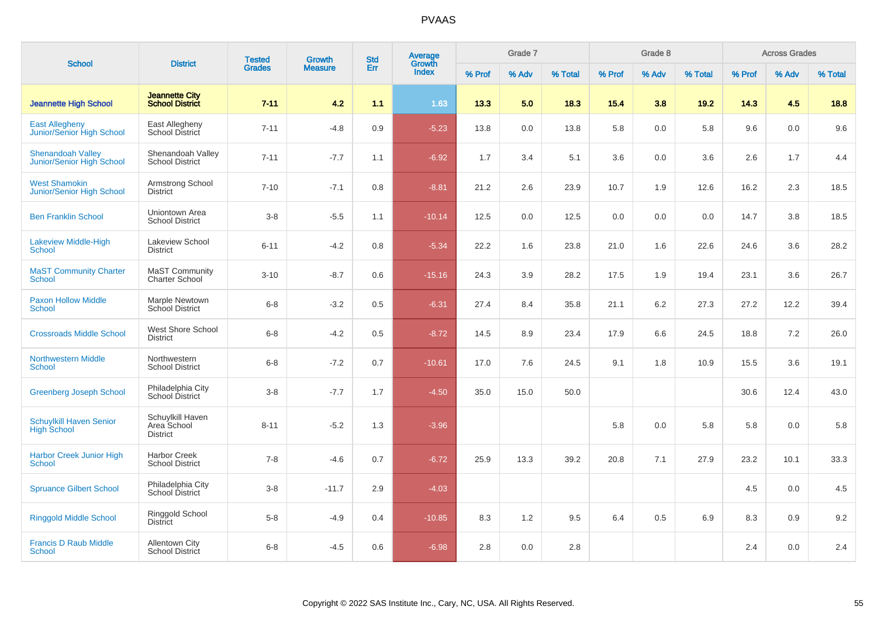# PVAAS

| School | District | Tested Grades | Growth Measure | Std Err | Average Growth Index | Grade 7 | | | Grade 8 | | | Across Grades | | |
|---|---|---|---|---|---|---|---|---|---|---|---|---|---|---|
| | | | | | | % Prof | % Adv | % Total | % Prof | % Adv | % Total | % Prof | % Adv | % Total |
| **Jeannette High School** | **Jeannette City School District** | **7-11** | **4.2** | **1.1** | **1.63** | **13.3** | **5.0** | **18.3** | **15.4** | **3.8** | **19.2** | **14.3** | **4.5** | **18.8** |
| East Allegheny Junior/Senior High School | East Allegheny School District | 7-11 | -4.8 | 0.9 | -5.23 | 13.8 | 0.0 | 13.8 | 5.8 | 0.0 | 5.8 | 9.6 | 0.0 | 9.6 |
| Shenandoah Valley Junior/Senior High School | Shenandoah Valley School District | 7-11 | -7.7 | 1.1 | -6.92 | 1.7 | 3.4 | 5.1 | 3.6 | 0.0 | 3.6 | 2.6 | 1.7 | 4.4 |
| West Shamokin Junior/Senior High School | Armstrong School District | 7-10 | -7.1 | 0.8 | -8.81 | 21.2 | 2.6 | 23.9 | 10.7 | 1.9 | 12.6 | 16.2 | 2.3 | 18.5 |
| Ben Franklin School | Uniontown Area School District | 3-8 | -5.5 | 1.1 | -10.14 | 12.5 | 0.0 | 12.5 | 0.0 | 0.0 | 0.0 | 14.7 | 3.8 | 18.5 |
| Lakeview Middle-High School | Lakeview School District | 6-11 | -4.2 | 0.8 | -5.34 | 22.2 | 1.6 | 23.8 | 21.0 | 1.6 | 22.6 | 24.6 | 3.6 | 28.2 |
| MaST Community Charter School | MaST Community Charter School | 3-10 | -8.7 | 0.6 | -15.16 | 24.3 | 3.9 | 28.2 | 17.5 | 1.9 | 19.4 | 23.1 | 3.6 | 26.7 |
| Paxon Hollow Middle School | Marple Newtown School District | 6-8 | -3.2 | 0.5 | -6.31 | 27.4 | 8.4 | 35.8 | 21.1 | 6.2 | 27.3 | 27.2 | 12.2 | 39.4 |
| Crossroads Middle School | West Shore School District | 6-8 | -4.2 | 0.5 | -8.72 | 14.5 | 8.9 | 23.4 | 17.9 | 6.6 | 24.5 | 18.8 | 7.2 | 26.0 |
| Northwestern Middle School | Northwestern School District | 6-8 | -7.2 | 0.7 | -10.61 | 17.0 | 7.6 | 24.5 | 9.1 | 1.8 | 10.9 | 15.5 | 3.6 | 19.1 |
| Greenberg Joseph School | Philadelphia City School District | 3-8 | -7.7 | 1.7 | -4.50 | 35.0 | 15.0 | 50.0 | | | | 30.6 | 12.4 | 43.0 |
| Schuylkill Haven Senior High School | Schuylkill Haven Area School District | 8-11 | -5.2 | 1.3 | -3.96 | | | | 5.8 | 0.0 | 5.8 | 5.8 | 0.0 | 5.8 |
| Harbor Creek Junior High School | Harbor Creek School District | 7-8 | -4.6 | 0.7 | -6.72 | 25.9 | 13.3 | 39.2 | 20.8 | 7.1 | 27.9 | 23.2 | 10.1 | 33.3 |
| Spruance Gilbert School | Philadelphia City School District | 3-8 | -11.7 | 2.9 | -4.03 | | | | | | | 4.5 | 0.0 | 4.5 |
| Ringgold Middle School | Ringgold School District | 5-8 | -4.9 | 0.4 | -10.85 | 8.3 | 1.2 | 9.5 | 6.4 | 0.5 | 6.9 | 8.3 | 0.9 | 9.2 |
| Francis D Raub Middle School | Allentown City School District | 6-8 | -4.5 | 0.6 | -6.98 | 2.8 | 0.0 | 2.8 | | | | 2.4 | 0.0 | 2.4 |

Copyright © 2022 SAS Institute Inc., Cary, NC, USA. All Rights Reserved.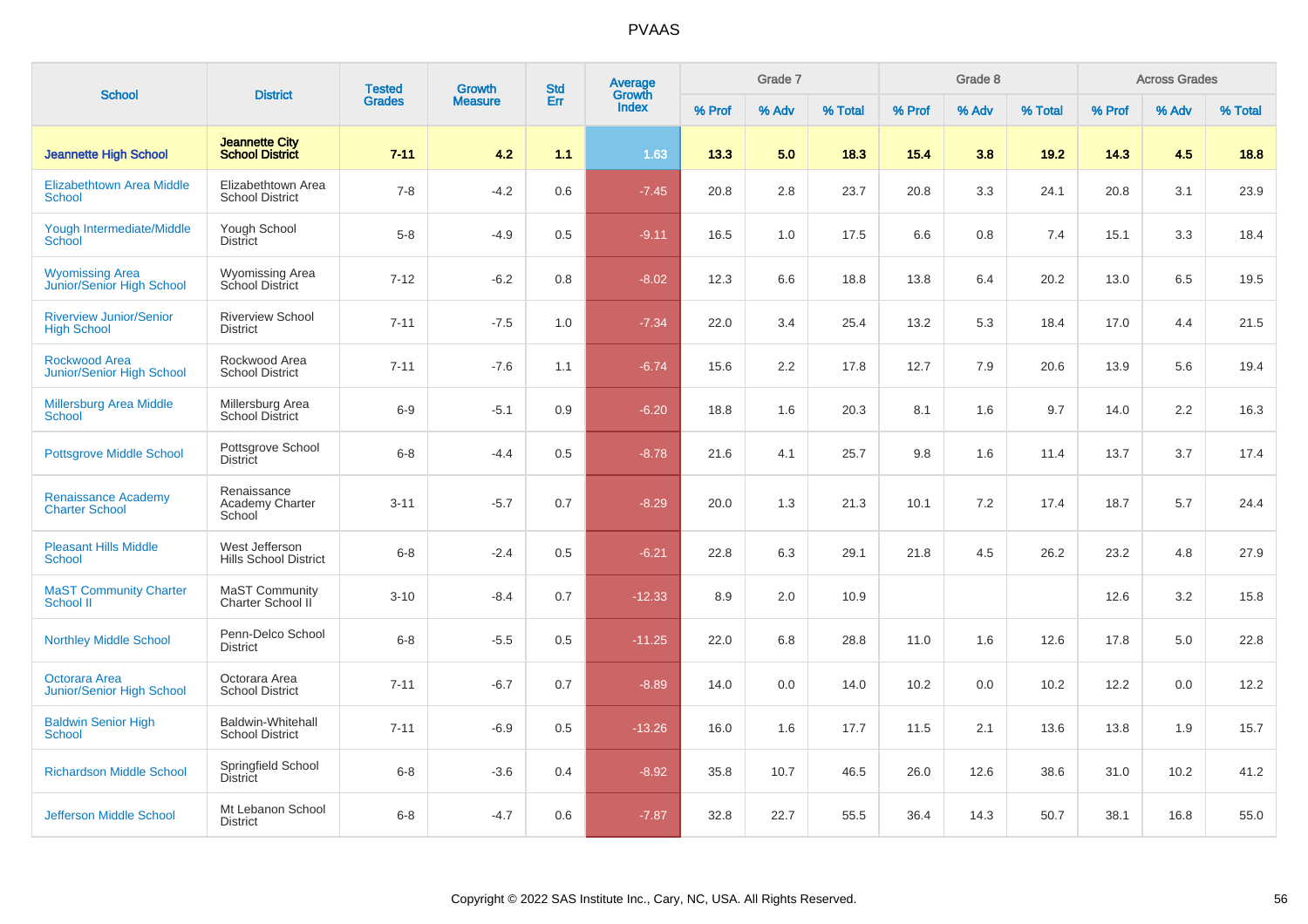# PVAAS

| School | District | Tested Grades | Growth Measure | Std Err | Average Growth Index | Grade 7 | | | Grade 8 | | | Across Grades | | |
|---|---|---|---|---|---|---|---|---|---|---|---|---|---|---|
| | | | | | | % Prof | % Adv | % Total | % Prof | % Adv | % Total | % Prof | % Adv | % Total |
| **Jeannette High School** | **Jeannette City School District** | **7-11** | **4.2** | **1.1** | **1.63** | **13.3** | **5.0** | **18.3** | **15.4** | **3.8** | **19.2** | **14.3** | **4.5** | **18.8** |
| Elizabethtown Area Middle School | Elizabethtown Area School District | 7-8 | -4.2 | 0.6 | -7.45 | 20.8 | 2.8 | 23.7 | 20.8 | 3.3 | 24.1 | 20.8 | 3.1 | 23.9 |
| Yough Intermediate/Middle School | Yough School District | 5-8 | -4.9 | 0.5 | -9.11 | 16.5 | 1.0 | 17.5 | 6.6 | 0.8 | 7.4 | 15.1 | 3.3 | 18.4 |
| Wyomissing Area Junior/Senior High School | Wyomissing Area School District | 7-12 | -6.2 | 0.8 | -8.02 | 12.3 | 6.6 | 18.8 | 13.8 | 6.4 | 20.2 | 13.0 | 6.5 | 19.5 |
| Riverview Junior/Senior High School | Riverview School District | 7-11 | -7.5 | 1.0 | -7.34 | 22.0 | 3.4 | 25.4 | 13.2 | 5.3 | 18.4 | 17.0 | 4.4 | 21.5 |
| Rockwood Area Junior/Senior High School | Rockwood Area School District | 7-11 | -7.6 | 1.1 | -6.74 | 15.6 | 2.2 | 17.8 | 12.7 | 7.9 | 20.6 | 13.9 | 5.6 | 19.4 |
| Millersburg Area Middle School | Millersburg Area School District | 6-9 | -5.1 | 0.9 | -6.20 | 18.8 | 1.6 | 20.3 | 8.1 | 1.6 | 9.7 | 14.0 | 2.2 | 16.3 |
| Pottsgrove Middle School | Pottsgrove School District | 6-8 | -4.4 | 0.5 | -8.78 | 21.6 | 4.1 | 25.7 | 9.8 | 1.6 | 11.4 | 13.7 | 3.7 | 17.4 |
| Renaissance Academy Charter School | Renaissance Academy Charter School | 3-11 | -5.7 | 0.7 | -8.29 | 20.0 | 1.3 | 21.3 | 10.1 | 7.2 | 17.4 | 18.7 | 5.7 | 24.4 |
| Pleasant Hills Middle School | West Jefferson Hills School District | 6-8 | -2.4 | 0.5 | -6.21 | 22.8 | 6.3 | 29.1 | 21.8 | 4.5 | 26.2 | 23.2 | 4.8 | 27.9 |
| MaST Community Charter School II | MaST Community Charter School II | 3-10 | -8.4 | 0.7 | -12.33 | 8.9 | 2.0 | 10.9 | | | | 12.6 | 3.2 | 15.8 |
| Northley Middle School | Penn-Delco School District | 6-8 | -5.5 | 0.5 | -11.25 | 22.0 | 6.8 | 28.8 | 11.0 | 1.6 | 12.6 | 17.8 | 5.0 | 22.8 |
| Octorara Area Junior/Senior High School | Octorara Area School District | 7-11 | -6.7 | 0.7 | -8.89 | 14.0 | 0.0 | 14.0 | 10.2 | 0.0 | 10.2 | 12.2 | 0.0 | 12.2 |
| Baldwin Senior High School | Baldwin-Whitehall School District | 7-11 | -6.9 | 0.5 | -13.26 | 16.0 | 1.6 | 17.7 | 11.5 | 2.1 | 13.6 | 13.8 | 1.9 | 15.7 |
| Richardson Middle School | Springfield School District | 6-8 | -3.6 | 0.4 | -8.92 | 35.8 | 10.7 | 46.5 | 26.0 | 12.6 | 38.6 | 31.0 | 10.2 | 41.2 |
| Jefferson Middle School | Mt Lebanon School District | 6-8 | -4.7 | 0.6 | -7.87 | 32.8 | 22.7 | 55.5 | 36.4 | 14.3 | 50.7 | 38.1 | 16.8 | 55.0 |

Copyright © 2022 SAS Institute Inc., Cary, NC, USA. All Rights Reserved.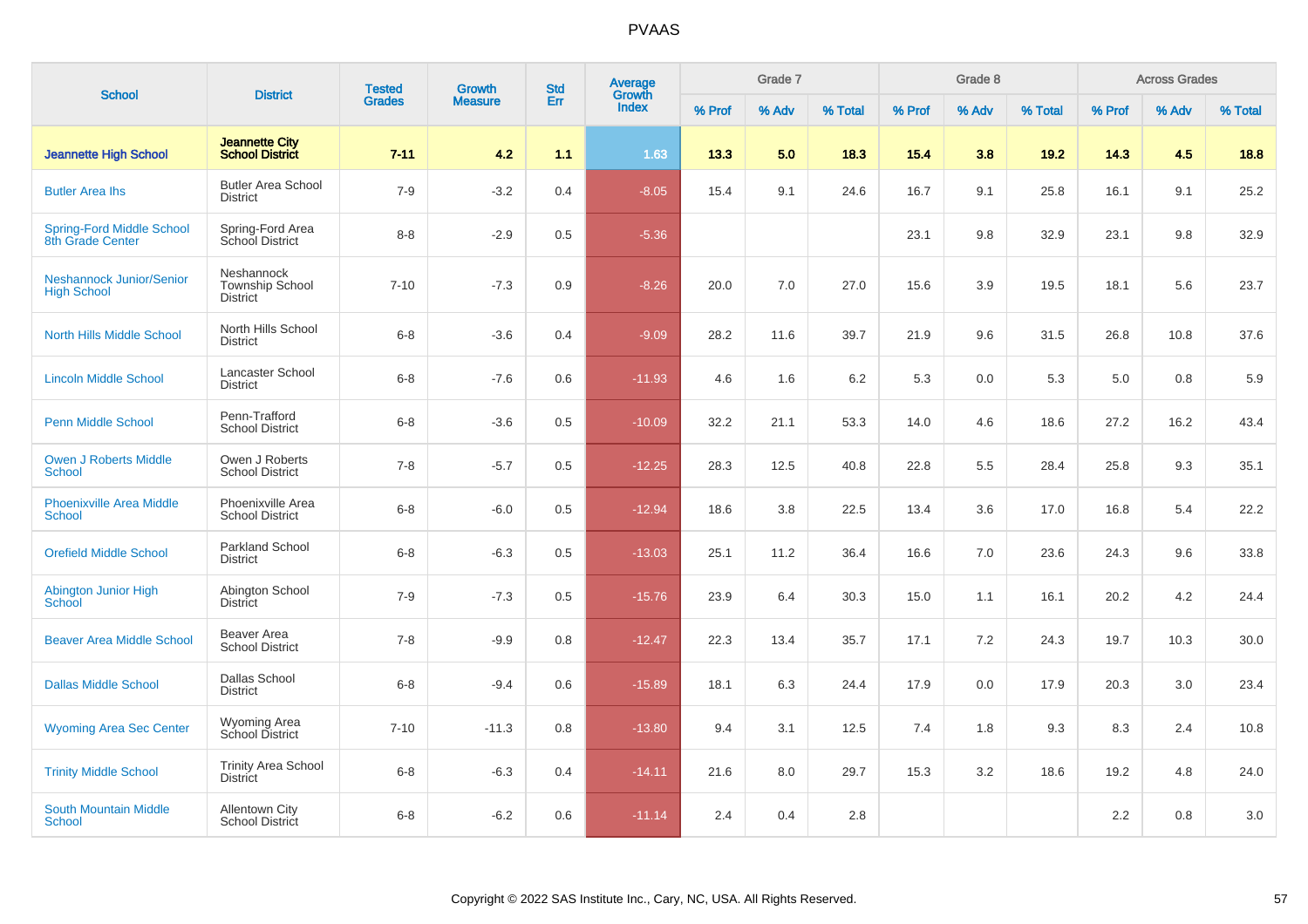# PVAAS

| School | District | Tested Grades | Growth Measure | Std Err | Average Growth Index | Grade 7 | | | Grade 8 | | | Across Grades | | |
|---|---|---|---|---|---|---|---|---|---|---|---|---|---|---|
| | | | | | | % Prof | % Adv | % Total | % Prof | % Adv | % Total | % Prof | % Adv | % Total |
| **Jeannette High School** | **Jeannette City School District** | **7-11** | **4.2** | **1.1** | **1.63** | **13.3** | **5.0** | **18.3** | **15.4** | **3.8** | **19.2** | **14.3** | **4.5** | **18.8** |
| Butler Area Ihs | Butler Area School District | 7-9 | -3.2 | 0.4 | -8.05 | 15.4 | 9.1 | 24.6 | 16.7 | 9.1 | 25.8 | 16.1 | 9.1 | 25.2 |
| Spring-Ford Middle School 8th Grade Center | Spring-Ford Area School District | 8-8 | -2.9 | 0.5 | -5.36 | | | | 23.1 | 9.8 | 32.9 | 23.1 | 9.8 | 32.9 |
| Neshannock Junior/Senior High School | Neshannock Township School District | 7-10 | -7.3 | 0.9 | -8.26 | 20.0 | 7.0 | 27.0 | 15.6 | 3.9 | 19.5 | 18.1 | 5.6 | 23.7 |
| North Hills Middle School | North Hills School District | 6-8 | -3.6 | 0.4 | -9.09 | 28.2 | 11.6 | 39.7 | 21.9 | 9.6 | 31.5 | 26.8 | 10.8 | 37.6 |
| Lincoln Middle School | Lancaster School District | 6-8 | -7.6 | 0.6 | -11.93 | 4.6 | 1.6 | 6.2 | 5.3 | 0.0 | 5.3 | 5.0 | 0.8 | 5.9 |
| Penn Middle School | Penn-Trafford School District | 6-8 | -3.6 | 0.5 | -10.09 | 32.2 | 21.1 | 53.3 | 14.0 | 4.6 | 18.6 | 27.2 | 16.2 | 43.4 |
| Owen J Roberts Middle School | Owen J Roberts School District | 7-8 | -5.7 | 0.5 | -12.25 | 28.3 | 12.5 | 40.8 | 22.8 | 5.5 | 28.4 | 25.8 | 9.3 | 35.1 |
| Phoenixville Area Middle School | Phoenixville Area School District | 6-8 | -6.0 | 0.5 | -12.94 | 18.6 | 3.8 | 22.5 | 13.4 | 3.6 | 17.0 | 16.8 | 5.4 | 22.2 |
| Orefield Middle School | Parkland School District | 6-8 | -6.3 | 0.5 | -13.03 | 25.1 | 11.2 | 36.4 | 16.6 | 7.0 | 23.6 | 24.3 | 9.6 | 33.8 |
| Abington Junior High School | Abington School District | 7-9 | -7.3 | 0.5 | -15.76 | 23.9 | 6.4 | 30.3 | 15.0 | 1.1 | 16.1 | 20.2 | 4.2 | 24.4 |
| Beaver Area Middle School | Beaver Area School District | 7-8 | -9.9 | 0.8 | -12.47 | 22.3 | 13.4 | 35.7 | 17.1 | 7.2 | 24.3 | 19.7 | 10.3 | 30.0 |
| Dallas Middle School | Dallas School District | 6-8 | -9.4 | 0.6 | -15.89 | 18.1 | 6.3 | 24.4 | 17.9 | 0.0 | 17.9 | 20.3 | 3.0 | 23.4 |
| Wyoming Area Sec Center | Wyoming Area School District | 7-10 | -11.3 | 0.8 | -13.80 | 9.4 | 3.1 | 12.5 | 7.4 | 1.8 | 9.3 | 8.3 | 2.4 | 10.8 |
| Trinity Middle School | Trinity Area School District | 6-8 | -6.3 | 0.4 | -14.11 | 21.6 | 8.0 | 29.7 | 15.3 | 3.2 | 18.6 | 19.2 | 4.8 | 24.0 |
| South Mountain Middle School | Allentown City School District | 6-8 | -6.2 | 0.6 | -11.14 | 2.4 | 0.4 | 2.8 | | | | 2.2 | 0.8 | 3.0 |

Copyright © 2022 SAS Institute Inc., Cary, NC, USA. All Rights Reserved.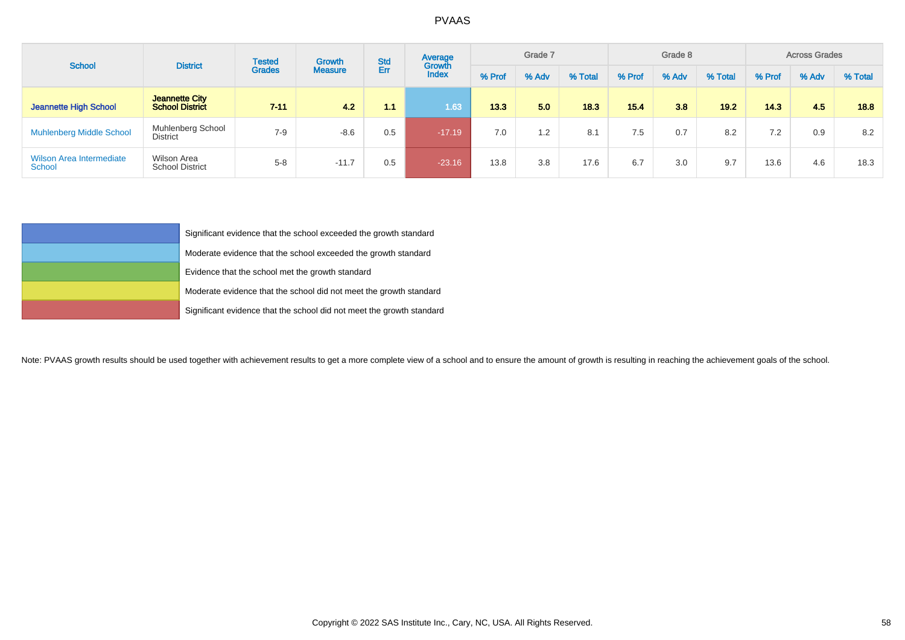# PVAAS

| School | District | Tested Grades | Growth Measure | Std Err | Average Growth Index | Grade 7 | | | Grade 8 | | | Across Grades | | |
|---|---|---|---|---|---|---|---|---|---|---|---|---|---|---|
| | | | | | | % Prof | % Adv | % Total | % Prof | % Adv | % Total | % Prof | % Adv | % Total |
| **Jeannette High School** | **Jeannette City School District** | **7-11** | **4.2** | **1.1** | **1.63** | **13.3** | **5.0** | **18.3** | **15.4** | **3.8** | **19.2** | **14.3** | **4.5** | **18.8** |
| Muhlenberg Middle School | Muhlenberg School District | 7-9 | -8.6 | 0.5 | -17.19 | 7.0 | 1.2 | 8.1 | 7.5 | 0.7 | 8.2 | 7.2 | 0.9 | 8.2 |
| Wilson Area Intermediate School | Wilson Area School District | 5-8 | -11.7 | 0.5 | -23.16 | 13.8 | 3.8 | 17.6 | 6.7 | 3.0 | 9.7 | 13.6 | 4.6 | 18.3 |

Significant evidence that the school exceeded the growth standard

Moderate evidence that the school exceeded the growth standard

Evidence that the school met the growth standard

Moderate evidence that the school did not meet the growth standard

Significant evidence that the school did not meet the growth standard

Note: PVAAS growth results should be used together with achievement results to get a more complete view of a school and to ensure the amount of growth is resulting in reaching the achievement goals of the school.

Copyright © 2022 SAS Institute Inc., Cary, NC, USA. All Rights Reserved.